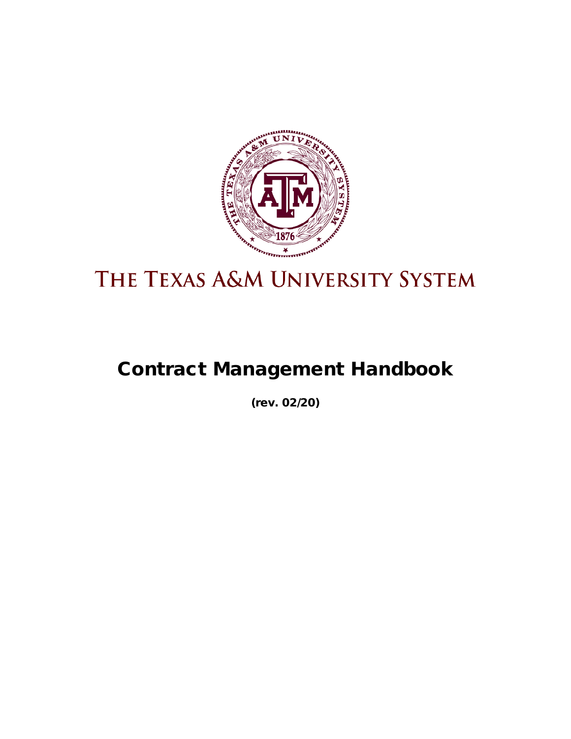# The Texas A&M University System

# Contract Management Handbook

**(rev. 02/20)**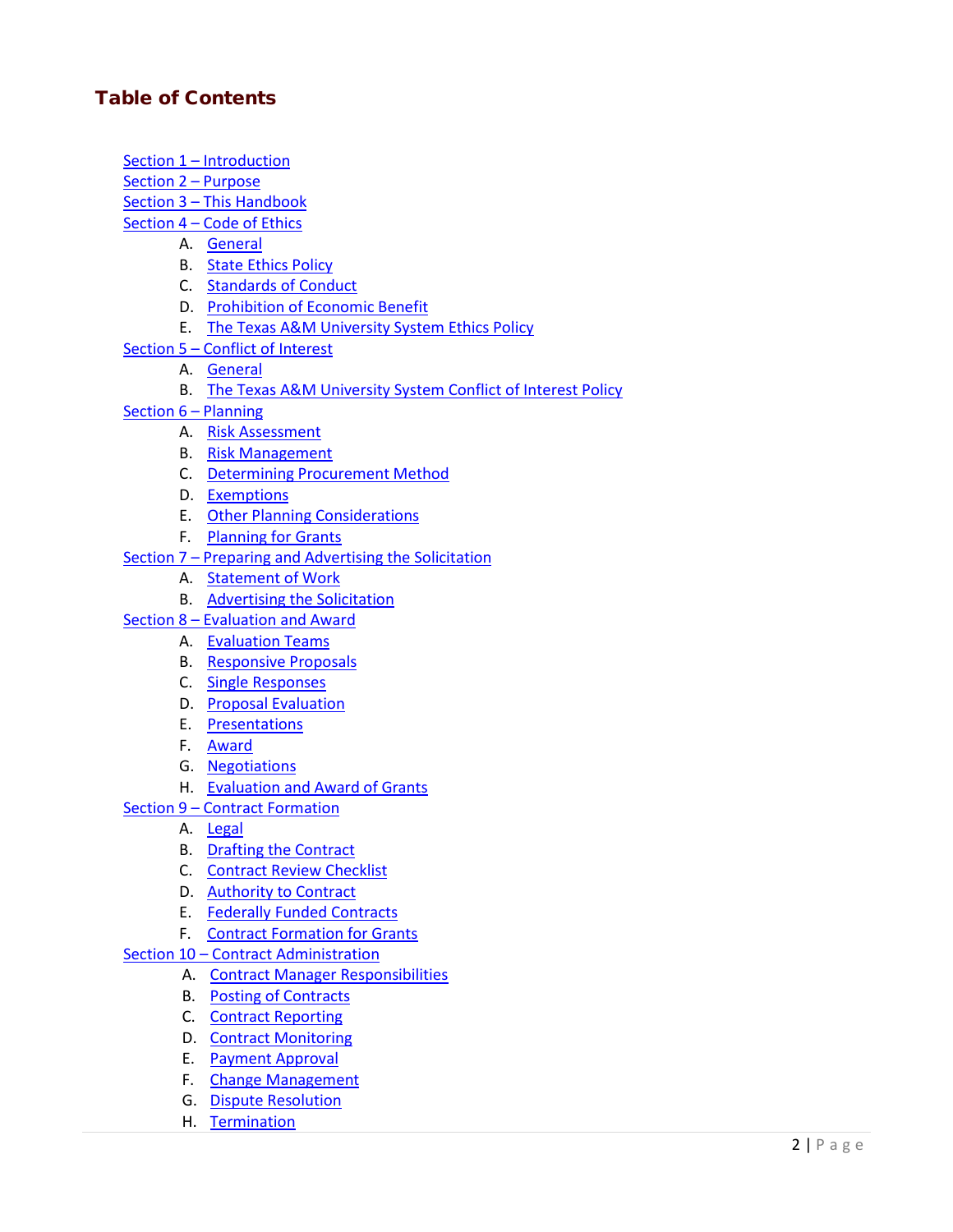# Table of Contents

Section 1 – Introduction
Section 2 – Purpose
Section 3 – This Handbook
Section 4 – Code of Ethics
   A. General
   B. State Ethics Policy
   C. Standards of Conduct
   D. Prohibition of Economic Benefit
   E. The Texas A&M University System Ethics Policy
Section 5 – Conflict of Interest
   A. General
   B. The Texas A&M University System Conflict of Interest Policy
Section 6 – Planning
   A. Risk Assessment
   B. Risk Management
   C. Determining Procurement Method
   D. Exemptions
   E. Other Planning Considerations
   F. Planning for Grants
Section 7 – Preparing and Advertising the Solicitation
   A. Statement of Work
   B. Advertising the Solicitation
Section 8 – Evaluation and Award
   A. Evaluation Teams
   B. Responsive Proposals
   C. Single Responses
   D. Proposal Evaluation
   E. Presentations
   F. Award
   G. Negotiations
   H. Evaluation and Award of Grants
Section 9 – Contract Formation
   A. Legal
   B. Drafting the Contract
   C. Contract Review Checklist
   D. Authority to Contract
   E. Federally Funded Contracts
   F. Contract Formation for Grants
Section 10 – Contract Administration
   A. Contract Manager Responsibilities
   B. Posting of Contracts
   C. Contract Reporting
   D. Contract Monitoring
   E. Payment Approval
   F. Change Management
   G. Dispute Resolution
   H. Termination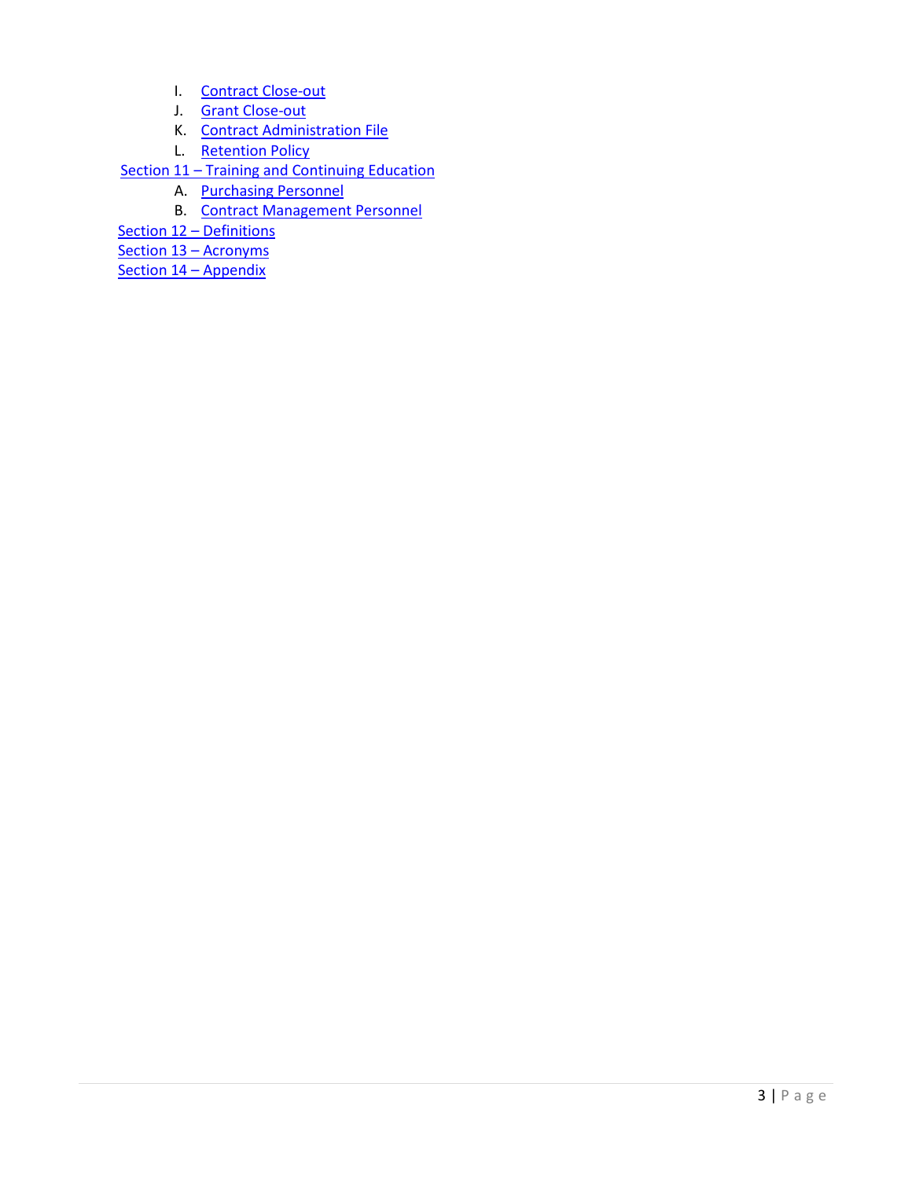I. Contract Close-out
J. Grant Close-out
K. Contract Administration File
L. Retention Policy

Section 11 – Training and Continuing Education

A. Purchasing Personnel
B. Contract Management Personnel

Section 12 – Definitions

Section 13 – Acronyms

Section 14 – Appendix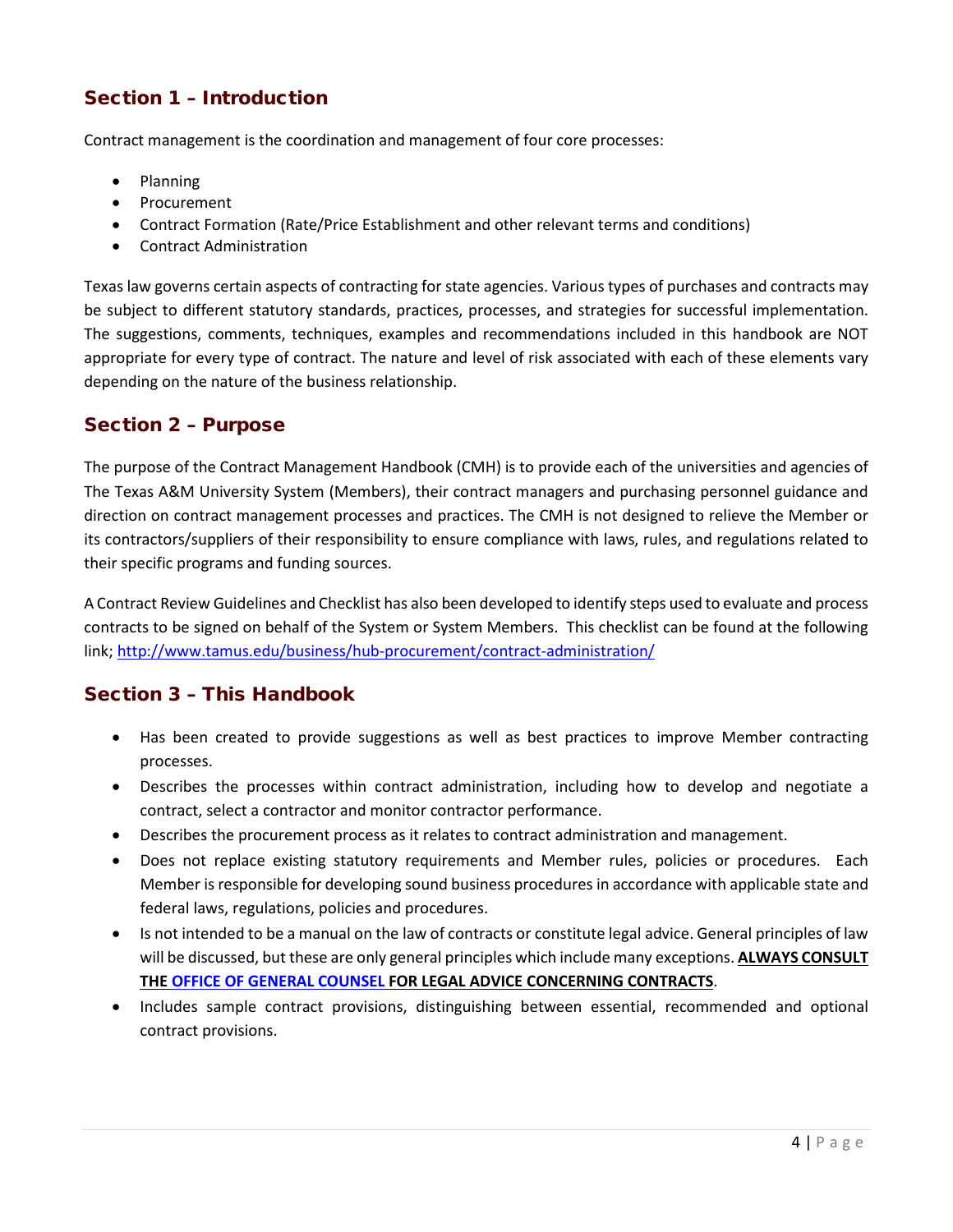## Section 1 – Introduction

Contract management is the coordination and management of four core processes:

- Planning
- Procurement
- Contract Formation (Rate/Price Establishment and other relevant terms and conditions)
- Contract Administration

Texas law governs certain aspects of contracting for state agencies. Various types of purchases and contracts may be subject to different statutory standards, practices, processes, and strategies for successful implementation. The suggestions, comments, techniques, examples and recommendations included in this handbook are NOT appropriate for every type of contract. The nature and level of risk associated with each of these elements vary depending on the nature of the business relationship.

## Section 2 – Purpose

The purpose of the Contract Management Handbook (CMH) is to provide each of the universities and agencies of The Texas A&M University System (Members), their contract managers and purchasing personnel guidance and direction on contract management processes and practices. The CMH is not designed to relieve the Member or its contractors/suppliers of their responsibility to ensure compliance with laws, rules, and regulations related to their specific programs and funding sources.

A Contract Review Guidelines and Checklist has also been developed to identify steps used to evaluate and process contracts to be signed on behalf of the System or System Members. This checklist can be found at the following link; http://www.tamus.edu/business/hub-procurement/contract-administration/

## Section 3 – This Handbook

- Has been created to provide suggestions as well as best practices to improve Member contracting processes.
- Describes the processes within contract administration, including how to develop and negotiate a contract, select a contractor and monitor contractor performance.
- Describes the procurement process as it relates to contract administration and management.
- Does not replace existing statutory requirements and Member rules, policies or procedures. Each Member is responsible for developing sound business procedures in accordance with applicable state and federal laws, regulations, policies and procedures.
- Is not intended to be a manual on the law of contracts or constitute legal advice. General principles of law will be discussed, but these are only general principles which include many exceptions. **ALWAYS CONSULT THE OFFICE OF GENERAL COUNSEL FOR LEGAL ADVICE CONCERNING CONTRACTS**.
- Includes sample contract provisions, distinguishing between essential, recommended and optional contract provisions.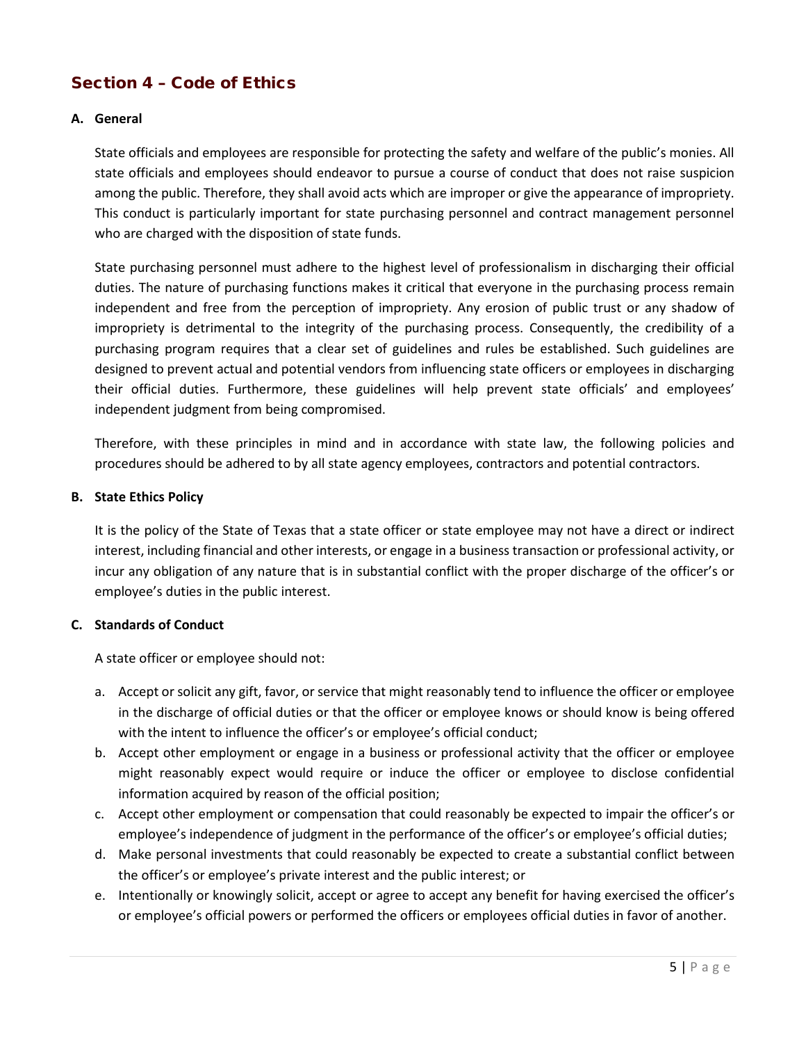## Section 4 – Code of Ethics

**A. General**

State officials and employees are responsible for protecting the safety and welfare of the public's monies. All state officials and employees should endeavor to pursue a course of conduct that does not raise suspicion among the public. Therefore, they shall avoid acts which are improper or give the appearance of impropriety. This conduct is particularly important for state purchasing personnel and contract management personnel who are charged with the disposition of state funds.

State purchasing personnel must adhere to the highest level of professionalism in discharging their official duties. The nature of purchasing functions makes it critical that everyone in the purchasing process remain independent and free from the perception of impropriety. Any erosion of public trust or any shadow of impropriety is detrimental to the integrity of the purchasing process. Consequently, the credibility of a purchasing program requires that a clear set of guidelines and rules be established. Such guidelines are designed to prevent actual and potential vendors from influencing state officers or employees in discharging their official duties. Furthermore, these guidelines will help prevent state officials' and employees' independent judgment from being compromised.

Therefore, with these principles in mind and in accordance with state law, the following policies and procedures should be adhered to by all state agency employees, contractors and potential contractors.

**B. State Ethics Policy**

It is the policy of the State of Texas that a state officer or state employee may not have a direct or indirect interest, including financial and other interests, or engage in a business transaction or professional activity, or incur any obligation of any nature that is in substantial conflict with the proper discharge of the officer's or employee's duties in the public interest.

**C. Standards of Conduct**

A state officer or employee should not:

a. Accept or solicit any gift, favor, or service that might reasonably tend to influence the officer or employee in the discharge of official duties or that the officer or employee knows or should know is being offered with the intent to influence the officer's or employee's official conduct;
b. Accept other employment or engage in a business or professional activity that the officer or employee might reasonably expect would require or induce the officer or employee to disclose confidential information acquired by reason of the official position;
c. Accept other employment or compensation that could reasonably be expected to impair the officer's or employee's independence of judgment in the performance of the officer's or employee's official duties;
d. Make personal investments that could reasonably be expected to create a substantial conflict between the officer's or employee's private interest and the public interest; or
e. Intentionally or knowingly solicit, accept or agree to accept any benefit for having exercised the officer's or employee's official powers or performed the officers or employees official duties in favor of another.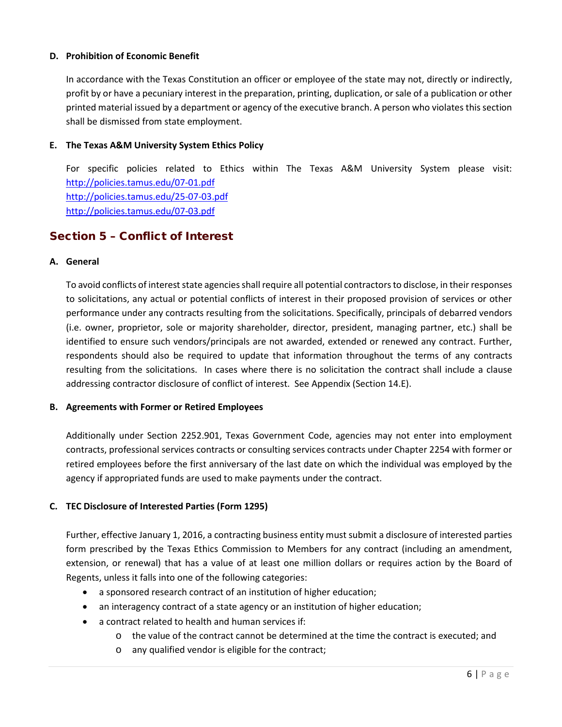**D. Prohibition of Economic Benefit**

In accordance with the Texas Constitution an officer or employee of the state may not, directly or indirectly, profit by or have a pecuniary interest in the preparation, printing, duplication, or sale of a publication or other printed material issued by a department or agency of the executive branch. A person who violates this section shall be dismissed from state employment.

**E. The Texas A&M University System Ethics Policy**

For specific policies related to Ethics within The Texas A&M University System please visit:
http://policies.tamus.edu/07-01.pdf
http://policies.tamus.edu/25-07-03.pdf
http://policies.tamus.edu/07-03.pdf

## Section 5 – Conflict of Interest

**A. General**

To avoid conflicts of interest state agencies shall require all potential contractors to disclose, in their responses to solicitations, any actual or potential conflicts of interest in their proposed provision of services or other performance under any contracts resulting from the solicitations. Specifically, principals of debarred vendors (i.e. owner, proprietor, sole or majority shareholder, director, president, managing partner, etc.) shall be identified to ensure such vendors/principals are not awarded, extended or renewed any contract. Further, respondents should also be required to update that information throughout the terms of any contracts resulting from the solicitations. In cases where there is no solicitation the contract shall include a clause addressing contractor disclosure of conflict of interest. See Appendix (Section 14.E).

**B. Agreements with Former or Retired Employees**

Additionally under Section 2252.901, Texas Government Code, agencies may not enter into employment contracts, professional services contracts or consulting services contracts under Chapter 2254 with former or retired employees before the first anniversary of the last date on which the individual was employed by the agency if appropriated funds are used to make payments under the contract.

**C. TEC Disclosure of Interested Parties (Form 1295)**

Further, effective January 1, 2016, a contracting business entity must submit a disclosure of interested parties form prescribed by the Texas Ethics Commission to Members for any contract (including an amendment, extension, or renewal) that has a value of at least one million dollars or requires action by the Board of Regents, unless it falls into one of the following categories:

- a sponsored research contract of an institution of higher education;
- an interagency contract of a state agency or an institution of higher education;
- a contract related to health and human services if:
  - the value of the contract cannot be determined at the time the contract is executed; and
  - any qualified vendor is eligible for the contract;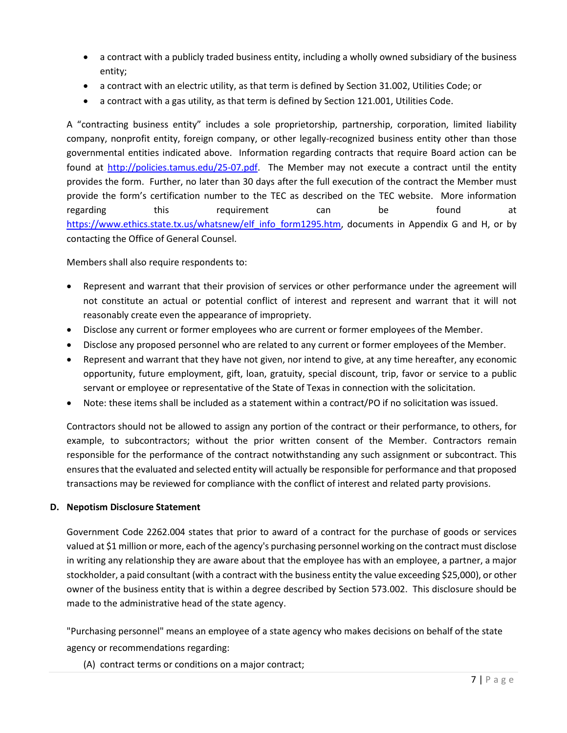- a contract with a publicly traded business entity, including a wholly owned subsidiary of the business entity;
- a contract with an electric utility, as that term is defined by Section 31.002, Utilities Code; or
- a contract with a gas utility, as that term is defined by Section 121.001, Utilities Code.

A "contracting business entity" includes a sole proprietorship, partnership, corporation, limited liability company, nonprofit entity, foreign company, or other legally-recognized business entity other than those governmental entities indicated above. Information regarding contracts that require Board action can be found at [http://policies.tamus.edu/25-07.pdf](http://policies.tamus.edu/25-07.pdf). The Member may not execute a contract until the entity provides the form. Further, no later than 30 days after the full execution of the contract the Member must provide the form's certification number to the TEC as described on the TEC website. More information regarding this requirement can be found at [https://www.ethics.state.tx.us/whatsnew/elf_info_form1295.htm](https://www.ethics.state.tx.us/whatsnew/elf_info_form1295.htm), documents in Appendix G and H, or by contacting the Office of General Counsel.

Members shall also require respondents to:

- Represent and warrant that their provision of services or other performance under the agreement will not constitute an actual or potential conflict of interest and represent and warrant that it will not reasonably create even the appearance of impropriety.
- Disclose any current or former employees who are current or former employees of the Member.
- Disclose any proposed personnel who are related to any current or former employees of the Member.
- Represent and warrant that they have not given, nor intend to give, at any time hereafter, any economic opportunity, future employment, gift, loan, gratuity, special discount, trip, favor or service to a public servant or employee or representative of the State of Texas in connection with the solicitation.
- Note: these items shall be included as a statement within a contract/PO if no solicitation was issued.

Contractors should not be allowed to assign any portion of the contract or their performance, to others, for example, to subcontractors; without the prior written consent of the Member. Contractors remain responsible for the performance of the contract notwithstanding any such assignment or subcontract. This ensures that the evaluated and selected entity will actually be responsible for performance and that proposed transactions may be reviewed for compliance with the conflict of interest and related party provisions.

**D. Nepotism Disclosure Statement**

Government Code 2262.004 states that prior to award of a contract for the purchase of goods or services valued at $1 million or more, each of the agency's purchasing personnel working on the contract must disclose in writing any relationship they are aware about that the employee has with an employee, a partner, a major stockholder, a paid consultant (with a contract with the business entity the value exceeding $25,000), or other owner of the business entity that is within a degree described by Section 573.002. This disclosure should be made to the administrative head of the state agency.

"Purchasing personnel" means an employee of a state agency who makes decisions on behalf of the state agency or recommendations regarding:

(A) contract terms or conditions on a major contract;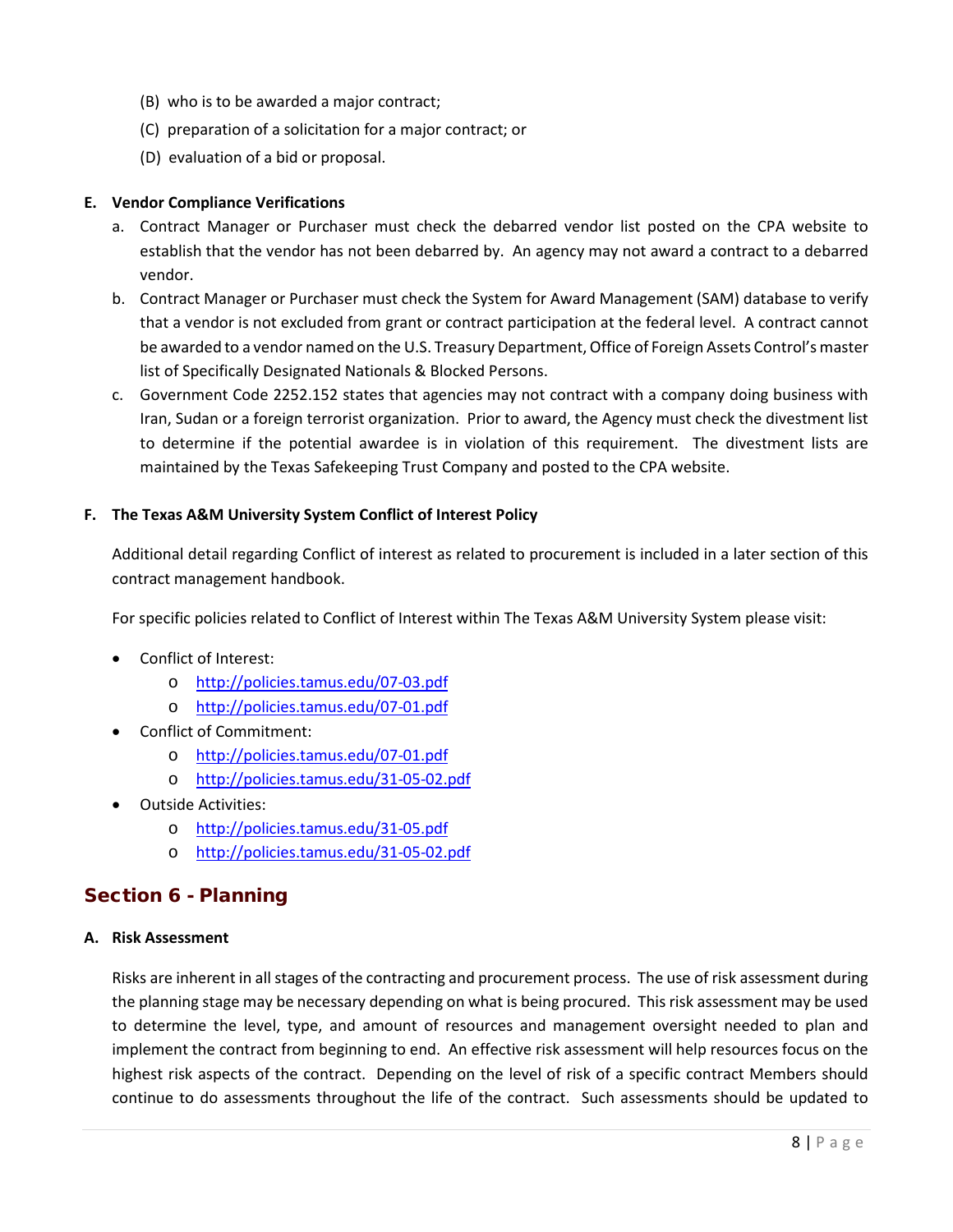(B) who is to be awarded a major contract;

(C) preparation of a solicitation for a major contract; or

(D) evaluation of a bid or proposal.

**E. Vendor Compliance Verifications**

a. Contract Manager or Purchaser must check the debarred vendor list posted on the CPA website to establish that the vendor has not been debarred by. An agency may not award a contract to a debarred vendor.

b. Contract Manager or Purchaser must check the System for Award Management (SAM) database to verify that a vendor is not excluded from grant or contract participation at the federal level. A contract cannot be awarded to a vendor named on the U.S. Treasury Department, Office of Foreign Assets Control's master list of Specifically Designated Nationals & Blocked Persons.

c. Government Code 2252.152 states that agencies may not contract with a company doing business with Iran, Sudan or a foreign terrorist organization. Prior to award, the Agency must check the divestment list to determine if the potential awardee is in violation of this requirement. The divestment lists are maintained by the Texas Safekeeping Trust Company and posted to the CPA website.

**F. The Texas A&M University System Conflict of Interest Policy**

Additional detail regarding Conflict of interest as related to procurement is included in a later section of this contract management handbook.

For specific policies related to Conflict of Interest within The Texas A&M University System please visit:

- Conflict of Interest:
  - http://policies.tamus.edu/07-03.pdf
  - http://policies.tamus.edu/07-01.pdf
- Conflict of Commitment:
  - http://policies.tamus.edu/07-01.pdf
  - http://policies.tamus.edu/31-05-02.pdf
- Outside Activities:
  - http://policies.tamus.edu/31-05.pdf
  - http://policies.tamus.edu/31-05-02.pdf

## Section 6 - Planning

**A. Risk Assessment**

Risks are inherent in all stages of the contracting and procurement process. The use of risk assessment during the planning stage may be necessary depending on what is being procured. This risk assessment may be used to determine the level, type, and amount of resources and management oversight needed to plan and implement the contract from beginning to end. An effective risk assessment will help resources focus on the highest risk aspects of the contract. Depending on the level of risk of a specific contract Members should continue to do assessments throughout the life of the contract. Such assessments should be updated to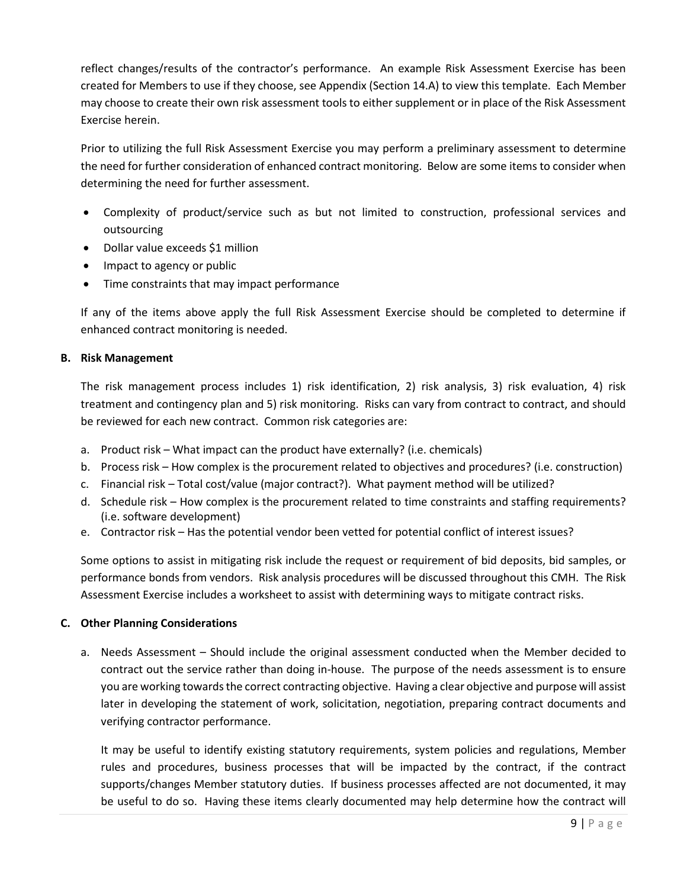reflect changes/results of the contractor's performance. An example Risk Assessment Exercise has been created for Members to use if they choose, see Appendix (Section 14.A) to view this template. Each Member may choose to create their own risk assessment tools to either supplement or in place of the Risk Assessment Exercise herein.

Prior to utilizing the full Risk Assessment Exercise you may perform a preliminary assessment to determine the need for further consideration of enhanced contract monitoring. Below are some items to consider when determining the need for further assessment.

- Complexity of product/service such as but not limited to construction, professional services and outsourcing
- Dollar value exceeds $1 million
- Impact to agency or public
- Time constraints that may impact performance

If any of the items above apply the full Risk Assessment Exercise should be completed to determine if enhanced contract monitoring is needed.

**B. Risk Management**

The risk management process includes 1) risk identification, 2) risk analysis, 3) risk evaluation, 4) risk treatment and contingency plan and 5) risk monitoring. Risks can vary from contract to contract, and should be reviewed for each new contract. Common risk categories are:

a. Product risk – What impact can the product have externally? (i.e. chemicals)
b. Process risk – How complex is the procurement related to objectives and procedures? (i.e. construction)
c. Financial risk – Total cost/value (major contract?). What payment method will be utilized?
d. Schedule risk – How complex is the procurement related to time constraints and staffing requirements? (i.e. software development)
e. Contractor risk – Has the potential vendor been vetted for potential conflict of interest issues?

Some options to assist in mitigating risk include the request or requirement of bid deposits, bid samples, or performance bonds from vendors. Risk analysis procedures will be discussed throughout this CMH. The Risk Assessment Exercise includes a worksheet to assist with determining ways to mitigate contract risks.

**C. Other Planning Considerations**

a. Needs Assessment – Should include the original assessment conducted when the Member decided to contract out the service rather than doing in-house. The purpose of the needs assessment is to ensure you are working towards the correct contracting objective. Having a clear objective and purpose will assist later in developing the statement of work, solicitation, negotiation, preparing contract documents and verifying contractor performance.

   It may be useful to identify existing statutory requirements, system policies and regulations, Member rules and procedures, business processes that will be impacted by the contract, if the contract supports/changes Member statutory duties. If business processes affected are not documented, it may be useful to do so. Having these items clearly documented may help determine how the contract will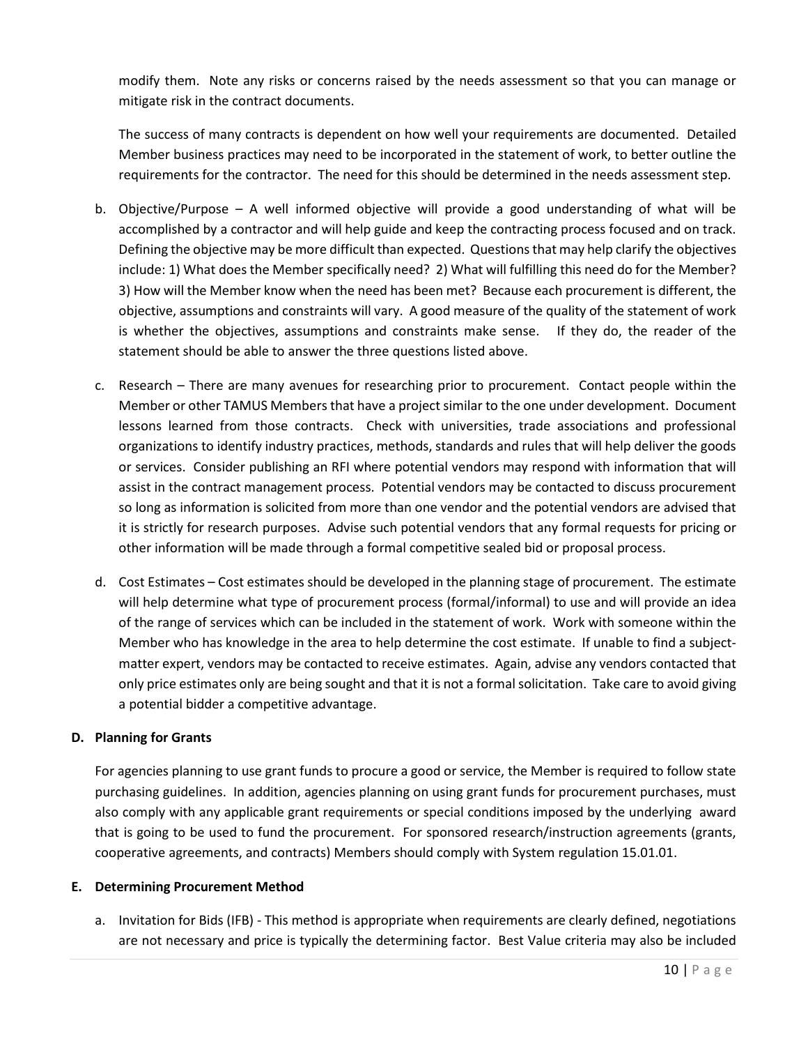modify them. Note any risks or concerns raised by the needs assessment so that you can manage or mitigate risk in the contract documents.

The success of many contracts is dependent on how well your requirements are documented. Detailed Member business practices may need to be incorporated in the statement of work, to better outline the requirements for the contractor. The need for this should be determined in the needs assessment step.

b. Objective/Purpose – A well informed objective will provide a good understanding of what will be accomplished by a contractor and will help guide and keep the contracting process focused and on track. Defining the objective may be more difficult than expected. Questions that may help clarify the objectives include: 1) What does the Member specifically need? 2) What will fulfilling this need do for the Member? 3) How will the Member know when the need has been met? Because each procurement is different, the objective, assumptions and constraints will vary. A good measure of the quality of the statement of work is whether the objectives, assumptions and constraints make sense. If they do, the reader of the statement should be able to answer the three questions listed above.

c. Research – There are many avenues for researching prior to procurement. Contact people within the Member or other TAMUS Members that have a project similar to the one under development. Document lessons learned from those contracts. Check with universities, trade associations and professional organizations to identify industry practices, methods, standards and rules that will help deliver the goods or services. Consider publishing an RFI where potential vendors may respond with information that will assist in the contract management process. Potential vendors may be contacted to discuss procurement so long as information is solicited from more than one vendor and the potential vendors are advised that it is strictly for research purposes. Advise such potential vendors that any formal requests for pricing or other information will be made through a formal competitive sealed bid or proposal process.

d. Cost Estimates – Cost estimates should be developed in the planning stage of procurement. The estimate will help determine what type of procurement process (formal/informal) to use and will provide an idea of the range of services which can be included in the statement of work. Work with someone within the Member who has knowledge in the area to help determine the cost estimate. If unable to find a subject-matter expert, vendors may be contacted to receive estimates. Again, advise any vendors contacted that only price estimates only are being sought and that it is not a formal solicitation. Take care to avoid giving a potential bidder a competitive advantage.

**D. Planning for Grants**

For agencies planning to use grant funds to procure a good or service, the Member is required to follow state purchasing guidelines. In addition, agencies planning on using grant funds for procurement purchases, must also comply with any applicable grant requirements or special conditions imposed by the underlying award that is going to be used to fund the procurement. For sponsored research/instruction agreements (grants, cooperative agreements, and contracts) Members should comply with System regulation 15.01.01.

**E. Determining Procurement Method**

a. Invitation for Bids (IFB) - This method is appropriate when requirements are clearly defined, negotiations are not necessary and price is typically the determining factor. Best Value criteria may also be included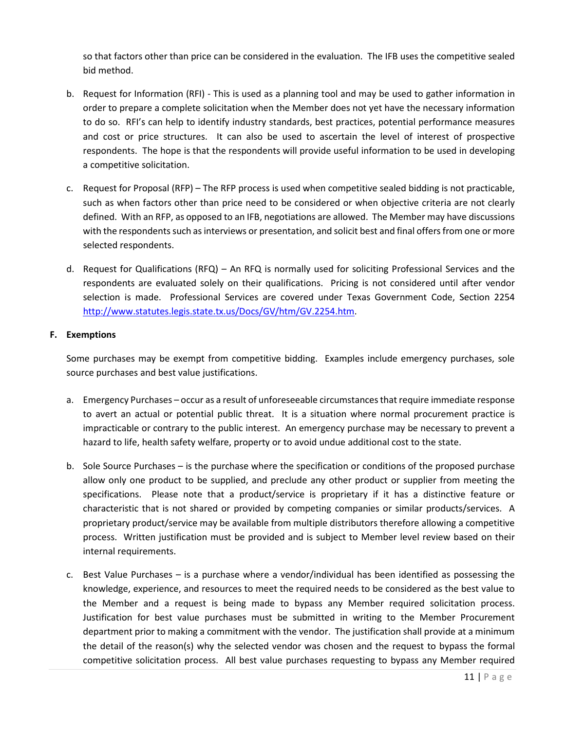so that factors other than price can be considered in the evaluation. The IFB uses the competitive sealed bid method.

b. Request for Information (RFI) - This is used as a planning tool and may be used to gather information in order to prepare a complete solicitation when the Member does not yet have the necessary information to do so. RFI's can help to identify industry standards, best practices, potential performance measures and cost or price structures. It can also be used to ascertain the level of interest of prospective respondents. The hope is that the respondents will provide useful information to be used in developing a competitive solicitation.

c. Request for Proposal (RFP) – The RFP process is used when competitive sealed bidding is not practicable, such as when factors other than price need to be considered or when objective criteria are not clearly defined. With an RFP, as opposed to an IFB, negotiations are allowed. The Member may have discussions with the respondents such as interviews or presentation, and solicit best and final offers from one or more selected respondents.

d. Request for Qualifications (RFQ) – An RFQ is normally used for soliciting Professional Services and the respondents are evaluated solely on their qualifications. Pricing is not considered until after vendor selection is made. Professional Services are covered under Texas Government Code, Section 2254 http://www.statutes.legis.state.tx.us/Docs/GV/htm/GV.2254.htm.

## F. Exemptions

Some purchases may be exempt from competitive bidding. Examples include emergency purchases, sole source purchases and best value justifications.

a. Emergency Purchases – occur as a result of unforeseeable circumstances that require immediate response to avert an actual or potential public threat. It is a situation where normal procurement practice is impracticable or contrary to the public interest. An emergency purchase may be necessary to prevent a hazard to life, health safety welfare, property or to avoid undue additional cost to the state.

b. Sole Source Purchases – is the purchase where the specification or conditions of the proposed purchase allow only one product to be supplied, and preclude any other product or supplier from meeting the specifications. Please note that a product/service is proprietary if it has a distinctive feature or characteristic that is not shared or provided by competing companies or similar products/services. A proprietary product/service may be available from multiple distributors therefore allowing a competitive process. Written justification must be provided and is subject to Member level review based on their internal requirements.

c. Best Value Purchases – is a purchase where a vendor/individual has been identified as possessing the knowledge, experience, and resources to meet the required needs to be considered as the best value to the Member and a request is being made to bypass any Member required solicitation process. Justification for best value purchases must be submitted in writing to the Member Procurement department prior to making a commitment with the vendor. The justification shall provide at a minimum the detail of the reason(s) why the selected vendor was chosen and the request to bypass the formal competitive solicitation process. All best value purchases requesting to bypass any Member required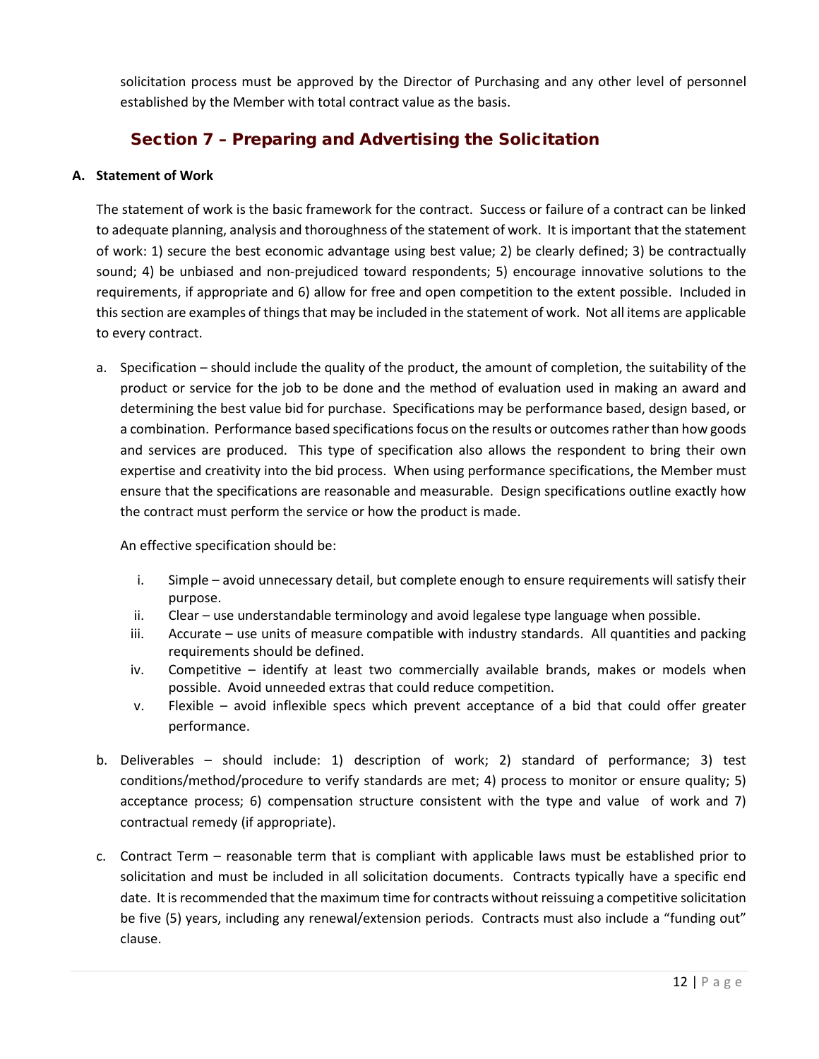solicitation process must be approved by the Director of Purchasing and any other level of personnel established by the Member with total contract value as the basis.

## Section 7 – Preparing and Advertising the Solicitation

**A. Statement of Work**

The statement of work is the basic framework for the contract. Success or failure of a contract can be linked to adequate planning, analysis and thoroughness of the statement of work. It is important that the statement of work: 1) secure the best economic advantage using best value; 2) be clearly defined; 3) be contractually sound; 4) be unbiased and non-prejudiced toward respondents; 5) encourage innovative solutions to the requirements, if appropriate and 6) allow for free and open competition to the extent possible. Included in this section are examples of things that may be included in the statement of work. Not all items are applicable to every contract.

a. Specification – should include the quality of the product, the amount of completion, the suitability of the product or service for the job to be done and the method of evaluation used in making an award and determining the best value bid for purchase. Specifications may be performance based, design based, or a combination. Performance based specifications focus on the results or outcomes rather than how goods and services are produced. This type of specification also allows the respondent to bring their own expertise and creativity into the bid process. When using performance specifications, the Member must ensure that the specifications are reasonable and measurable. Design specifications outline exactly how the contract must perform the service or how the product is made.

   An effective specification should be:

   i. Simple – avoid unnecessary detail, but complete enough to ensure requirements will satisfy their purpose.
   ii. Clear – use understandable terminology and avoid legalese type language when possible.
   iii. Accurate – use units of measure compatible with industry standards. All quantities and packing requirements should be defined.
   iv. Competitive – identify at least two commercially available brands, makes or models when possible. Avoid unneeded extras that could reduce competition.
   v. Flexible – avoid inflexible specs which prevent acceptance of a bid that could offer greater performance.

b. Deliverables – should include: 1) description of work; 2) standard of performance; 3) test conditions/method/procedure to verify standards are met; 4) process to monitor or ensure quality; 5) acceptance process; 6) compensation structure consistent with the type and value of work and 7) contractual remedy (if appropriate).

c. Contract Term – reasonable term that is compliant with applicable laws must be established prior to solicitation and must be included in all solicitation documents. Contracts typically have a specific end date. It is recommended that the maximum time for contracts without reissuing a competitive solicitation be five (5) years, including any renewal/extension periods. Contracts must also include a "funding out" clause.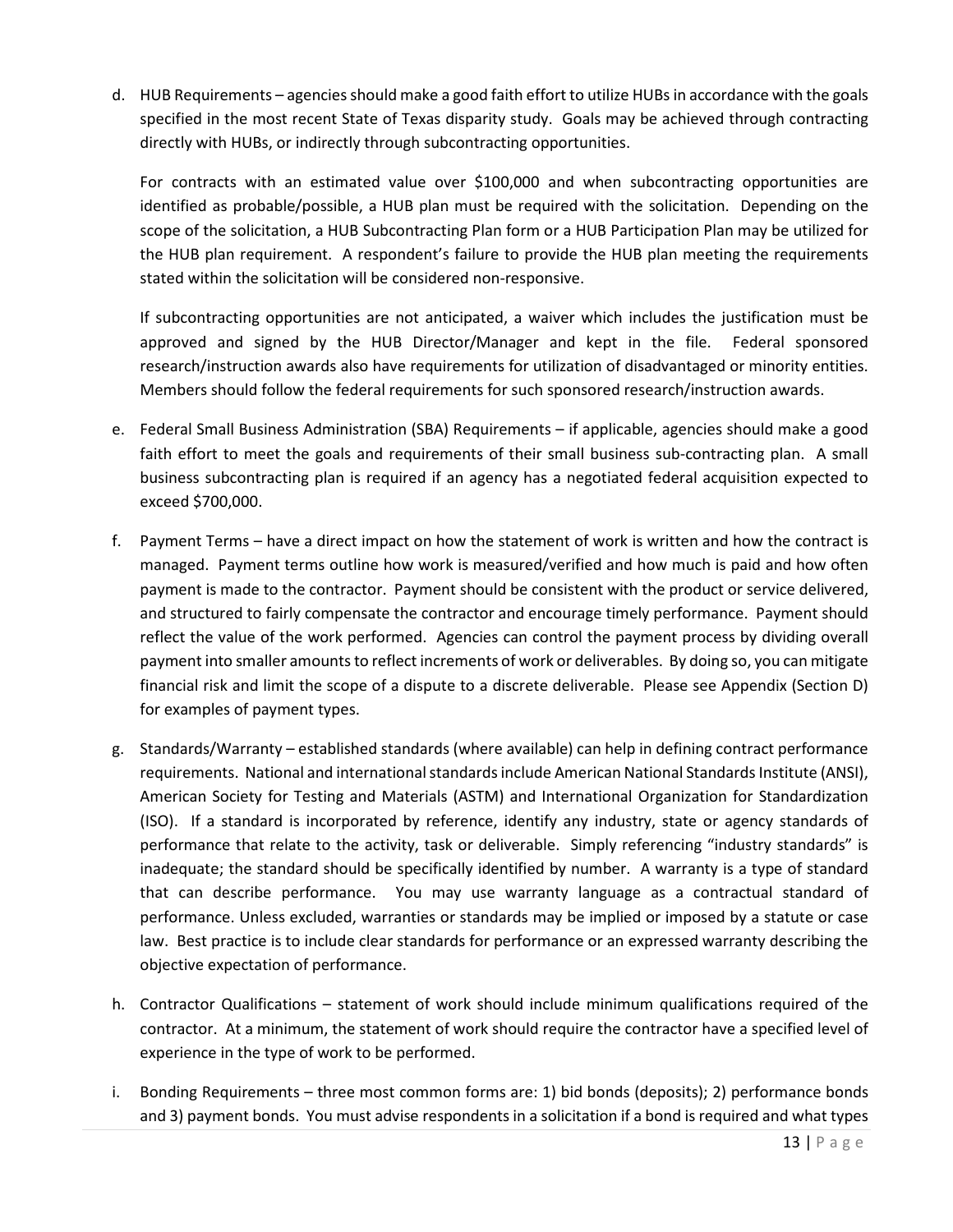d. HUB Requirements – agencies should make a good faith effort to utilize HUBs in accordance with the goals specified in the most recent State of Texas disparity study. Goals may be achieved through contracting directly with HUBs, or indirectly through subcontracting opportunities.

   For contracts with an estimated value over $100,000 and when subcontracting opportunities are identified as probable/possible, a HUB plan must be required with the solicitation. Depending on the scope of the solicitation, a HUB Subcontracting Plan form or a HUB Participation Plan may be utilized for the HUB plan requirement. A respondent's failure to provide the HUB plan meeting the requirements stated within the solicitation will be considered non-responsive.

   If subcontracting opportunities are not anticipated, a waiver which includes the justification must be approved and signed by the HUB Director/Manager and kept in the file. Federal sponsored research/instruction awards also have requirements for utilization of disadvantaged or minority entities. Members should follow the federal requirements for such sponsored research/instruction awards.

e. Federal Small Business Administration (SBA) Requirements – if applicable, agencies should make a good faith effort to meet the goals and requirements of their small business sub-contracting plan. A small business subcontracting plan is required if an agency has a negotiated federal acquisition expected to exceed $700,000.

f. Payment Terms – have a direct impact on how the statement of work is written and how the contract is managed. Payment terms outline how work is measured/verified and how much is paid and how often payment is made to the contractor. Payment should be consistent with the product or service delivered, and structured to fairly compensate the contractor and encourage timely performance. Payment should reflect the value of the work performed. Agencies can control the payment process by dividing overall payment into smaller amounts to reflect increments of work or deliverables. By doing so, you can mitigate financial risk and limit the scope of a dispute to a discrete deliverable. Please see Appendix (Section D) for examples of payment types.

g. Standards/Warranty – established standards (where available) can help in defining contract performance requirements. National and international standards include American National Standards Institute (ANSI), American Society for Testing and Materials (ASTM) and International Organization for Standardization (ISO). If a standard is incorporated by reference, identify any industry, state or agency standards of performance that relate to the activity, task or deliverable. Simply referencing "industry standards" is inadequate; the standard should be specifically identified by number. A warranty is a type of standard that can describe performance. You may use warranty language as a contractual standard of performance. Unless excluded, warranties or standards may be implied or imposed by a statute or case law. Best practice is to include clear standards for performance or an expressed warranty describing the objective expectation of performance.

h. Contractor Qualifications – statement of work should include minimum qualifications required of the contractor. At a minimum, the statement of work should require the contractor have a specified level of experience in the type of work to be performed.

i. Bonding Requirements – three most common forms are: 1) bid bonds (deposits); 2) performance bonds and 3) payment bonds. You must advise respondents in a solicitation if a bond is required and what types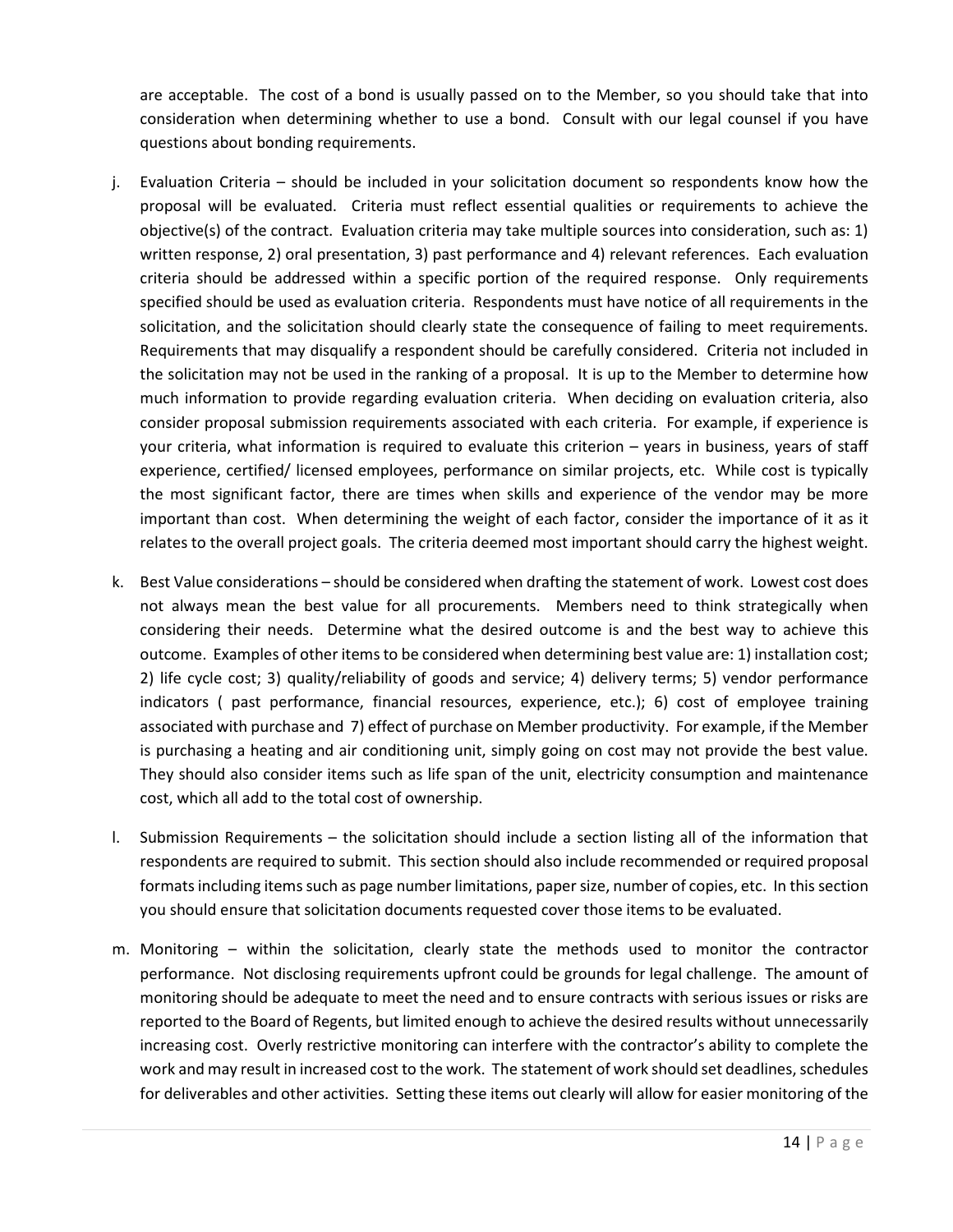are acceptable. The cost of a bond is usually passed on to the Member, so you should take that into consideration when determining whether to use a bond. Consult with our legal counsel if you have questions about bonding requirements.

j. Evaluation Criteria – should be included in your solicitation document so respondents know how the proposal will be evaluated. Criteria must reflect essential qualities or requirements to achieve the objective(s) of the contract. Evaluation criteria may take multiple sources into consideration, such as: 1) written response, 2) oral presentation, 3) past performance and 4) relevant references. Each evaluation criteria should be addressed within a specific portion of the required response. Only requirements specified should be used as evaluation criteria. Respondents must have notice of all requirements in the solicitation, and the solicitation should clearly state the consequence of failing to meet requirements. Requirements that may disqualify a respondent should be carefully considered. Criteria not included in the solicitation may not be used in the ranking of a proposal. It is up to the Member to determine how much information to provide regarding evaluation criteria. When deciding on evaluation criteria, also consider proposal submission requirements associated with each criteria. For example, if experience is your criteria, what information is required to evaluate this criterion – years in business, years of staff experience, certified/ licensed employees, performance on similar projects, etc. While cost is typically the most significant factor, there are times when skills and experience of the vendor may be more important than cost. When determining the weight of each factor, consider the importance of it as it relates to the overall project goals. The criteria deemed most important should carry the highest weight.

k. Best Value considerations – should be considered when drafting the statement of work. Lowest cost does not always mean the best value for all procurements. Members need to think strategically when considering their needs. Determine what the desired outcome is and the best way to achieve this outcome. Examples of other items to be considered when determining best value are: 1) installation cost; 2) life cycle cost; 3) quality/reliability of goods and service; 4) delivery terms; 5) vendor performance indicators ( past performance, financial resources, experience, etc.); 6) cost of employee training associated with purchase and 7) effect of purchase on Member productivity. For example, if the Member is purchasing a heating and air conditioning unit, simply going on cost may not provide the best value. They should also consider items such as life span of the unit, electricity consumption and maintenance cost, which all add to the total cost of ownership.

l. Submission Requirements – the solicitation should include a section listing all of the information that respondents are required to submit. This section should also include recommended or required proposal formats including items such as page number limitations, paper size, number of copies, etc. In this section you should ensure that solicitation documents requested cover those items to be evaluated.

m. Monitoring – within the solicitation, clearly state the methods used to monitor the contractor performance. Not disclosing requirements upfront could be grounds for legal challenge. The amount of monitoring should be adequate to meet the need and to ensure contracts with serious issues or risks are reported to the Board of Regents, but limited enough to achieve the desired results without unnecessarily increasing cost. Overly restrictive monitoring can interfere with the contractor's ability to complete the work and may result in increased cost to the work. The statement of work should set deadlines, schedules for deliverables and other activities. Setting these items out clearly will allow for easier monitoring of the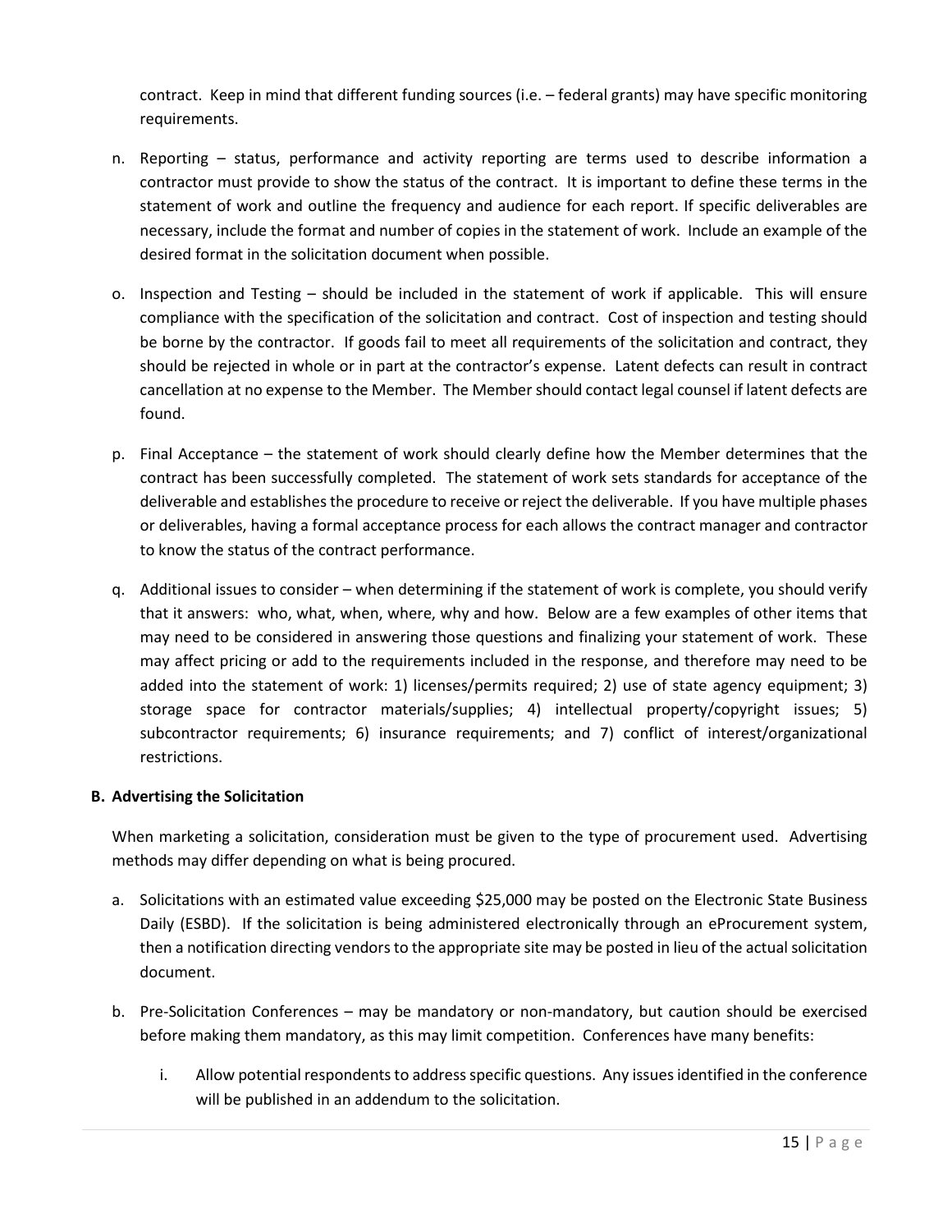contract. Keep in mind that different funding sources (i.e. – federal grants) may have specific monitoring requirements.

n. Reporting – status, performance and activity reporting are terms used to describe information a contractor must provide to show the status of the contract. It is important to define these terms in the statement of work and outline the frequency and audience for each report. If specific deliverables are necessary, include the format and number of copies in the statement of work. Include an example of the desired format in the solicitation document when possible.

o. Inspection and Testing – should be included in the statement of work if applicable. This will ensure compliance with the specification of the solicitation and contract. Cost of inspection and testing should be borne by the contractor. If goods fail to meet all requirements of the solicitation and contract, they should be rejected in whole or in part at the contractor's expense. Latent defects can result in contract cancellation at no expense to the Member. The Member should contact legal counsel if latent defects are found.

p. Final Acceptance – the statement of work should clearly define how the Member determines that the contract has been successfully completed. The statement of work sets standards for acceptance of the deliverable and establishes the procedure to receive or reject the deliverable. If you have multiple phases or deliverables, having a formal acceptance process for each allows the contract manager and contractor to know the status of the contract performance.

q. Additional issues to consider – when determining if the statement of work is complete, you should verify that it answers: who, what, when, where, why and how. Below are a few examples of other items that may need to be considered in answering those questions and finalizing your statement of work. These may affect pricing or add to the requirements included in the response, and therefore may need to be added into the statement of work: 1) licenses/permits required; 2) use of state agency equipment; 3) storage space for contractor materials/supplies; 4) intellectual property/copyright issues; 5) subcontractor requirements; 6) insurance requirements; and 7) conflict of interest/organizational restrictions.

**B. Advertising the Solicitation**

When marketing a solicitation, consideration must be given to the type of procurement used. Advertising methods may differ depending on what is being procured.

a. Solicitations with an estimated value exceeding $25,000 may be posted on the Electronic State Business Daily (ESBD). If the solicitation is being administered electronically through an eProcurement system, then a notification directing vendors to the appropriate site may be posted in lieu of the actual solicitation document.

b. Pre-Solicitation Conferences – may be mandatory or non-mandatory, but caution should be exercised before making them mandatory, as this may limit competition. Conferences have many benefits:

   i. Allow potential respondents to address specific questions. Any issues identified in the conference will be published in an addendum to the solicitation.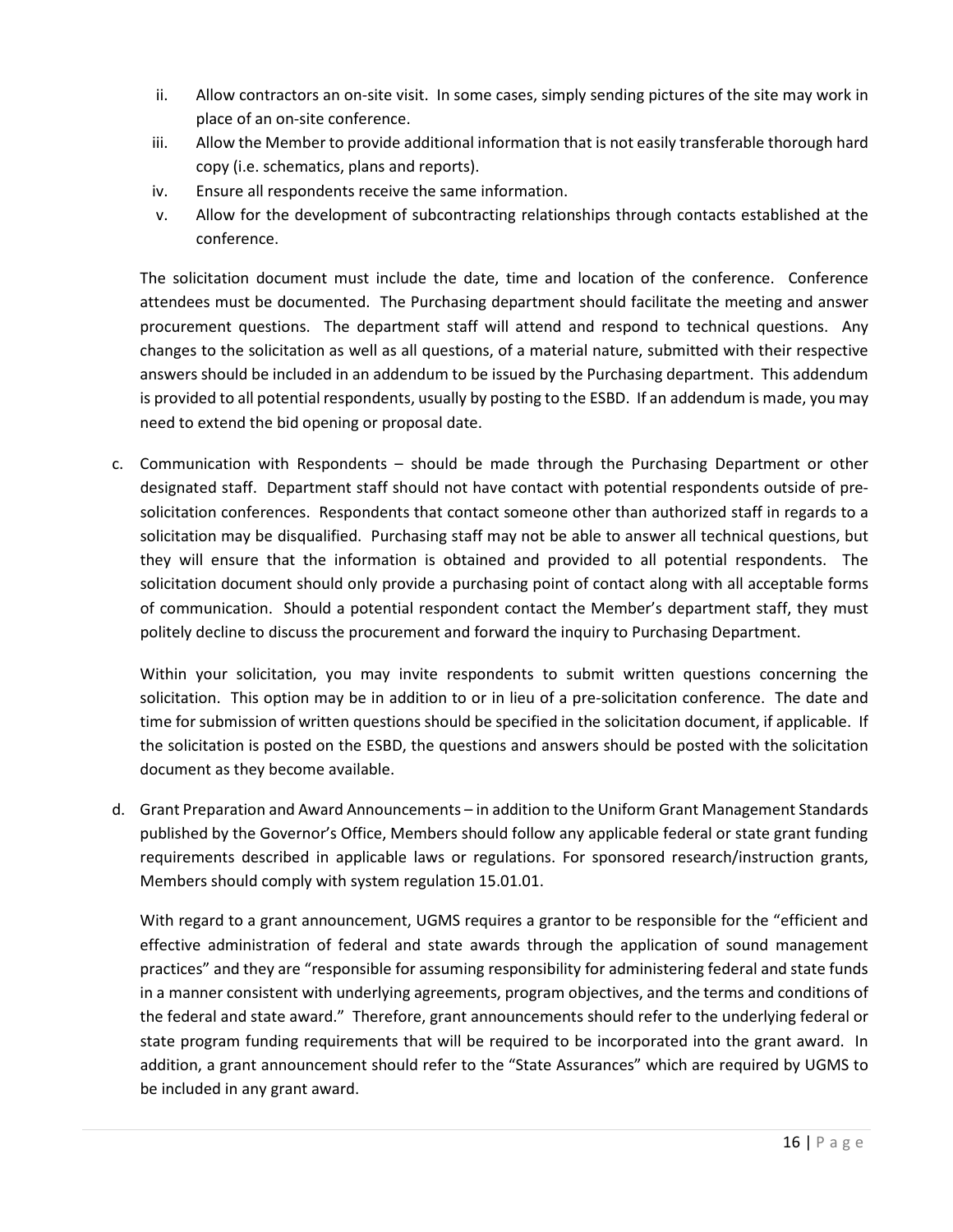ii. Allow contractors an on-site visit. In some cases, simply sending pictures of the site may work in place of an on-site conference.

iii. Allow the Member to provide additional information that is not easily transferable thorough hard copy (i.e. schematics, plans and reports).

iv. Ensure all respondents receive the same information.

v. Allow for the development of subcontracting relationships through contacts established at the conference.

The solicitation document must include the date, time and location of the conference. Conference attendees must be documented. The Purchasing department should facilitate the meeting and answer procurement questions. The department staff will attend and respond to technical questions. Any changes to the solicitation as well as all questions, of a material nature, submitted with their respective answers should be included in an addendum to be issued by the Purchasing department. This addendum is provided to all potential respondents, usually by posting to the ESBD. If an addendum is made, you may need to extend the bid opening or proposal date.

c. Communication with Respondents – should be made through the Purchasing Department or other designated staff. Department staff should not have contact with potential respondents outside of pre-solicitation conferences. Respondents that contact someone other than authorized staff in regards to a solicitation may be disqualified. Purchasing staff may not be able to answer all technical questions, but they will ensure that the information is obtained and provided to all potential respondents. The solicitation document should only provide a purchasing point of contact along with all acceptable forms of communication. Should a potential respondent contact the Member's department staff, they must politely decline to discuss the procurement and forward the inquiry to Purchasing Department.

   Within your solicitation, you may invite respondents to submit written questions concerning the solicitation. This option may be in addition to or in lieu of a pre-solicitation conference. The date and time for submission of written questions should be specified in the solicitation document, if applicable. If the solicitation is posted on the ESBD, the questions and answers should be posted with the solicitation document as they become available.

d. Grant Preparation and Award Announcements – in addition to the Uniform Grant Management Standards published by the Governor's Office, Members should follow any applicable federal or state grant funding requirements described in applicable laws or regulations. For sponsored research/instruction grants, Members should comply with system regulation 15.01.01.

   With regard to a grant announcement, UGMS requires a grantor to be responsible for the "efficient and effective administration of federal and state awards through the application of sound management practices" and they are "responsible for assuming responsibility for administering federal and state funds in a manner consistent with underlying agreements, program objectives, and the terms and conditions of the federal and state award." Therefore, grant announcements should refer to the underlying federal or state program funding requirements that will be required to be incorporated into the grant award. In addition, a grant announcement should refer to the "State Assurances" which are required by UGMS to be included in any grant award.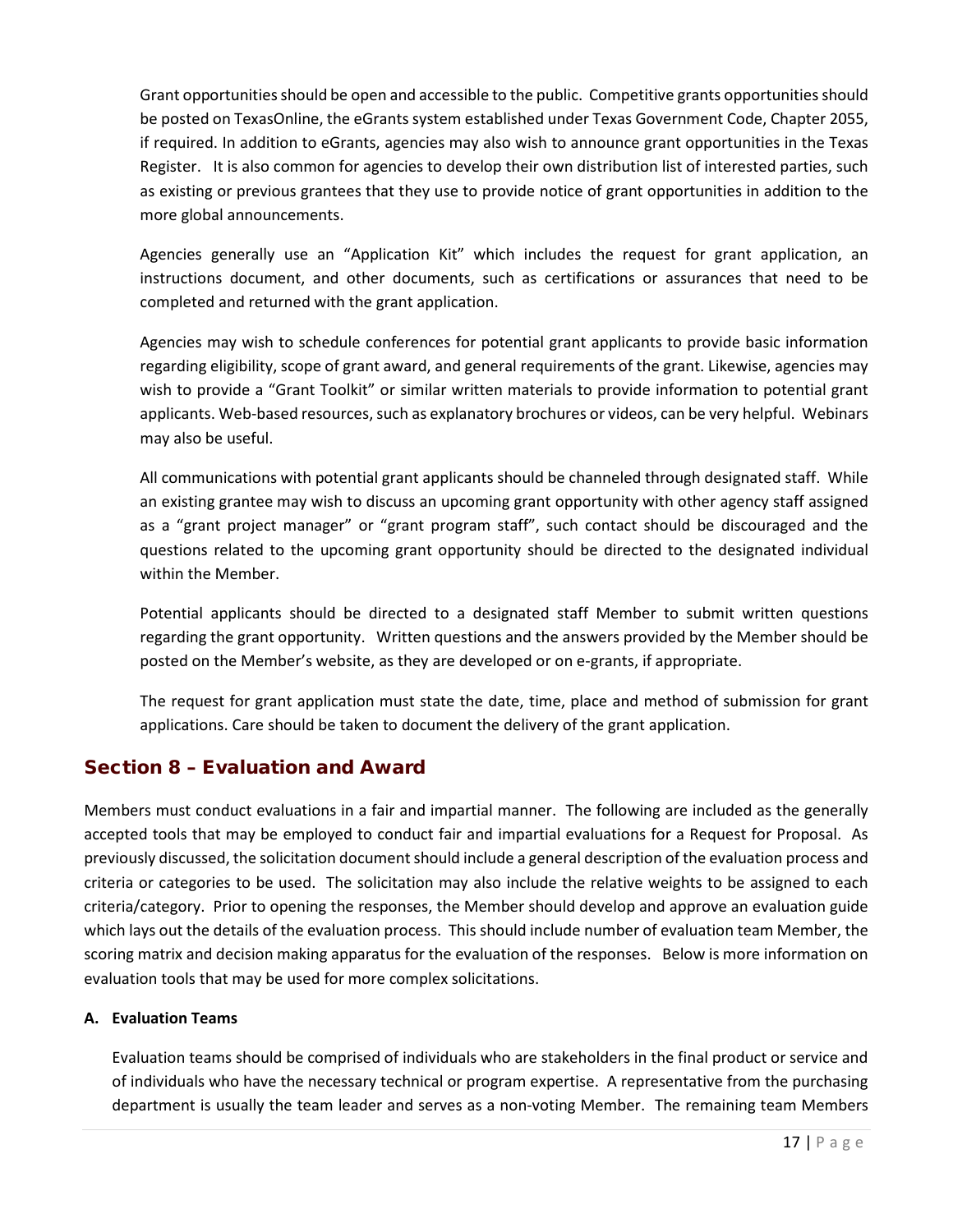Grant opportunities should be open and accessible to the public. Competitive grants opportunities should be posted on TexasOnline, the eGrants system established under Texas Government Code, Chapter 2055, if required. In addition to eGrants, agencies may also wish to announce grant opportunities in the Texas Register. It is also common for agencies to develop their own distribution list of interested parties, such as existing or previous grantees that they use to provide notice of grant opportunities in addition to the more global announcements.

Agencies generally use an "Application Kit" which includes the request for grant application, an instructions document, and other documents, such as certifications or assurances that need to be completed and returned with the grant application.

Agencies may wish to schedule conferences for potential grant applicants to provide basic information regarding eligibility, scope of grant award, and general requirements of the grant. Likewise, agencies may wish to provide a "Grant Toolkit" or similar written materials to provide information to potential grant applicants. Web-based resources, such as explanatory brochures or videos, can be very helpful. Webinars may also be useful.

All communications with potential grant applicants should be channeled through designated staff. While an existing grantee may wish to discuss an upcoming grant opportunity with other agency staff assigned as a "grant project manager" or "grant program staff", such contact should be discouraged and the questions related to the upcoming grant opportunity should be directed to the designated individual within the Member.

Potential applicants should be directed to a designated staff Member to submit written questions regarding the grant opportunity. Written questions and the answers provided by the Member should be posted on the Member's website, as they are developed or on e-grants, if appropriate.

The request for grant application must state the date, time, place and method of submission for grant applications. Care should be taken to document the delivery of the grant application.

## Section 8 – Evaluation and Award

Members must conduct evaluations in a fair and impartial manner. The following are included as the generally accepted tools that may be employed to conduct fair and impartial evaluations for a Request for Proposal. As previously discussed, the solicitation document should include a general description of the evaluation process and criteria or categories to be used. The solicitation may also include the relative weights to be assigned to each criteria/category. Prior to opening the responses, the Member should develop and approve an evaluation guide which lays out the details of the evaluation process. This should include number of evaluation team Member, the scoring matrix and decision making apparatus for the evaluation of the responses. Below is more information on evaluation tools that may be used for more complex solicitations.

### A. Evaluation Teams

Evaluation teams should be comprised of individuals who are stakeholders in the final product or service and of individuals who have the necessary technical or program expertise. A representative from the purchasing department is usually the team leader and serves as a non-voting Member. The remaining team Members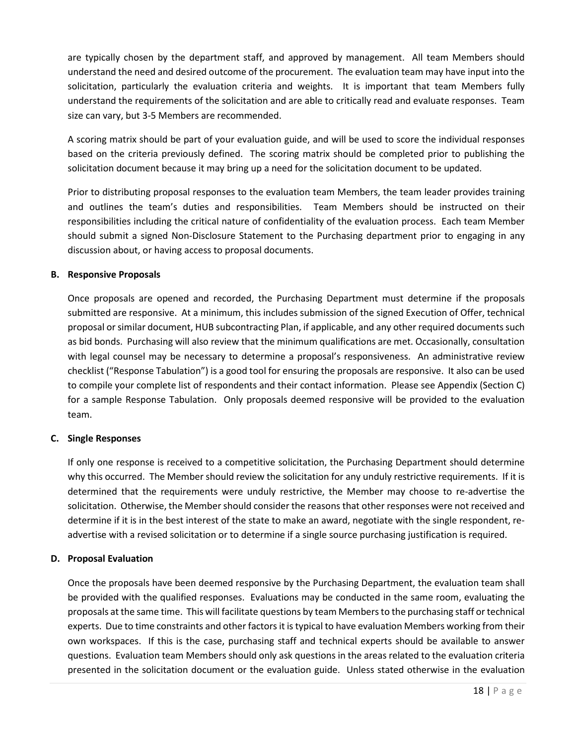are typically chosen by the department staff, and approved by management. All team Members should understand the need and desired outcome of the procurement. The evaluation team may have input into the solicitation, particularly the evaluation criteria and weights. It is important that team Members fully understand the requirements of the solicitation and are able to critically read and evaluate responses. Team size can vary, but 3-5 Members are recommended.

A scoring matrix should be part of your evaluation guide, and will be used to score the individual responses based on the criteria previously defined. The scoring matrix should be completed prior to publishing the solicitation document because it may bring up a need for the solicitation document to be updated.

Prior to distributing proposal responses to the evaluation team Members, the team leader provides training and outlines the team's duties and responsibilities. Team Members should be instructed on their responsibilities including the critical nature of confidentiality of the evaluation process. Each team Member should submit a signed Non-Disclosure Statement to the Purchasing department prior to engaging in any discussion about, or having access to proposal documents.

**B. Responsive Proposals**

Once proposals are opened and recorded, the Purchasing Department must determine if the proposals submitted are responsive. At a minimum, this includes submission of the signed Execution of Offer, technical proposal or similar document, HUB subcontracting Plan, if applicable, and any other required documents such as bid bonds. Purchasing will also review that the minimum qualifications are met. Occasionally, consultation with legal counsel may be necessary to determine a proposal's responsiveness. An administrative review checklist ("Response Tabulation") is a good tool for ensuring the proposals are responsive. It also can be used to compile your complete list of respondents and their contact information. Please see Appendix (Section C) for a sample Response Tabulation. Only proposals deemed responsive will be provided to the evaluation team.

**C. Single Responses**

If only one response is received to a competitive solicitation, the Purchasing Department should determine why this occurred. The Member should review the solicitation for any unduly restrictive requirements. If it is determined that the requirements were unduly restrictive, the Member may choose to re-advertise the solicitation. Otherwise, the Member should consider the reasons that other responses were not received and determine if it is in the best interest of the state to make an award, negotiate with the single respondent, re-advertise with a revised solicitation or to determine if a single source purchasing justification is required.

**D. Proposal Evaluation**

Once the proposals have been deemed responsive by the Purchasing Department, the evaluation team shall be provided with the qualified responses. Evaluations may be conducted in the same room, evaluating the proposals at the same time. This will facilitate questions by team Members to the purchasing staff or technical experts. Due to time constraints and other factors it is typical to have evaluation Members working from their own workspaces. If this is the case, purchasing staff and technical experts should be available to answer questions. Evaluation team Members should only ask questions in the areas related to the evaluation criteria presented in the solicitation document or the evaluation guide. Unless stated otherwise in the evaluation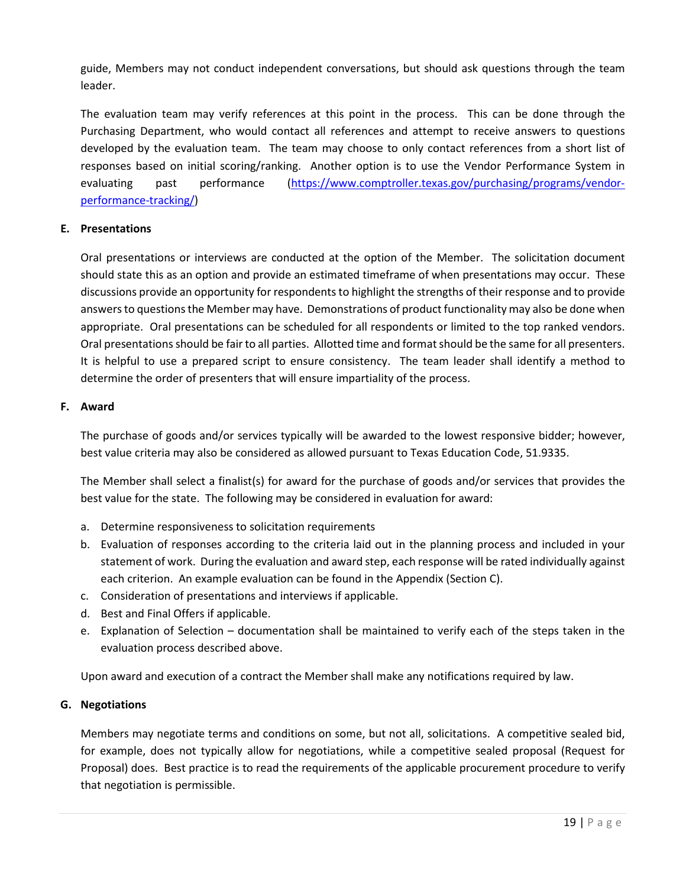guide, Members may not conduct independent conversations, but should ask questions through the team leader.

The evaluation team may verify references at this point in the process. This can be done through the Purchasing Department, who would contact all references and attempt to receive answers to questions developed by the evaluation team. The team may choose to only contact references from a short list of responses based on initial scoring/ranking. Another option is to use the Vendor Performance System in evaluating past performance (https://www.comptroller.texas.gov/purchasing/programs/vendor-performance-tracking/)

**E. Presentations**

Oral presentations or interviews are conducted at the option of the Member. The solicitation document should state this as an option and provide an estimated timeframe of when presentations may occur. These discussions provide an opportunity for respondents to highlight the strengths of their response and to provide answers to questions the Member may have. Demonstrations of product functionality may also be done when appropriate. Oral presentations can be scheduled for all respondents or limited to the top ranked vendors. Oral presentations should be fair to all parties. Allotted time and format should be the same for all presenters. It is helpful to use a prepared script to ensure consistency. The team leader shall identify a method to determine the order of presenters that will ensure impartiality of the process.

**F. Award**

The purchase of goods and/or services typically will be awarded to the lowest responsive bidder; however, best value criteria may also be considered as allowed pursuant to Texas Education Code, 51.9335.

The Member shall select a finalist(s) for award for the purchase of goods and/or services that provides the best value for the state. The following may be considered in evaluation for award:

a. Determine responsiveness to solicitation requirements
b. Evaluation of responses according to the criteria laid out in the planning process and included in your statement of work. During the evaluation and award step, each response will be rated individually against each criterion. An example evaluation can be found in the Appendix (Section C).
c. Consideration of presentations and interviews if applicable.
d. Best and Final Offers if applicable.
e. Explanation of Selection – documentation shall be maintained to verify each of the steps taken in the evaluation process described above.

Upon award and execution of a contract the Member shall make any notifications required by law.

**G. Negotiations**

Members may negotiate terms and conditions on some, but not all, solicitations. A competitive sealed bid, for example, does not typically allow for negotiations, while a competitive sealed proposal (Request for Proposal) does. Best practice is to read the requirements of the applicable procurement procedure to verify that negotiation is permissible.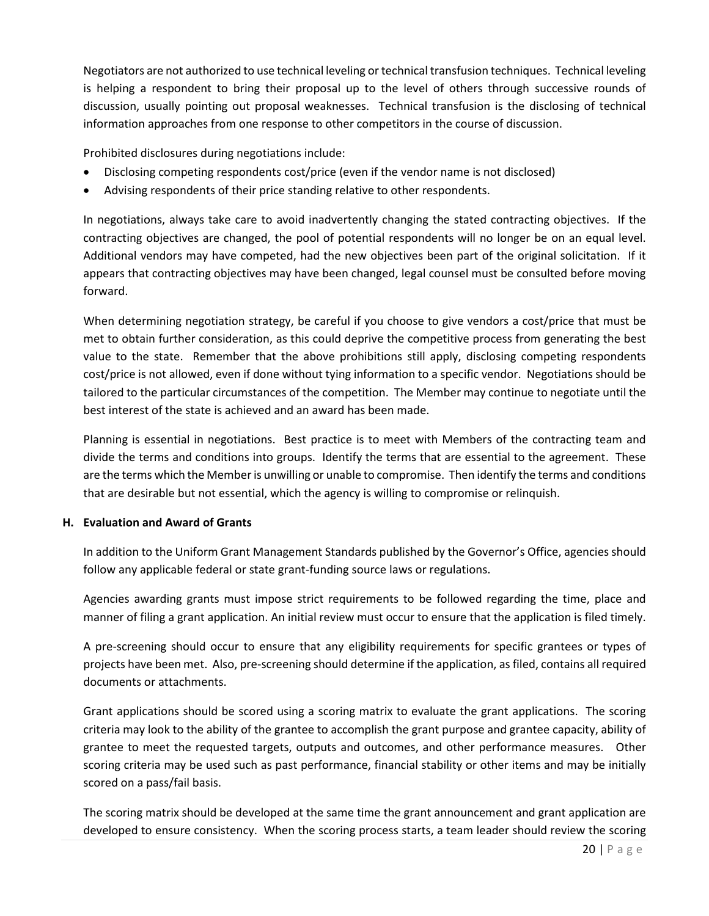Negotiators are not authorized to use technical leveling or technical transfusion techniques. Technical leveling is helping a respondent to bring their proposal up to the level of others through successive rounds of discussion, usually pointing out proposal weaknesses. Technical transfusion is the disclosing of technical information approaches from one response to other competitors in the course of discussion.

Prohibited disclosures during negotiations include:

- Disclosing competing respondents cost/price (even if the vendor name is not disclosed)
- Advising respondents of their price standing relative to other respondents.

In negotiations, always take care to avoid inadvertently changing the stated contracting objectives. If the contracting objectives are changed, the pool of potential respondents will no longer be on an equal level. Additional vendors may have competed, had the new objectives been part of the original solicitation. If it appears that contracting objectives may have been changed, legal counsel must be consulted before moving forward.

When determining negotiation strategy, be careful if you choose to give vendors a cost/price that must be met to obtain further consideration, as this could deprive the competitive process from generating the best value to the state. Remember that the above prohibitions still apply, disclosing competing respondents cost/price is not allowed, even if done without tying information to a specific vendor. Negotiations should be tailored to the particular circumstances of the competition. The Member may continue to negotiate until the best interest of the state is achieved and an award has been made.

Planning is essential in negotiations. Best practice is to meet with Members of the contracting team and divide the terms and conditions into groups. Identify the terms that are essential to the agreement. These are the terms which the Member is unwilling or unable to compromise. Then identify the terms and conditions that are desirable but not essential, which the agency is willing to compromise or relinquish.

### H. Evaluation and Award of Grants

In addition to the Uniform Grant Management Standards published by the Governor's Office, agencies should follow any applicable federal or state grant-funding source laws or regulations.

Agencies awarding grants must impose strict requirements to be followed regarding the time, place and manner of filing a grant application. An initial review must occur to ensure that the application is filed timely.

A pre-screening should occur to ensure that any eligibility requirements for specific grantees or types of projects have been met. Also, pre-screening should determine if the application, as filed, contains all required documents or attachments.

Grant applications should be scored using a scoring matrix to evaluate the grant applications. The scoring criteria may look to the ability of the grantee to accomplish the grant purpose and grantee capacity, ability of grantee to meet the requested targets, outputs and outcomes, and other performance measures. Other scoring criteria may be used such as past performance, financial stability or other items and may be initially scored on a pass/fail basis.

The scoring matrix should be developed at the same time the grant announcement and grant application are developed to ensure consistency. When the scoring process starts, a team leader should review the scoring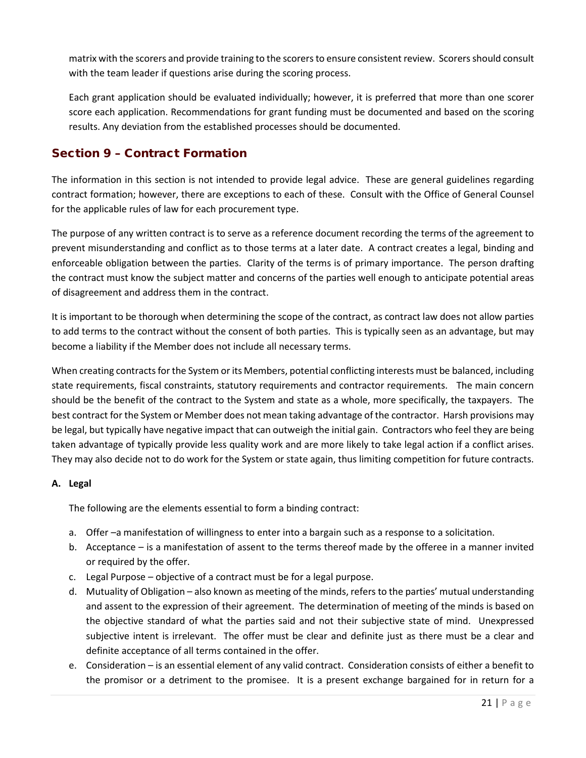matrix with the scorers and provide training to the scorers to ensure consistent review. Scorers should consult with the team leader if questions arise during the scoring process.

Each grant application should be evaluated individually; however, it is preferred that more than one scorer score each application. Recommendations for grant funding must be documented and based on the scoring results. Any deviation from the established processes should be documented.

## Section 9 – Contract Formation

The information in this section is not intended to provide legal advice. These are general guidelines regarding contract formation; however, there are exceptions to each of these. Consult with the Office of General Counsel for the applicable rules of law for each procurement type.

The purpose of any written contract is to serve as a reference document recording the terms of the agreement to prevent misunderstanding and conflict as to those terms at a later date. A contract creates a legal, binding and enforceable obligation between the parties. Clarity of the terms is of primary importance. The person drafting the contract must know the subject matter and concerns of the parties well enough to anticipate potential areas of disagreement and address them in the contract.

It is important to be thorough when determining the scope of the contract, as contract law does not allow parties to add terms to the contract without the consent of both parties. This is typically seen as an advantage, but may become a liability if the Member does not include all necessary terms.

When creating contracts for the System or its Members, potential conflicting interests must be balanced, including state requirements, fiscal constraints, statutory requirements and contractor requirements. The main concern should be the benefit of the contract to the System and state as a whole, more specifically, the taxpayers. The best contract for the System or Member does not mean taking advantage of the contractor. Harsh provisions may be legal, but typically have negative impact that can outweigh the initial gain. Contractors who feel they are being taken advantage of typically provide less quality work and are more likely to take legal action if a conflict arises. They may also decide not to do work for the System or state again, thus limiting competition for future contracts.

**A. Legal**

The following are the elements essential to form a binding contract:

a. Offer –a manifestation of willingness to enter into a bargain such as a response to a solicitation.
b. Acceptance – is a manifestation of assent to the terms thereof made by the offeree in a manner invited or required by the offer.
c. Legal Purpose – objective of a contract must be for a legal purpose.
d. Mutuality of Obligation – also known as meeting of the minds, refers to the parties' mutual understanding and assent to the expression of their agreement. The determination of meeting of the minds is based on the objective standard of what the parties said and not their subjective state of mind. Unexpressed subjective intent is irrelevant. The offer must be clear and definite just as there must be a clear and definite acceptance of all terms contained in the offer.
e. Consideration – is an essential element of any valid contract. Consideration consists of either a benefit to the promisor or a detriment to the promisee. It is a present exchange bargained for in return for a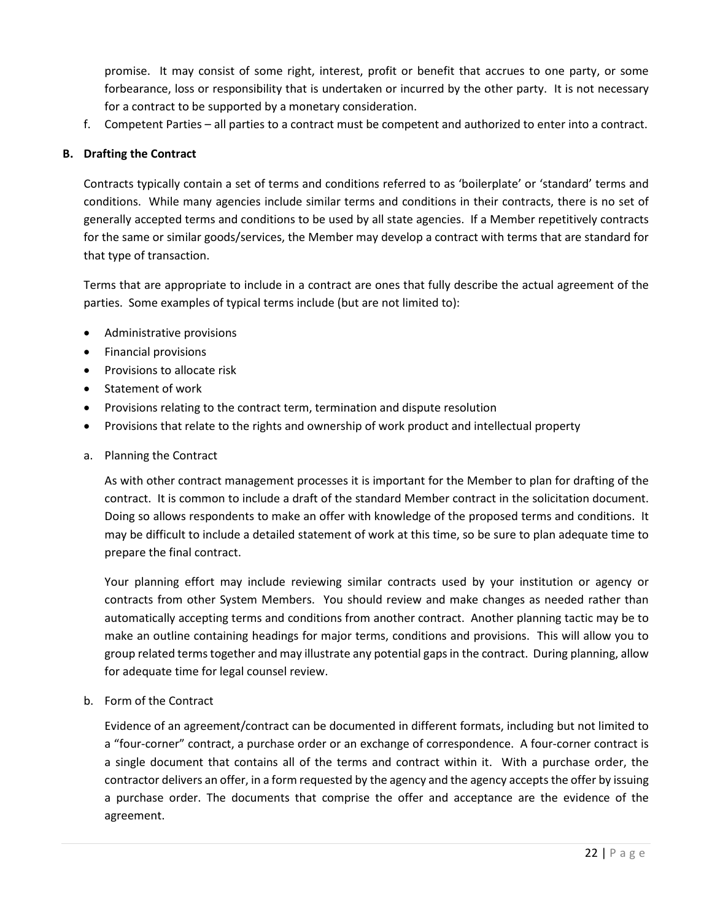promise. It may consist of some right, interest, profit or benefit that accrues to one party, or some forbearance, loss or responsibility that is undertaken or incurred by the other party. It is not necessary for a contract to be supported by a monetary consideration.

f. Competent Parties – all parties to a contract must be competent and authorized to enter into a contract.

**B. Drafting the Contract**

Contracts typically contain a set of terms and conditions referred to as 'boilerplate' or 'standard' terms and conditions. While many agencies include similar terms and conditions in their contracts, there is no set of generally accepted terms and conditions to be used by all state agencies. If a Member repetitively contracts for the same or similar goods/services, the Member may develop a contract with terms that are standard for that type of transaction.

Terms that are appropriate to include in a contract are ones that fully describe the actual agreement of the parties. Some examples of typical terms include (but are not limited to):

- Administrative provisions
- Financial provisions
- Provisions to allocate risk
- Statement of work
- Provisions relating to the contract term, termination and dispute resolution
- Provisions that relate to the rights and ownership of work product and intellectual property

a. Planning the Contract

As with other contract management processes it is important for the Member to plan for drafting of the contract. It is common to include a draft of the standard Member contract in the solicitation document. Doing so allows respondents to make an offer with knowledge of the proposed terms and conditions. It may be difficult to include a detailed statement of work at this time, so be sure to plan adequate time to prepare the final contract.

Your planning effort may include reviewing similar contracts used by your institution or agency or contracts from other System Members. You should review and make changes as needed rather than automatically accepting terms and conditions from another contract. Another planning tactic may be to make an outline containing headings for major terms, conditions and provisions. This will allow you to group related terms together and may illustrate any potential gaps in the contract. During planning, allow for adequate time for legal counsel review.

b. Form of the Contract

Evidence of an agreement/contract can be documented in different formats, including but not limited to a "four-corner" contract, a purchase order or an exchange of correspondence. A four-corner contract is a single document that contains all of the terms and contract within it. With a purchase order, the contractor delivers an offer, in a form requested by the agency and the agency accepts the offer by issuing a purchase order. The documents that comprise the offer and acceptance are the evidence of the agreement.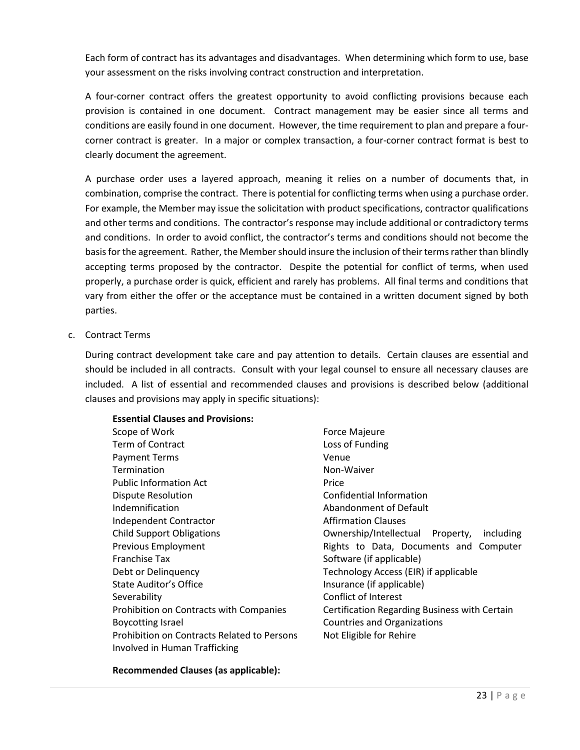Each form of contract has its advantages and disadvantages. When determining which form to use, base your assessment on the risks involving contract construction and interpretation.

A four-corner contract offers the greatest opportunity to avoid conflicting provisions because each provision is contained in one document. Contract management may be easier since all terms and conditions are easily found in one document. However, the time requirement to plan and prepare a four-corner contract is greater. In a major or complex transaction, a four-corner contract format is best to clearly document the agreement.

A purchase order uses a layered approach, meaning it relies on a number of documents that, in combination, comprise the contract. There is potential for conflicting terms when using a purchase order. For example, the Member may issue the solicitation with product specifications, contractor qualifications and other terms and conditions. The contractor's response may include additional or contradictory terms and conditions. In order to avoid conflict, the contractor's terms and conditions should not become the basis for the agreement. Rather, the Member should insure the inclusion of their terms rather than blindly accepting terms proposed by the contractor. Despite the potential for conflict of terms, when used properly, a purchase order is quick, efficient and rarely has problems. All final terms and conditions that vary from either the offer or the acceptance must be contained in a written document signed by both parties.

c. Contract Terms

During contract development take care and pay attention to details. Certain clauses are essential and should be included in all contracts. Consult with your legal counsel to ensure all necessary clauses are included. A list of essential and recommended clauses and provisions is described below (additional clauses and provisions may apply in specific situations):

**Essential Clauses and Provisions:**

- Scope of Work
- Term of Contract
- Payment Terms
- Termination
- Public Information Act
- Dispute Resolution
- Indemnification
- Independent Contractor
- Child Support Obligations
- Previous Employment
- Franchise Tax
- Debt or Delinquency
- State Auditor's Office
- Severability
- Prohibition on Contracts with Companies Boycotting Israel
- Prohibition on Contracts Related to Persons Involved in Human Trafficking
- Force Majeure
- Loss of Funding
- Venue
- Non-Waiver
- Price
- Confidential Information
- Abandonment of Default
- Affirmation Clauses
- Ownership/Intellectual Property, including Rights to Data, Documents and Computer Software (if applicable)
- Technology Access (EIR) if applicable
- Insurance (if applicable)
- Conflict of Interest
- Certification Regarding Business with Certain Countries and Organizations
- Not Eligible for Rehire

**Recommended Clauses (as applicable):**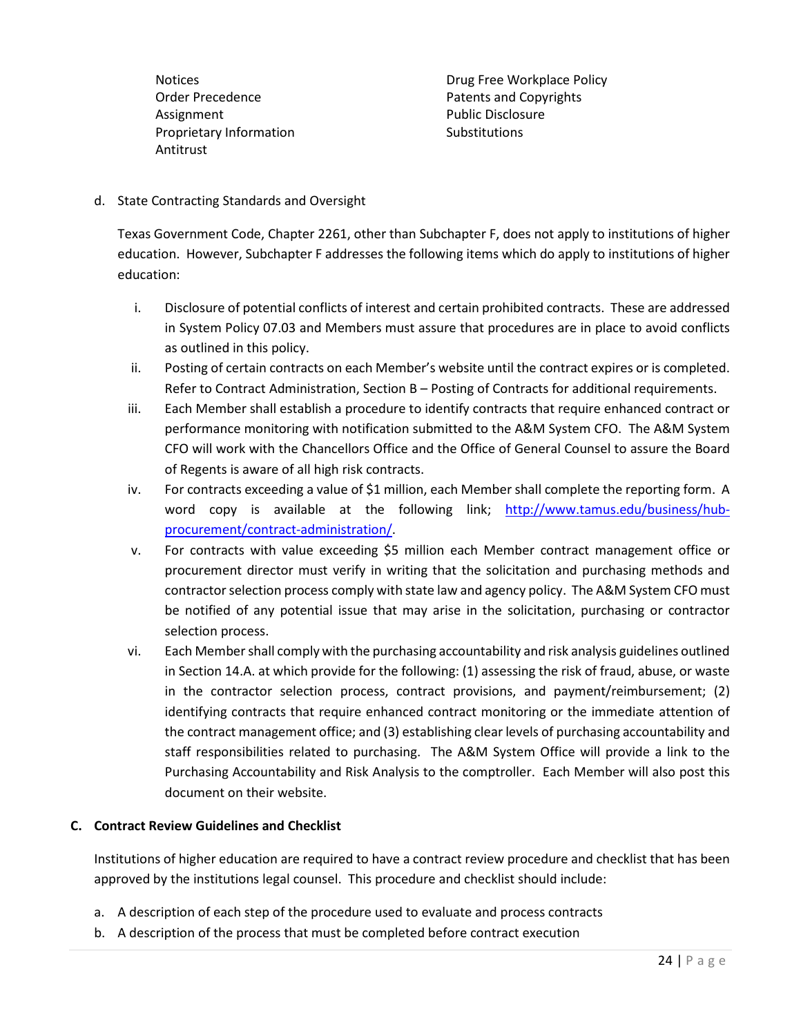- Notices
- Order Precedence
- Assignment
- Proprietary Information
- Antitrust
- Drug Free Workplace Policy
- Patents and Copyrights
- Public Disclosure
- Substitutions

d. State Contracting Standards and Oversight

Texas Government Code, Chapter 2261, other than Subchapter F, does not apply to institutions of higher education. However, Subchapter F addresses the following items which do apply to institutions of higher education:

i. Disclosure of potential conflicts of interest and certain prohibited contracts. These are addressed in System Policy 07.03 and Members must assure that procedures are in place to avoid conflicts as outlined in this policy.

ii. Posting of certain contracts on each Member's website until the contract expires or is completed. Refer to Contract Administration, Section B – Posting of Contracts for additional requirements.

iii. Each Member shall establish a procedure to identify contracts that require enhanced contract or performance monitoring with notification submitted to the A&M System CFO. The A&M System CFO will work with the Chancellors Office and the Office of General Counsel to assure the Board of Regents is aware of all high risk contracts.

iv. For contracts exceeding a value of $1 million, each Member shall complete the reporting form. A word copy is available at the following link; [http://www.tamus.edu/business/hub-procurement/contract-administration/](http://www.tamus.edu/business/hub-procurement/contract-administration/).

v. For contracts with value exceeding $5 million each Member contract management office or procurement director must verify in writing that the solicitation and purchasing methods and contractor selection process comply with state law and agency policy. The A&M System CFO must be notified of any potential issue that may arise in the solicitation, purchasing or contractor selection process.

vi. Each Member shall comply with the purchasing accountability and risk analysis guidelines outlined in Section 14.A. at which provide for the following: (1) assessing the risk of fraud, abuse, or waste in the contractor selection process, contract provisions, and payment/reimbursement; (2) identifying contracts that require enhanced contract monitoring or the immediate attention of the contract management office; and (3) establishing clear levels of purchasing accountability and staff responsibilities related to purchasing. The A&M System Office will provide a link to the Purchasing Accountability and Risk Analysis to the comptroller. Each Member will also post this document on their website.

## C. Contract Review Guidelines and Checklist

Institutions of higher education are required to have a contract review procedure and checklist that has been approved by the institutions legal counsel. This procedure and checklist should include:

a. A description of each step of the procedure used to evaluate and process contracts
b. A description of the process that must be completed before contract execution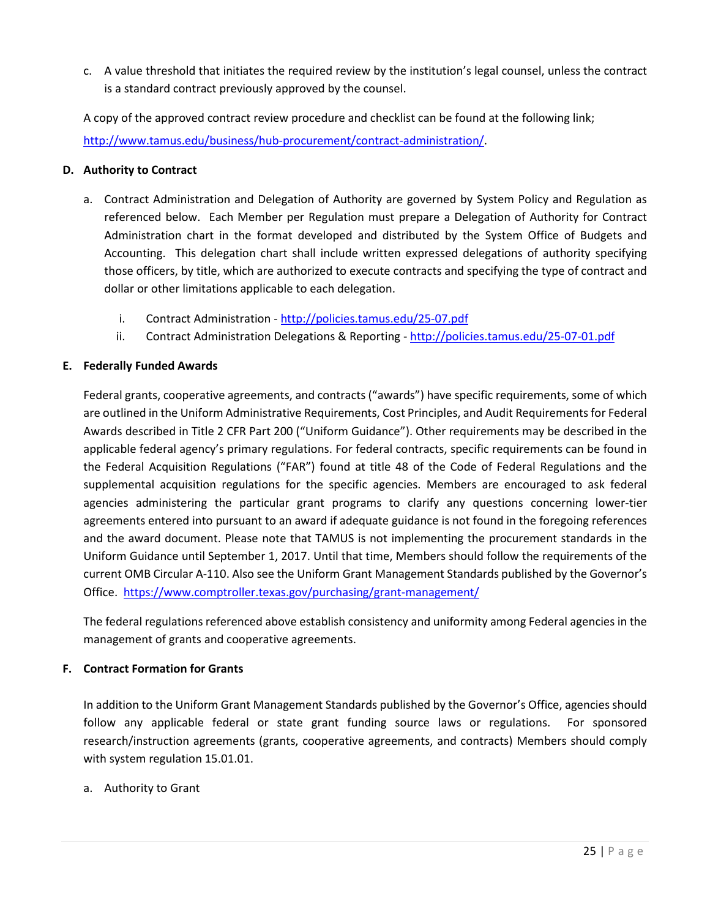c. A value threshold that initiates the required review by the institution's legal counsel, unless the contract is a standard contract previously approved by the counsel.

A copy of the approved contract review procedure and checklist can be found at the following link; http://www.tamus.edu/business/hub-procurement/contract-administration/.

**D. Authority to Contract**

a. Contract Administration and Delegation of Authority are governed by System Policy and Regulation as referenced below. Each Member per Regulation must prepare a Delegation of Authority for Contract Administration chart in the format developed and distributed by the System Office of Budgets and Accounting. This delegation chart shall include written expressed delegations of authority specifying those officers, by title, which are authorized to execute contracts and specifying the type of contract and dollar or other limitations applicable to each delegation.

   i. Contract Administration - http://policies.tamus.edu/25-07.pdf
   
   ii. Contract Administration Delegations & Reporting - http://policies.tamus.edu/25-07-01.pdf

**E. Federally Funded Awards**

Federal grants, cooperative agreements, and contracts ("awards") have specific requirements, some of which are outlined in the Uniform Administrative Requirements, Cost Principles, and Audit Requirements for Federal Awards described in Title 2 CFR Part 200 ("Uniform Guidance"). Other requirements may be described in the applicable federal agency's primary regulations. For federal contracts, specific requirements can be found in the Federal Acquisition Regulations ("FAR") found at title 48 of the Code of Federal Regulations and the supplemental acquisition regulations for the specific agencies. Members are encouraged to ask federal agencies administering the particular grant programs to clarify any questions concerning lower-tier agreements entered into pursuant to an award if adequate guidance is not found in the foregoing references and the award document. Please note that TAMUS is not implementing the procurement standards in the Uniform Guidance until September 1, 2017. Until that time, Members should follow the requirements of the current OMB Circular A-110. Also see the Uniform Grant Management Standards published by the Governor's Office. https://www.comptroller.texas.gov/purchasing/grant-management/

The federal regulations referenced above establish consistency and uniformity among Federal agencies in the management of grants and cooperative agreements.

**F. Contract Formation for Grants**

In addition to the Uniform Grant Management Standards published by the Governor's Office, agencies should follow any applicable federal or state grant funding source laws or regulations. For sponsored research/instruction agreements (grants, cooperative agreements, and contracts) Members should comply with system regulation 15.01.01.

a. Authority to Grant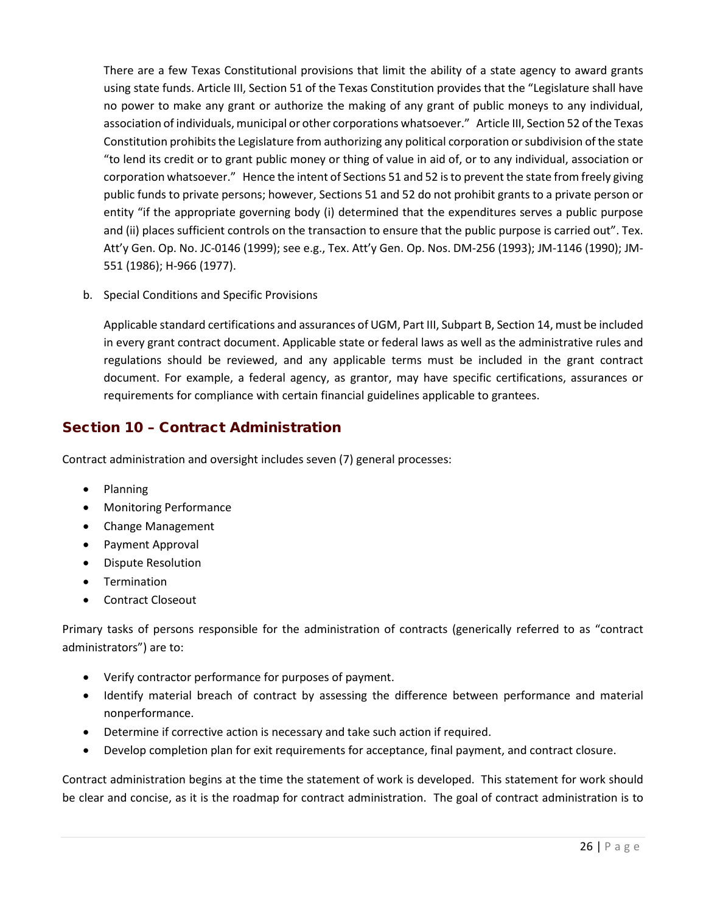There are a few Texas Constitutional provisions that limit the ability of a state agency to award grants using state funds. Article III, Section 51 of the Texas Constitution provides that the "Legislature shall have no power to make any grant or authorize the making of any grant of public moneys to any individual, association of individuals, municipal or other corporations whatsoever." Article III, Section 52 of the Texas Constitution prohibits the Legislature from authorizing any political corporation or subdivision of the state "to lend its credit or to grant public money or thing of value in aid of, or to any individual, association or corporation whatsoever." Hence the intent of Sections 51 and 52 is to prevent the state from freely giving public funds to private persons; however, Sections 51 and 52 do not prohibit grants to a private person or entity "if the appropriate governing body (i) determined that the expenditures serves a public purpose and (ii) places sufficient controls on the transaction to ensure that the public purpose is carried out". Tex. Att'y Gen. Op. No. JC-0146 (1999); see e.g., Tex. Att'y Gen. Op. Nos. DM-256 (1993); JM-1146 (1990); JM-551 (1986); H-966 (1977).

b. Special Conditions and Specific Provisions

Applicable standard certifications and assurances of UGM, Part III, Subpart B, Section 14, must be included in every grant contract document. Applicable state or federal laws as well as the administrative rules and regulations should be reviewed, and any applicable terms must be included in the grant contract document. For example, a federal agency, as grantor, may have specific certifications, assurances or requirements for compliance with certain financial guidelines applicable to grantees.

## Section 10 – Contract Administration

Contract administration and oversight includes seven (7) general processes:

- Planning
- Monitoring Performance
- Change Management
- Payment Approval
- Dispute Resolution
- Termination
- Contract Closeout

Primary tasks of persons responsible for the administration of contracts (generically referred to as "contract administrators") are to:

- Verify contractor performance for purposes of payment.
- Identify material breach of contract by assessing the difference between performance and material nonperformance.
- Determine if corrective action is necessary and take such action if required.
- Develop completion plan for exit requirements for acceptance, final payment, and contract closure.

Contract administration begins at the time the statement of work is developed. This statement for work should be clear and concise, as it is the roadmap for contract administration. The goal of contract administration is to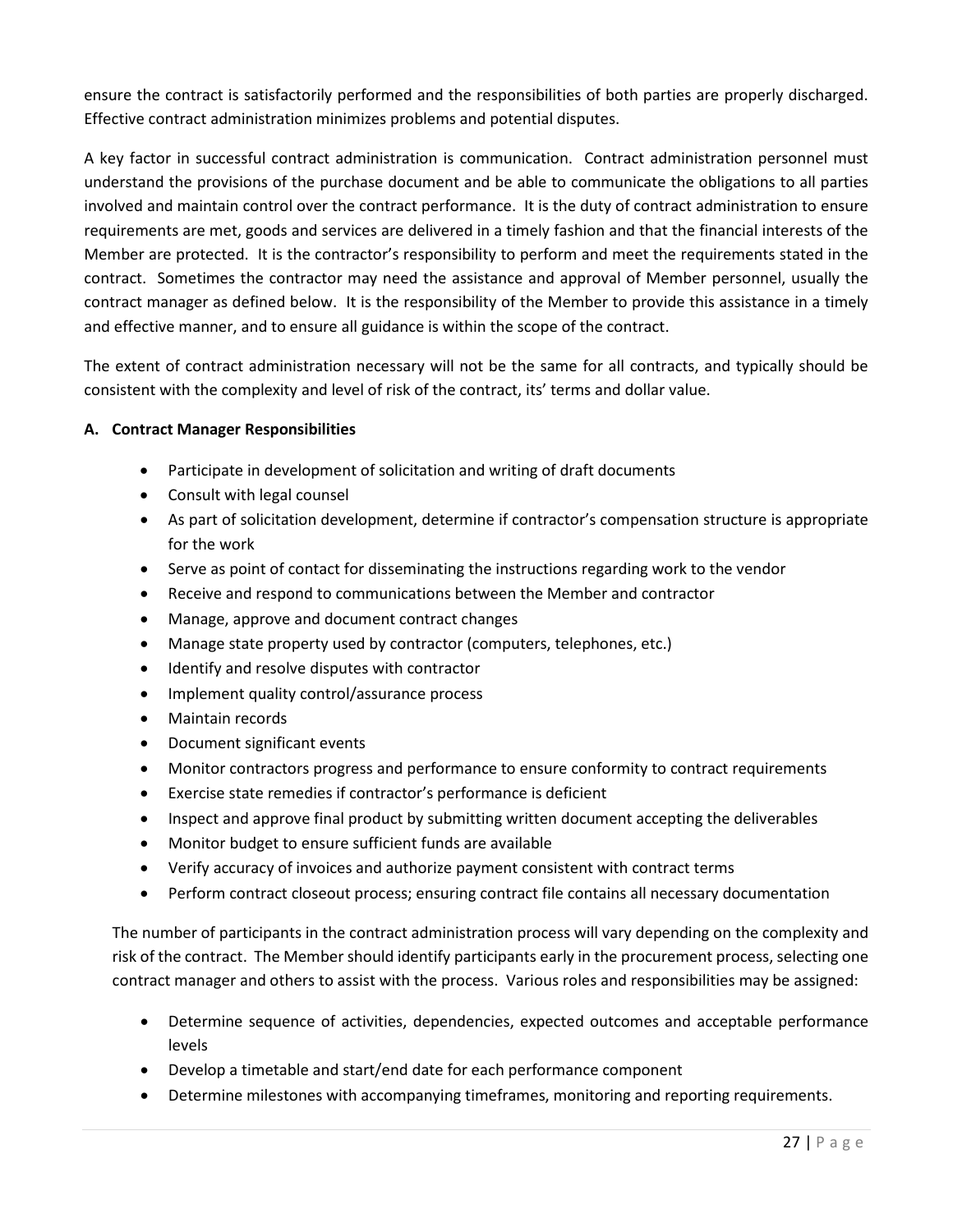ensure the contract is satisfactorily performed and the responsibilities of both parties are properly discharged. Effective contract administration minimizes problems and potential disputes.

A key factor in successful contract administration is communication. Contract administration personnel must understand the provisions of the purchase document and be able to communicate the obligations to all parties involved and maintain control over the contract performance. It is the duty of contract administration to ensure requirements are met, goods and services are delivered in a timely fashion and that the financial interests of the Member are protected. It is the contractor's responsibility to perform and meet the requirements stated in the contract. Sometimes the contractor may need the assistance and approval of Member personnel, usually the contract manager as defined below. It is the responsibility of the Member to provide this assistance in a timely and effective manner, and to ensure all guidance is within the scope of the contract.

The extent of contract administration necessary will not be the same for all contracts, and typically should be consistent with the complexity and level of risk of the contract, its' terms and dollar value.

**A. Contract Manager Responsibilities**

- Participate in development of solicitation and writing of draft documents
- Consult with legal counsel
- As part of solicitation development, determine if contractor's compensation structure is appropriate for the work
- Serve as point of contact for disseminating the instructions regarding work to the vendor
- Receive and respond to communications between the Member and contractor
- Manage, approve and document contract changes
- Manage state property used by contractor (computers, telephones, etc.)
- Identify and resolve disputes with contractor
- Implement quality control/assurance process
- Maintain records
- Document significant events
- Monitor contractors progress and performance to ensure conformity to contract requirements
- Exercise state remedies if contractor's performance is deficient
- Inspect and approve final product by submitting written document accepting the deliverables
- Monitor budget to ensure sufficient funds are available
- Verify accuracy of invoices and authorize payment consistent with contract terms
- Perform contract closeout process; ensuring contract file contains all necessary documentation

The number of participants in the contract administration process will vary depending on the complexity and risk of the contract. The Member should identify participants early in the procurement process, selecting one contract manager and others to assist with the process. Various roles and responsibilities may be assigned:

- Determine sequence of activities, dependencies, expected outcomes and acceptable performance levels
- Develop a timetable and start/end date for each performance component
- Determine milestones with accompanying timeframes, monitoring and reporting requirements.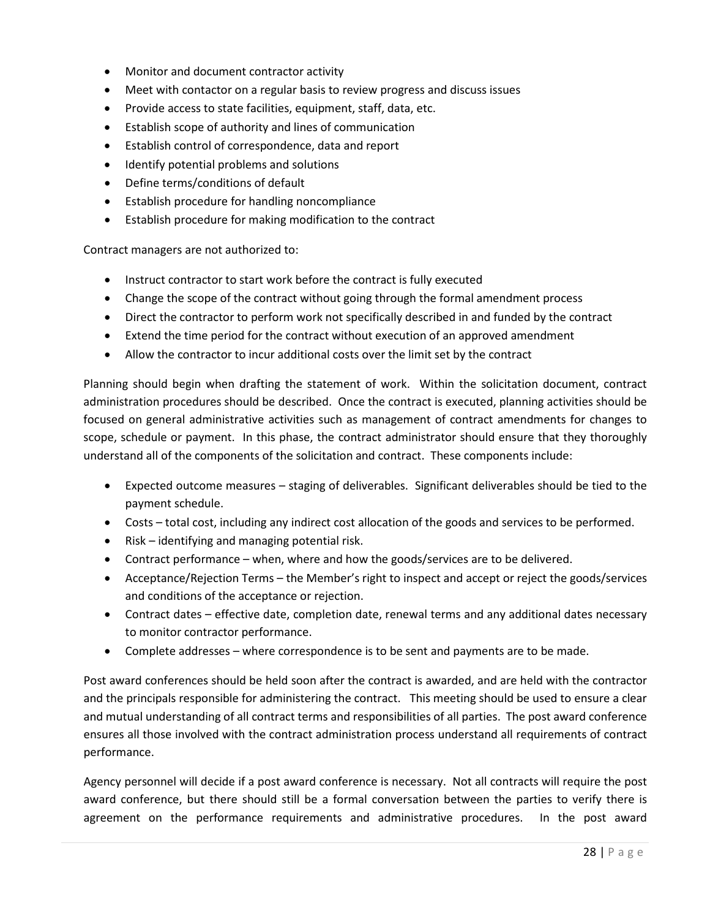- Monitor and document contractor activity
- Meet with contactor on a regular basis to review progress and discuss issues
- Provide access to state facilities, equipment, staff, data, etc.
- Establish scope of authority and lines of communication
- Establish control of correspondence, data and report
- Identify potential problems and solutions
- Define terms/conditions of default
- Establish procedure for handling noncompliance
- Establish procedure for making modification to the contract

Contract managers are not authorized to:

- Instruct contractor to start work before the contract is fully executed
- Change the scope of the contract without going through the formal amendment process
- Direct the contractor to perform work not specifically described in and funded by the contract
- Extend the time period for the contract without execution of an approved amendment
- Allow the contractor to incur additional costs over the limit set by the contract

Planning should begin when drafting the statement of work. Within the solicitation document, contract administration procedures should be described. Once the contract is executed, planning activities should be focused on general administrative activities such as management of contract amendments for changes to scope, schedule or payment. In this phase, the contract administrator should ensure that they thoroughly understand all of the components of the solicitation and contract. These components include:

- Expected outcome measures – staging of deliverables. Significant deliverables should be tied to the payment schedule.
- Costs – total cost, including any indirect cost allocation of the goods and services to be performed.
- Risk – identifying and managing potential risk.
- Contract performance – when, where and how the goods/services are to be delivered.
- Acceptance/Rejection Terms – the Member's right to inspect and accept or reject the goods/services and conditions of the acceptance or rejection.
- Contract dates – effective date, completion date, renewal terms and any additional dates necessary to monitor contractor performance.
- Complete addresses – where correspondence is to be sent and payments are to be made.

Post award conferences should be held soon after the contract is awarded, and are held with the contractor and the principals responsible for administering the contract. This meeting should be used to ensure a clear and mutual understanding of all contract terms and responsibilities of all parties. The post award conference ensures all those involved with the contract administration process understand all requirements of contract performance.

Agency personnel will decide if a post award conference is necessary. Not all contracts will require the post award conference, but there should still be a formal conversation between the parties to verify there is agreement on the performance requirements and administrative procedures. In the post award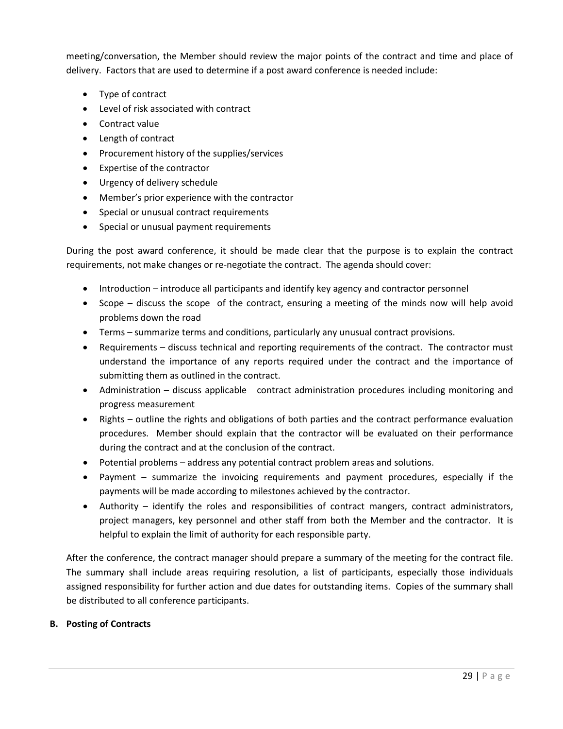meeting/conversation, the Member should review the major points of the contract and time and place of delivery. Factors that are used to determine if a post award conference is needed include:

- Type of contract
- Level of risk associated with contract
- Contract value
- Length of contract
- Procurement history of the supplies/services
- Expertise of the contractor
- Urgency of delivery schedule
- Member's prior experience with the contractor
- Special or unusual contract requirements
- Special or unusual payment requirements

During the post award conference, it should be made clear that the purpose is to explain the contract requirements, not make changes or re-negotiate the contract. The agenda should cover:

- Introduction – introduce all participants and identify key agency and contractor personnel
- Scope – discuss the scope of the contract, ensuring a meeting of the minds now will help avoid problems down the road
- Terms – summarize terms and conditions, particularly any unusual contract provisions.
- Requirements – discuss technical and reporting requirements of the contract. The contractor must understand the importance of any reports required under the contract and the importance of submitting them as outlined in the contract.
- Administration – discuss applicable contract administration procedures including monitoring and progress measurement
- Rights – outline the rights and obligations of both parties and the contract performance evaluation procedures. Member should explain that the contractor will be evaluated on their performance during the contract and at the conclusion of the contract.
- Potential problems – address any potential contract problem areas and solutions.
- Payment – summarize the invoicing requirements and payment procedures, especially if the payments will be made according to milestones achieved by the contractor.
- Authority – identify the roles and responsibilities of contract mangers, contract administrators, project managers, key personnel and other staff from both the Member and the contractor. It is helpful to explain the limit of authority for each responsible party.

After the conference, the contract manager should prepare a summary of the meeting for the contract file. The summary shall include areas requiring resolution, a list of participants, especially those individuals assigned responsibility for further action and due dates for outstanding items. Copies of the summary shall be distributed to all conference participants.

**B. Posting of Contracts**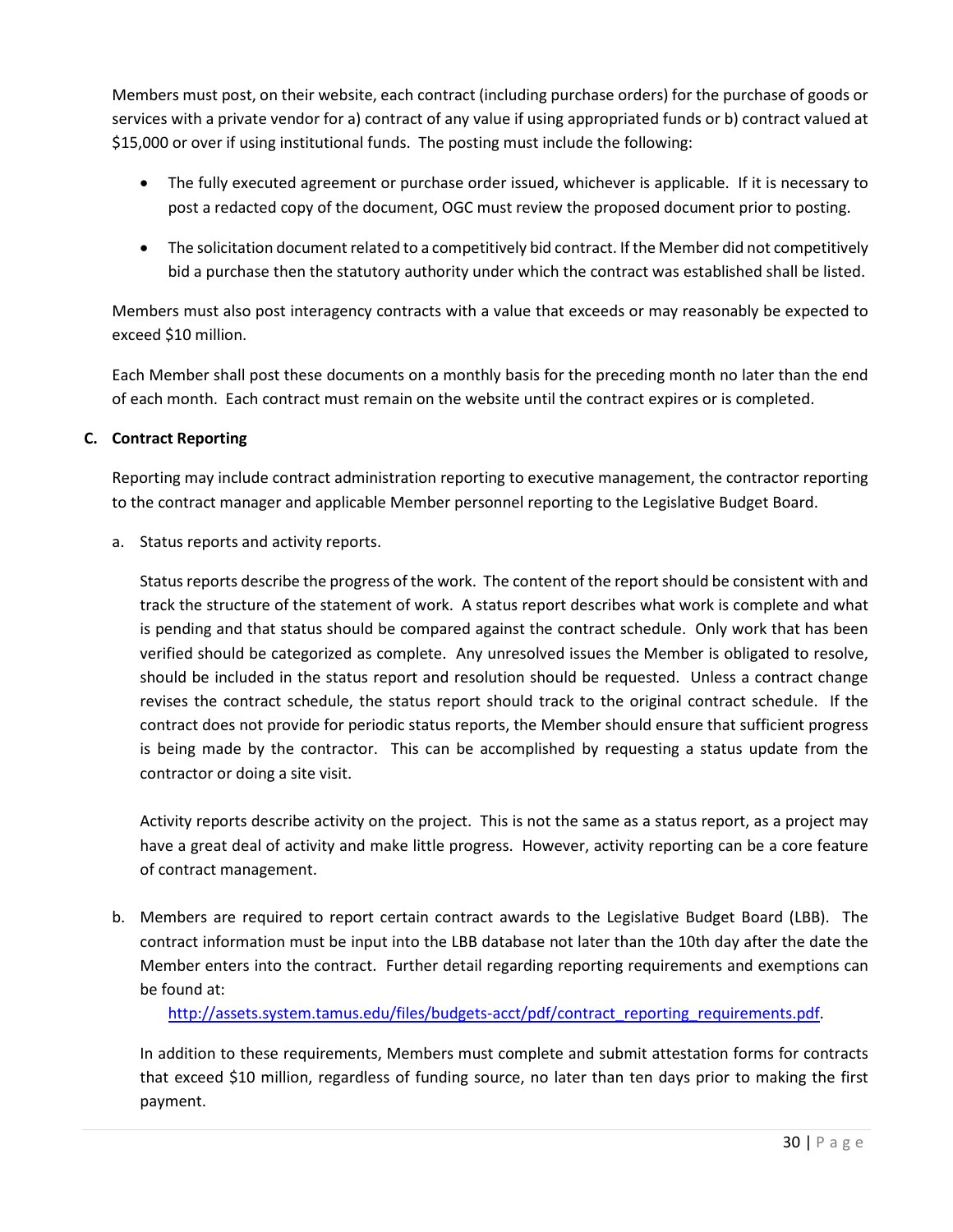Members must post, on their website, each contract (including purchase orders) for the purchase of goods or services with a private vendor for a) contract of any value if using appropriated funds or b) contract valued at $15,000 or over if using institutional funds. The posting must include the following:

- The fully executed agreement or purchase order issued, whichever is applicable. If it is necessary to post a redacted copy of the document, OGC must review the proposed document prior to posting.
- The solicitation document related to a competitively bid contract. If the Member did not competitively bid a purchase then the statutory authority under which the contract was established shall be listed.

Members must also post interagency contracts with a value that exceeds or may reasonably be expected to exceed $10 million.

Each Member shall post these documents on a monthly basis for the preceding month no later than the end of each month. Each contract must remain on the website until the contract expires or is completed.

### C. Contract Reporting

Reporting may include contract administration reporting to executive management, the contractor reporting to the contract manager and applicable Member personnel reporting to the Legislative Budget Board.

a. Status reports and activity reports.

   Status reports describe the progress of the work. The content of the report should be consistent with and track the structure of the statement of work. A status report describes what work is complete and what is pending and that status should be compared against the contract schedule. Only work that has been verified should be categorized as complete. Any unresolved issues the Member is obligated to resolve, should be included in the status report and resolution should be requested. Unless a contract change revises the contract schedule, the status report should track to the original contract schedule. If the contract does not provide for periodic status reports, the Member should ensure that sufficient progress is being made by the contractor. This can be accomplished by requesting a status update from the contractor or doing a site visit.

   Activity reports describe activity on the project. This is not the same as a status report, as a project may have a great deal of activity and make little progress. However, activity reporting can be a core feature of contract management.

b. Members are required to report certain contract awards to the Legislative Budget Board (LBB). The contract information must be input into the LBB database not later than the 10th day after the date the Member enters into the contract. Further detail regarding reporting requirements and exemptions can be found at:

   http://assets.system.tamus.edu/files/budgets-acct/pdf/contract_reporting_requirements.pdf.

   In addition to these requirements, Members must complete and submit attestation forms for contracts that exceed $10 million, regardless of funding source, no later than ten days prior to making the first payment.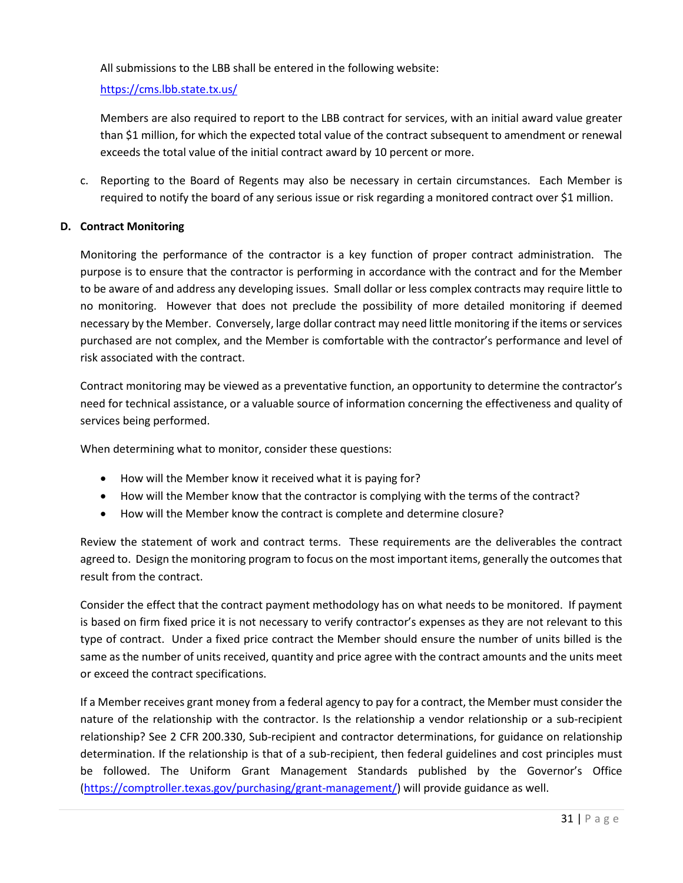All submissions to the LBB shall be entered in the following website:

https://cms.lbb.state.tx.us/

Members are also required to report to the LBB contract for services, with an initial award value greater than $1 million, for which the expected total value of the contract subsequent to amendment or renewal exceeds the total value of the initial contract award by 10 percent or more.

c. Reporting to the Board of Regents may also be necessary in certain circumstances. Each Member is required to notify the board of any serious issue or risk regarding a monitored contract over $1 million.

**D. Contract Monitoring**

Monitoring the performance of the contractor is a key function of proper contract administration. The purpose is to ensure that the contractor is performing in accordance with the contract and for the Member to be aware of and address any developing issues. Small dollar or less complex contracts may require little to no monitoring. However that does not preclude the possibility of more detailed monitoring if deemed necessary by the Member. Conversely, large dollar contract may need little monitoring if the items or services purchased are not complex, and the Member is comfortable with the contractor's performance and level of risk associated with the contract.

Contract monitoring may be viewed as a preventative function, an opportunity to determine the contractor's need for technical assistance, or a valuable source of information concerning the effectiveness and quality of services being performed.

When determining what to monitor, consider these questions:

- How will the Member know it received what it is paying for?
- How will the Member know that the contractor is complying with the terms of the contract?
- How will the Member know the contract is complete and determine closure?

Review the statement of work and contract terms. These requirements are the deliverables the contract agreed to. Design the monitoring program to focus on the most important items, generally the outcomes that result from the contract.

Consider the effect that the contract payment methodology has on what needs to be monitored. If payment is based on firm fixed price it is not necessary to verify contractor's expenses as they are not relevant to this type of contract. Under a fixed price contract the Member should ensure the number of units billed is the same as the number of units received, quantity and price agree with the contract amounts and the units meet or exceed the contract specifications.

If a Member receives grant money from a federal agency to pay for a contract, the Member must consider the nature of the relationship with the contractor. Is the relationship a vendor relationship or a sub-recipient relationship? See 2 CFR 200.330, Sub-recipient and contractor determinations, for guidance on relationship determination. If the relationship is that of a sub-recipient, then federal guidelines and cost principles must be followed. The Uniform Grant Management Standards published by the Governor's Office (https://comptroller.texas.gov/purchasing/grant-management/) will provide guidance as well.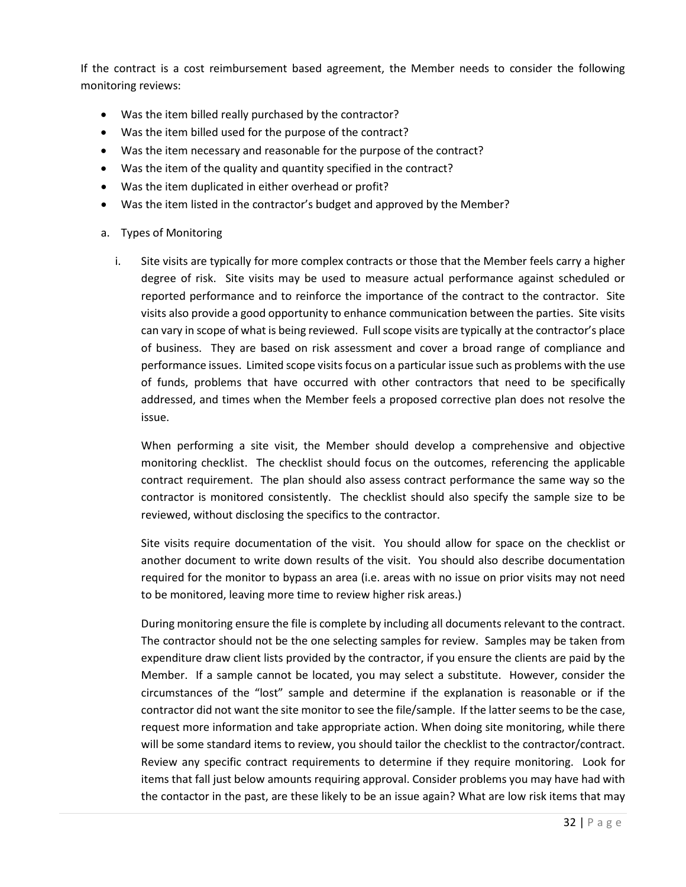If the contract is a cost reimbursement based agreement, the Member needs to consider the following monitoring reviews:

- Was the item billed really purchased by the contractor?
- Was the item billed used for the purpose of the contract?
- Was the item necessary and reasonable for the purpose of the contract?
- Was the item of the quality and quantity specified in the contract?
- Was the item duplicated in either overhead or profit?
- Was the item listed in the contractor's budget and approved by the Member?

a. Types of Monitoring

   i. Site visits are typically for more complex contracts or those that the Member feels carry a higher degree of risk. Site visits may be used to measure actual performance against scheduled or reported performance and to reinforce the importance of the contract to the contractor. Site visits also provide a good opportunity to enhance communication between the parties. Site visits can vary in scope of what is being reviewed. Full scope visits are typically at the contractor's place of business. They are based on risk assessment and cover a broad range of compliance and performance issues. Limited scope visits focus on a particular issue such as problems with the use of funds, problems that have occurred with other contractors that need to be specifically addressed, and times when the Member feels a proposed corrective plan does not resolve the issue.

   When performing a site visit, the Member should develop a comprehensive and objective monitoring checklist. The checklist should focus on the outcomes, referencing the applicable contract requirement. The plan should also assess contract performance the same way so the contractor is monitored consistently. The checklist should also specify the sample size to be reviewed, without disclosing the specifics to the contractor.

   Site visits require documentation of the visit. You should allow for space on the checklist or another document to write down results of the visit. You should also describe documentation required for the monitor to bypass an area (i.e. areas with no issue on prior visits may not need to be monitored, leaving more time to review higher risk areas.)

   During monitoring ensure the file is complete by including all documents relevant to the contract. The contractor should not be the one selecting samples for review. Samples may be taken from expenditure draw client lists provided by the contractor, if you ensure the clients are paid by the Member. If a sample cannot be located, you may select a substitute. However, consider the circumstances of the "lost" sample and determine if the explanation is reasonable or if the contractor did not want the site monitor to see the file/sample. If the latter seems to be the case, request more information and take appropriate action. When doing site monitoring, while there will be some standard items to review, you should tailor the checklist to the contractor/contract. Review any specific contract requirements to determine if they require monitoring. Look for items that fall just below amounts requiring approval. Consider problems you may have had with the contactor in the past, are these likely to be an issue again? What are low risk items that may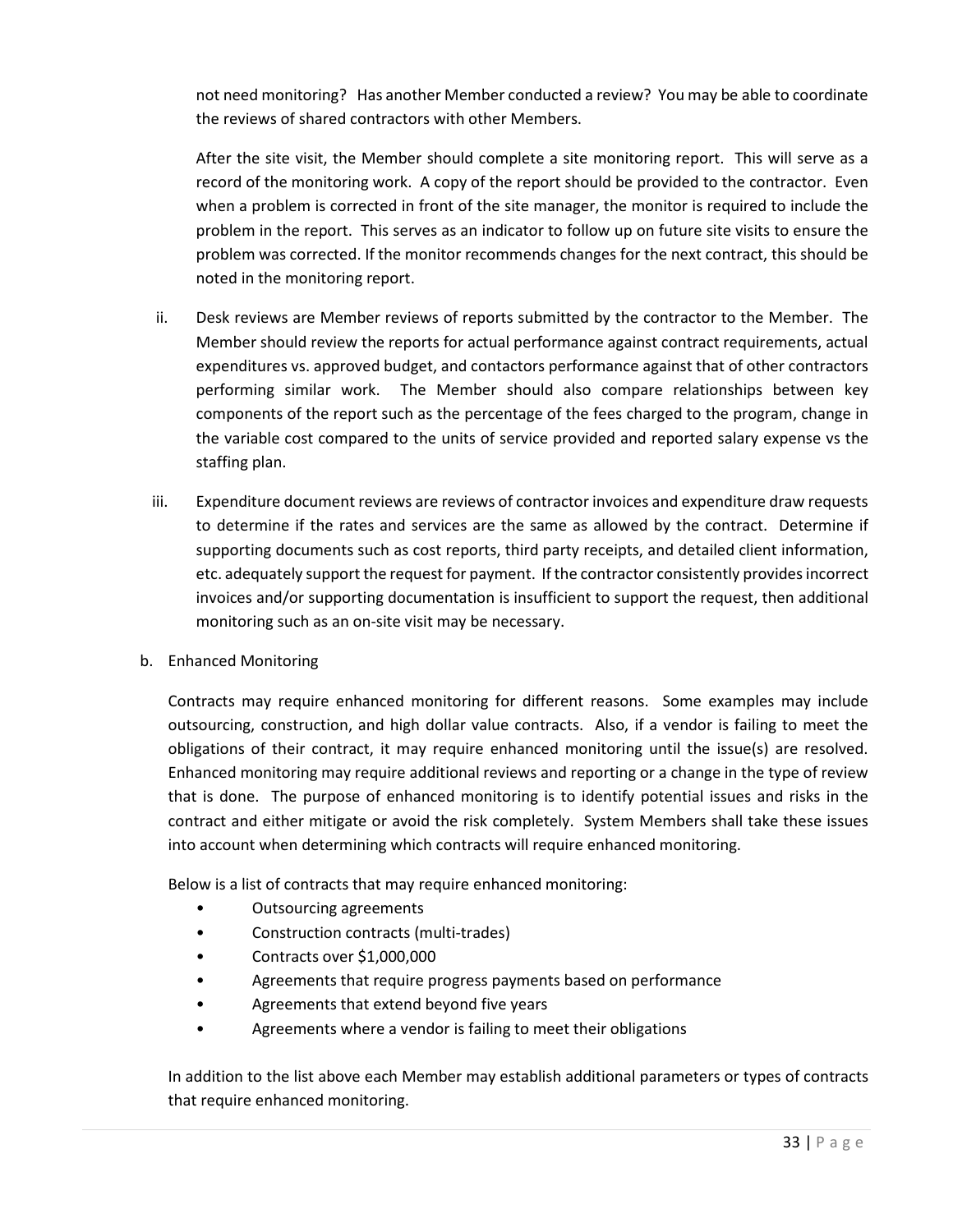not need monitoring? Has another Member conducted a review? You may be able to coordinate the reviews of shared contractors with other Members.

After the site visit, the Member should complete a site monitoring report. This will serve as a record of the monitoring work. A copy of the report should be provided to the contractor. Even when a problem is corrected in front of the site manager, the monitor is required to include the problem in the report. This serves as an indicator to follow up on future site visits to ensure the problem was corrected. If the monitor recommends changes for the next contract, this should be noted in the monitoring report.

ii. Desk reviews are Member reviews of reports submitted by the contractor to the Member. The Member should review the reports for actual performance against contract requirements, actual expenditures vs. approved budget, and contactors performance against that of other contractors performing similar work. The Member should also compare relationships between key components of the report such as the percentage of the fees charged to the program, change in the variable cost compared to the units of service provided and reported salary expense vs the staffing plan.

iii. Expenditure document reviews are reviews of contractor invoices and expenditure draw requests to determine if the rates and services are the same as allowed by the contract. Determine if supporting documents such as cost reports, third party receipts, and detailed client information, etc. adequately support the request for payment. If the contractor consistently provides incorrect invoices and/or supporting documentation is insufficient to support the request, then additional monitoring such as an on-site visit may be necessary.

b. Enhanced Monitoring

Contracts may require enhanced monitoring for different reasons. Some examples may include outsourcing, construction, and high dollar value contracts. Also, if a vendor is failing to meet the obligations of their contract, it may require enhanced monitoring until the issue(s) are resolved. Enhanced monitoring may require additional reviews and reporting or a change in the type of review that is done. The purpose of enhanced monitoring is to identify potential issues and risks in the contract and either mitigate or avoid the risk completely. System Members shall take these issues into account when determining which contracts will require enhanced monitoring.

Below is a list of contracts that may require enhanced monitoring:

- Outsourcing agreements
- Construction contracts (multi-trades)
- Contracts over $1,000,000
- Agreements that require progress payments based on performance
- Agreements that extend beyond five years
- Agreements where a vendor is failing to meet their obligations

In addition to the list above each Member may establish additional parameters or types of contracts that require enhanced monitoring.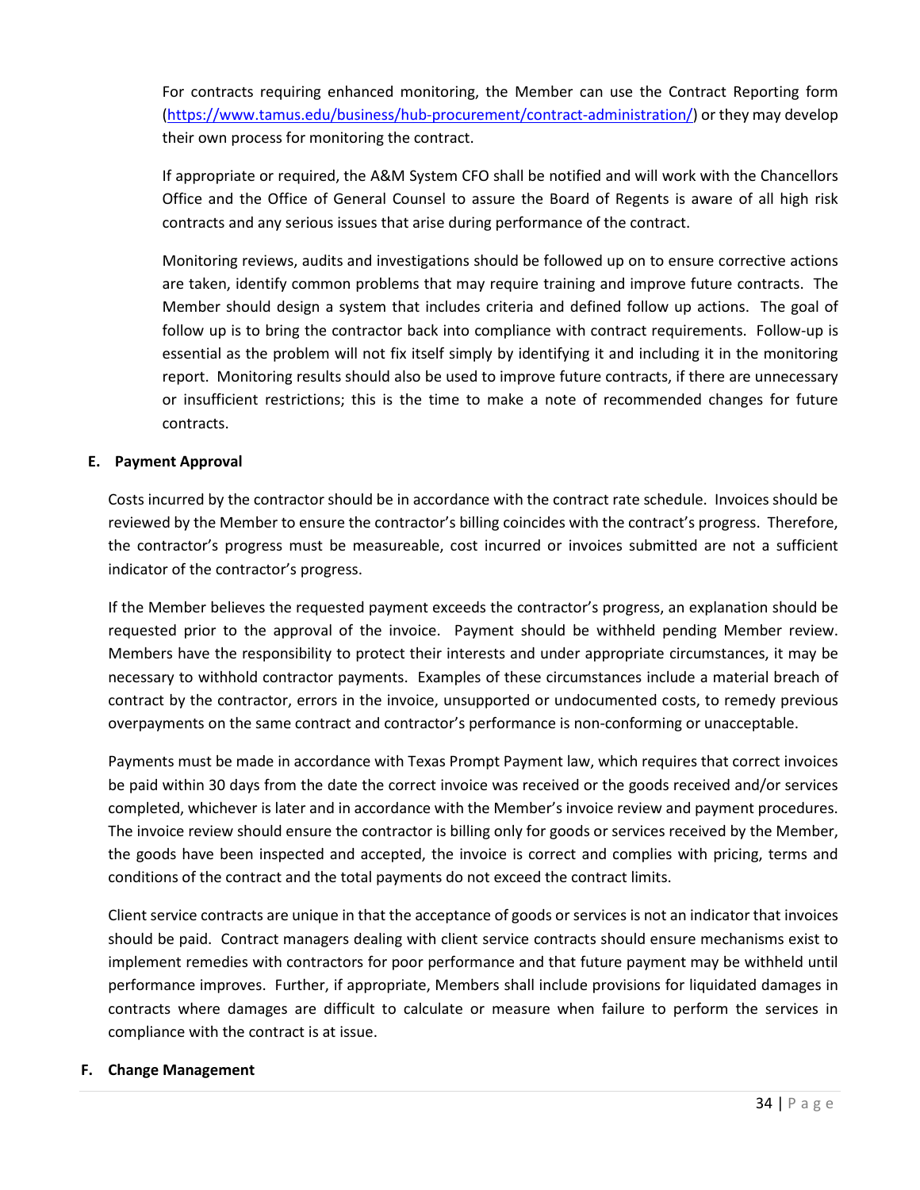For contracts requiring enhanced monitoring, the Member can use the Contract Reporting form (https://www.tamus.edu/business/hub-procurement/contract-administration/) or they may develop their own process for monitoring the contract.

If appropriate or required, the A&M System CFO shall be notified and will work with the Chancellors Office and the Office of General Counsel to assure the Board of Regents is aware of all high risk contracts and any serious issues that arise during performance of the contract.

Monitoring reviews, audits and investigations should be followed up on to ensure corrective actions are taken, identify common problems that may require training and improve future contracts. The Member should design a system that includes criteria and defined follow up actions. The goal of follow up is to bring the contractor back into compliance with contract requirements. Follow-up is essential as the problem will not fix itself simply by identifying it and including it in the monitoring report. Monitoring results should also be used to improve future contracts, if there are unnecessary or insufficient restrictions; this is the time to make a note of recommended changes for future contracts.

### E. Payment Approval

Costs incurred by the contractor should be in accordance with the contract rate schedule. Invoices should be reviewed by the Member to ensure the contractor's billing coincides with the contract's progress. Therefore, the contractor's progress must be measureable, cost incurred or invoices submitted are not a sufficient indicator of the contractor's progress.

If the Member believes the requested payment exceeds the contractor's progress, an explanation should be requested prior to the approval of the invoice. Payment should be withheld pending Member review. Members have the responsibility to protect their interests and under appropriate circumstances, it may be necessary to withhold contractor payments. Examples of these circumstances include a material breach of contract by the contractor, errors in the invoice, unsupported or undocumented costs, to remedy previous overpayments on the same contract and contractor's performance is non-conforming or unacceptable.

Payments must be made in accordance with Texas Prompt Payment law, which requires that correct invoices be paid within 30 days from the date the correct invoice was received or the goods received and/or services completed, whichever is later and in accordance with the Member's invoice review and payment procedures. The invoice review should ensure the contractor is billing only for goods or services received by the Member, the goods have been inspected and accepted, the invoice is correct and complies with pricing, terms and conditions of the contract and the total payments do not exceed the contract limits.

Client service contracts are unique in that the acceptance of goods or services is not an indicator that invoices should be paid. Contract managers dealing with client service contracts should ensure mechanisms exist to implement remedies with contractors for poor performance and that future payment may be withheld until performance improves. Further, if appropriate, Members shall include provisions for liquidated damages in contracts where damages are difficult to calculate or measure when failure to perform the services in compliance with the contract is at issue.

### F. Change Management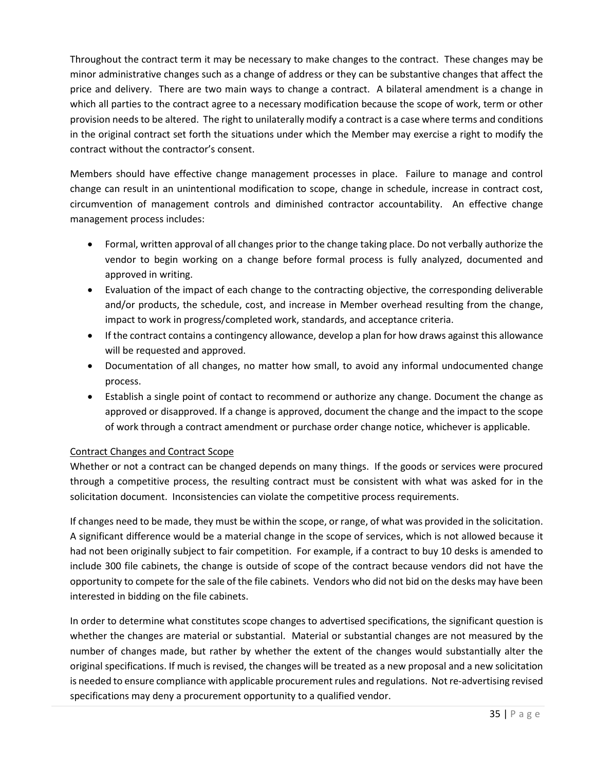Throughout the contract term it may be necessary to make changes to the contract. These changes may be minor administrative changes such as a change of address or they can be substantive changes that affect the price and delivery. There are two main ways to change a contract. A bilateral amendment is a change in which all parties to the contract agree to a necessary modification because the scope of work, term or other provision needs to be altered. The right to unilaterally modify a contract is a case where terms and conditions in the original contract set forth the situations under which the Member may exercise a right to modify the contract without the contractor's consent.

Members should have effective change management processes in place. Failure to manage and control change can result in an unintentional modification to scope, change in schedule, increase in contract cost, circumvention of management controls and diminished contractor accountability. An effective change management process includes:

- Formal, written approval of all changes prior to the change taking place. Do not verbally authorize the vendor to begin working on a change before formal process is fully analyzed, documented and approved in writing.
- Evaluation of the impact of each change to the contracting objective, the corresponding deliverable and/or products, the schedule, cost, and increase in Member overhead resulting from the change, impact to work in progress/completed work, standards, and acceptance criteria.
- If the contract contains a contingency allowance, develop a plan for how draws against this allowance will be requested and approved.
- Documentation of all changes, no matter how small, to avoid any informal undocumented change process.
- Establish a single point of contact to recommend or authorize any change. Document the change as approved or disapproved. If a change is approved, document the change and the impact to the scope of work through a contract amendment or purchase order change notice, whichever is applicable.

<u>Contract Changes and Contract Scope</u>

Whether or not a contract can be changed depends on many things. If the goods or services were procured through a competitive process, the resulting contract must be consistent with what was asked for in the solicitation document. Inconsistencies can violate the competitive process requirements.

If changes need to be made, they must be within the scope, or range, of what was provided in the solicitation. A significant difference would be a material change in the scope of services, which is not allowed because it had not been originally subject to fair competition. For example, if a contract to buy 10 desks is amended to include 300 file cabinets, the change is outside of scope of the contract because vendors did not have the opportunity to compete for the sale of the file cabinets. Vendors who did not bid on the desks may have been interested in bidding on the file cabinets.

In order to determine what constitutes scope changes to advertised specifications, the significant question is whether the changes are material or substantial. Material or substantial changes are not measured by the number of changes made, but rather by whether the extent of the changes would substantially alter the original specifications. If much is revised, the changes will be treated as a new proposal and a new solicitation is needed to ensure compliance with applicable procurement rules and regulations. Not re-advertising revised specifications may deny a procurement opportunity to a qualified vendor.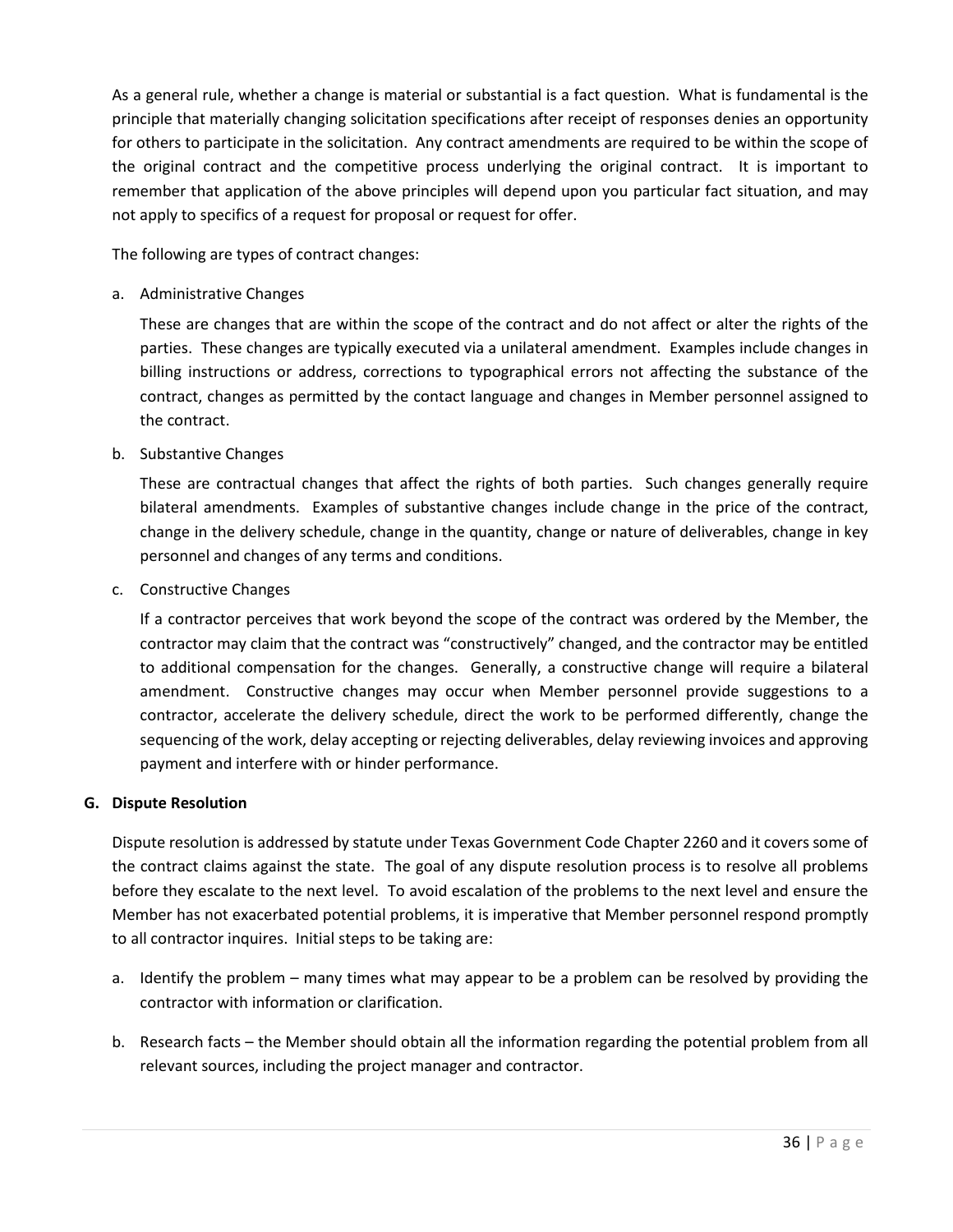As a general rule, whether a change is material or substantial is a fact question. What is fundamental is the principle that materially changing solicitation specifications after receipt of responses denies an opportunity for others to participate in the solicitation. Any contract amendments are required to be within the scope of the original contract and the competitive process underlying the original contract. It is important to remember that application of the above principles will depend upon you particular fact situation, and may not apply to specifics of a request for proposal or request for offer.

The following are types of contract changes:

a. Administrative Changes

   These are changes that are within the scope of the contract and do not affect or alter the rights of the parties. These changes are typically executed via a unilateral amendment. Examples include changes in billing instructions or address, corrections to typographical errors not affecting the substance of the contract, changes as permitted by the contact language and changes in Member personnel assigned to the contract.

b. Substantive Changes

   These are contractual changes that affect the rights of both parties. Such changes generally require bilateral amendments. Examples of substantive changes include change in the price of the contract, change in the delivery schedule, change in the quantity, change or nature of deliverables, change in key personnel and changes of any terms and conditions.

c. Constructive Changes

   If a contractor perceives that work beyond the scope of the contract was ordered by the Member, the contractor may claim that the contract was "constructively" changed, and the contractor may be entitled to additional compensation for the changes. Generally, a constructive change will require a bilateral amendment. Constructive changes may occur when Member personnel provide suggestions to a contractor, accelerate the delivery schedule, direct the work to be performed differently, change the sequencing of the work, delay accepting or rejecting deliverables, delay reviewing invoices and approving payment and interfere with or hinder performance.

### G. Dispute Resolution

Dispute resolution is addressed by statute under Texas Government Code Chapter 2260 and it covers some of the contract claims against the state. The goal of any dispute resolution process is to resolve all problems before they escalate to the next level. To avoid escalation of the problems to the next level and ensure the Member has not exacerbated potential problems, it is imperative that Member personnel respond promptly to all contractor inquires. Initial steps to be taking are:

a. Identify the problem – many times what may appear to be a problem can be resolved by providing the contractor with information or clarification.

b. Research facts – the Member should obtain all the information regarding the potential problem from all relevant sources, including the project manager and contractor.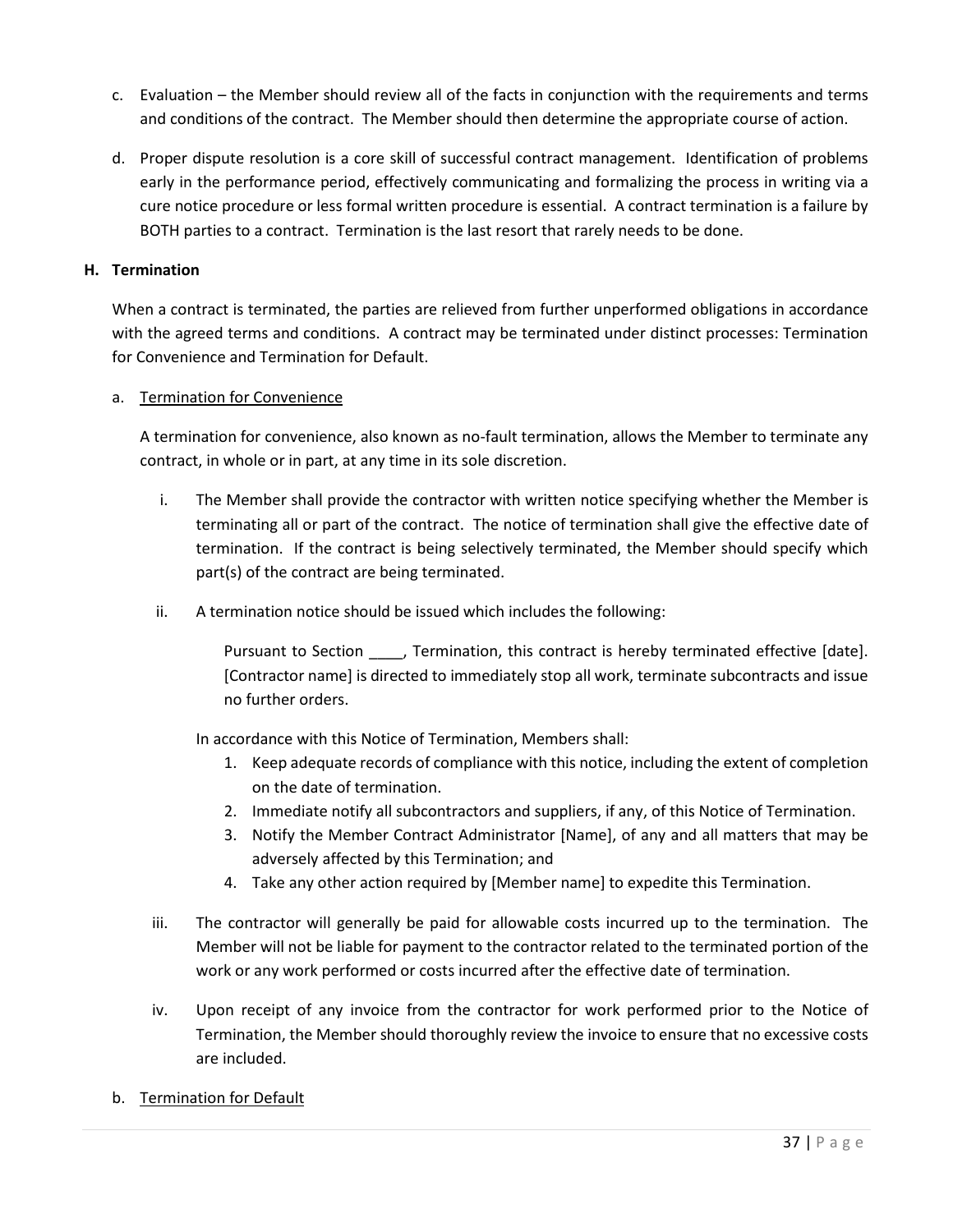c. Evaluation – the Member should review all of the facts in conjunction with the requirements and terms and conditions of the contract. The Member should then determine the appropriate course of action.

d. Proper dispute resolution is a core skill of successful contract management. Identification of problems early in the performance period, effectively communicating and formalizing the process in writing via a cure notice procedure or less formal written procedure is essential. A contract termination is a failure by BOTH parties to a contract. Termination is the last resort that rarely needs to be done.

**H. Termination**

When a contract is terminated, the parties are relieved from further unperformed obligations in accordance with the agreed terms and conditions. A contract may be terminated under distinct processes: Termination for Convenience and Termination for Default.

a. <u>Termination for Convenience</u>

A termination for convenience, also known as no-fault termination, allows the Member to terminate any contract, in whole or in part, at any time in its sole discretion.

i. The Member shall provide the contractor with written notice specifying whether the Member is terminating all or part of the contract. The notice of termination shall give the effective date of termination. If the contract is being selectively terminated, the Member should specify which part(s) of the contract are being terminated.

ii. A termination notice should be issued which includes the following:

> Pursuant to Section ____, Termination, this contract is hereby terminated effective [date]. [Contractor name] is directed to immediately stop all work, terminate subcontracts and issue no further orders.

In accordance with this Notice of Termination, Members shall:

1. Keep adequate records of compliance with this notice, including the extent of completion on the date of termination.
2. Immediate notify all subcontractors and suppliers, if any, of this Notice of Termination.
3. Notify the Member Contract Administrator [Name], of any and all matters that may be adversely affected by this Termination; and
4. Take any other action required by [Member name] to expedite this Termination.

iii. The contractor will generally be paid for allowable costs incurred up to the termination. The Member will not be liable for payment to the contractor related to the terminated portion of the work or any work performed or costs incurred after the effective date of termination.

iv. Upon receipt of any invoice from the contractor for work performed prior to the Notice of Termination, the Member should thoroughly review the invoice to ensure that no excessive costs are included.

b. <u>Termination for Default</u>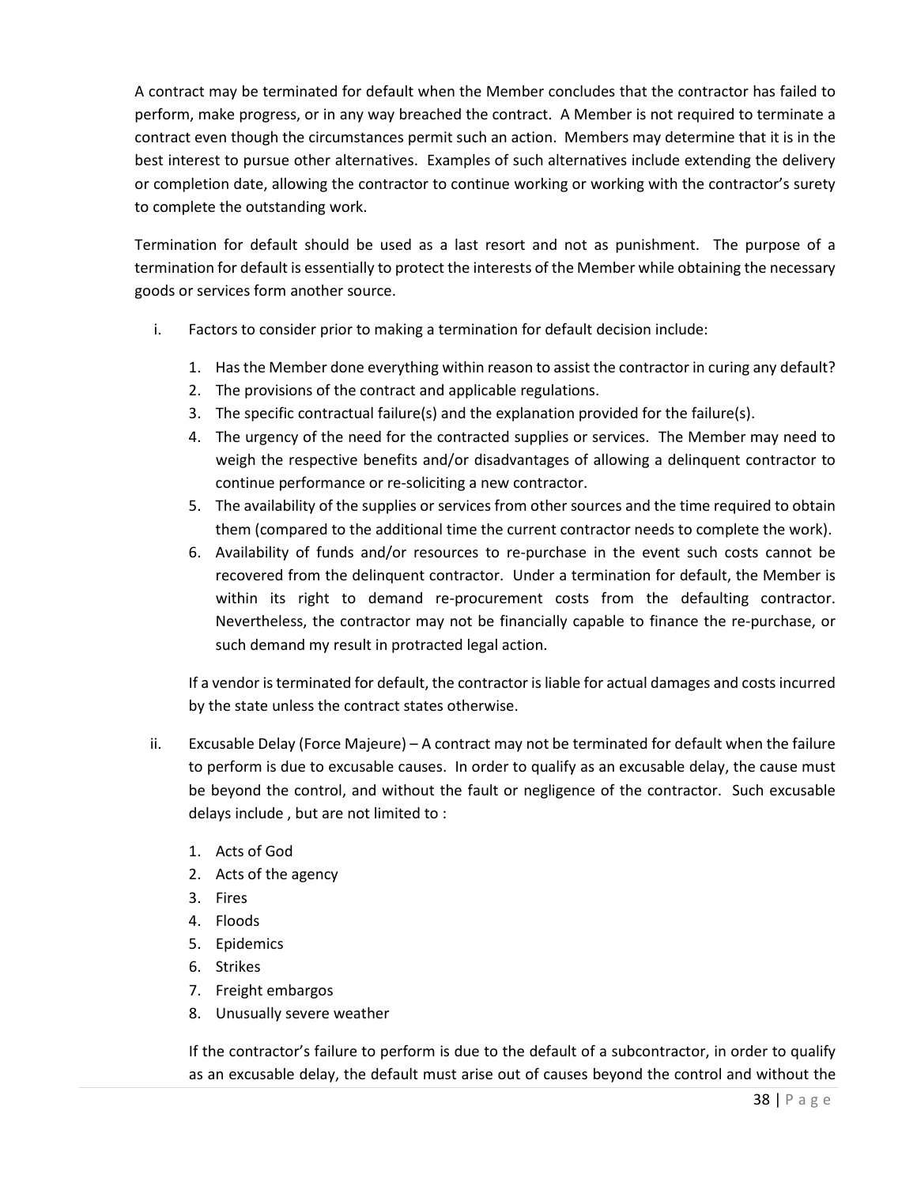A contract may be terminated for default when the Member concludes that the contractor has failed to perform, make progress, or in any way breached the contract. A Member is not required to terminate a contract even though the circumstances permit such an action. Members may determine that it is in the best interest to pursue other alternatives. Examples of such alternatives include extending the delivery or completion date, allowing the contractor to continue working or working with the contractor's surety to complete the outstanding work.

Termination for default should be used as a last resort and not as punishment. The purpose of a termination for default is essentially to protect the interests of the Member while obtaining the necessary goods or services form another source.

i. Factors to consider prior to making a termination for default decision include:

   1. Has the Member done everything within reason to assist the contractor in curing any default?
   2. The provisions of the contract and applicable regulations.
   3. The specific contractual failure(s) and the explanation provided for the failure(s).
   4. The urgency of the need for the contracted supplies or services. The Member may need to weigh the respective benefits and/or disadvantages of allowing a delinquent contractor to continue performance or re-soliciting a new contractor.
   5. The availability of the supplies or services from other sources and the time required to obtain them (compared to the additional time the current contractor needs to complete the work).
   6. Availability of funds and/or resources to re-purchase in the event such costs cannot be recovered from the delinquent contractor. Under a termination for default, the Member is within its right to demand re-procurement costs from the defaulting contractor. Nevertheless, the contractor may not be financially capable to finance the re-purchase, or such demand my result in protracted legal action.

   If a vendor is terminated for default, the contractor is liable for actual damages and costs incurred by the state unless the contract states otherwise.

ii. Excusable Delay (Force Majeure) – A contract may not be terminated for default when the failure to perform is due to excusable causes. In order to qualify as an excusable delay, the cause must be beyond the control, and without the fault or negligence of the contractor. Such excusable delays include , but are not limited to :

   1. Acts of God
   2. Acts of the agency
   3. Fires
   4. Floods
   5. Epidemics
   6. Strikes
   7. Freight embargos
   8. Unusually severe weather

   If the contractor's failure to perform is due to the default of a subcontractor, in order to qualify as an excusable delay, the default must arise out of causes beyond the control and without the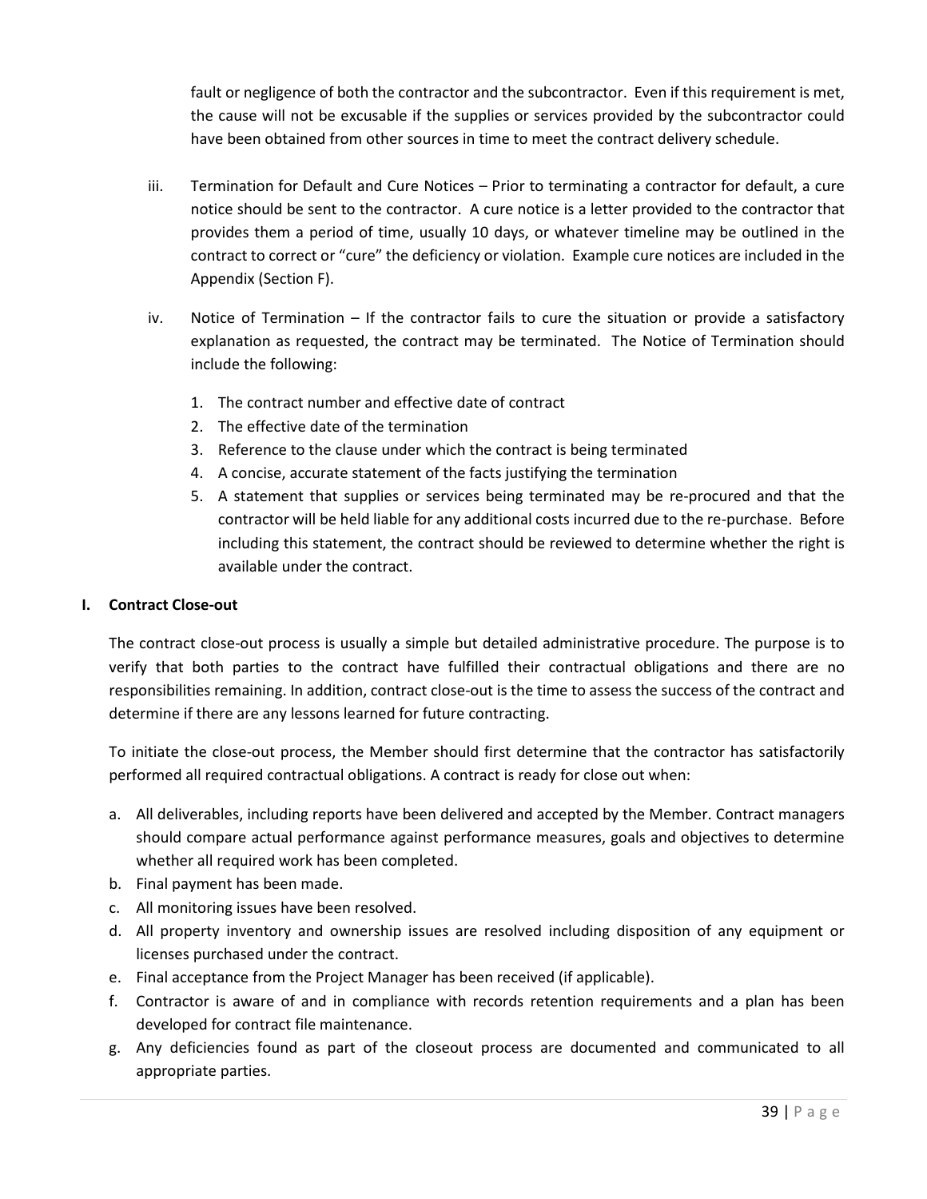fault or negligence of both the contractor and the subcontractor. Even if this requirement is met, the cause will not be excusable if the supplies or services provided by the subcontractor could have been obtained from other sources in time to meet the contract delivery schedule.

iii. Termination for Default and Cure Notices – Prior to terminating a contractor for default, a cure notice should be sent to the contractor. A cure notice is a letter provided to the contractor that provides them a period of time, usually 10 days, or whatever timeline may be outlined in the contract to correct or "cure" the deficiency or violation. Example cure notices are included in the Appendix (Section F).

iv. Notice of Termination – If the contractor fails to cure the situation or provide a satisfactory explanation as requested, the contract may be terminated. The Notice of Termination should include the following:

   1. The contract number and effective date of contract
   2. The effective date of the termination
   3. Reference to the clause under which the contract is being terminated
   4. A concise, accurate statement of the facts justifying the termination
   5. A statement that supplies or services being terminated may be re-procured and that the contractor will be held liable for any additional costs incurred due to the re-purchase. Before including this statement, the contract should be reviewed to determine whether the right is available under the contract.

## I. Contract Close-out

The contract close-out process is usually a simple but detailed administrative procedure. The purpose is to verify that both parties to the contract have fulfilled their contractual obligations and there are no responsibilities remaining. In addition, contract close-out is the time to assess the success of the contract and determine if there are any lessons learned for future contracting.

To initiate the close-out process, the Member should first determine that the contractor has satisfactorily performed all required contractual obligations. A contract is ready for close out when:

a. All deliverables, including reports have been delivered and accepted by the Member. Contract managers should compare actual performance against performance measures, goals and objectives to determine whether all required work has been completed.
b. Final payment has been made.
c. All monitoring issues have been resolved.
d. All property inventory and ownership issues are resolved including disposition of any equipment or licenses purchased under the contract.
e. Final acceptance from the Project Manager has been received (if applicable).
f. Contractor is aware of and in compliance with records retention requirements and a plan has been developed for contract file maintenance.
g. Any deficiencies found as part of the closeout process are documented and communicated to all appropriate parties.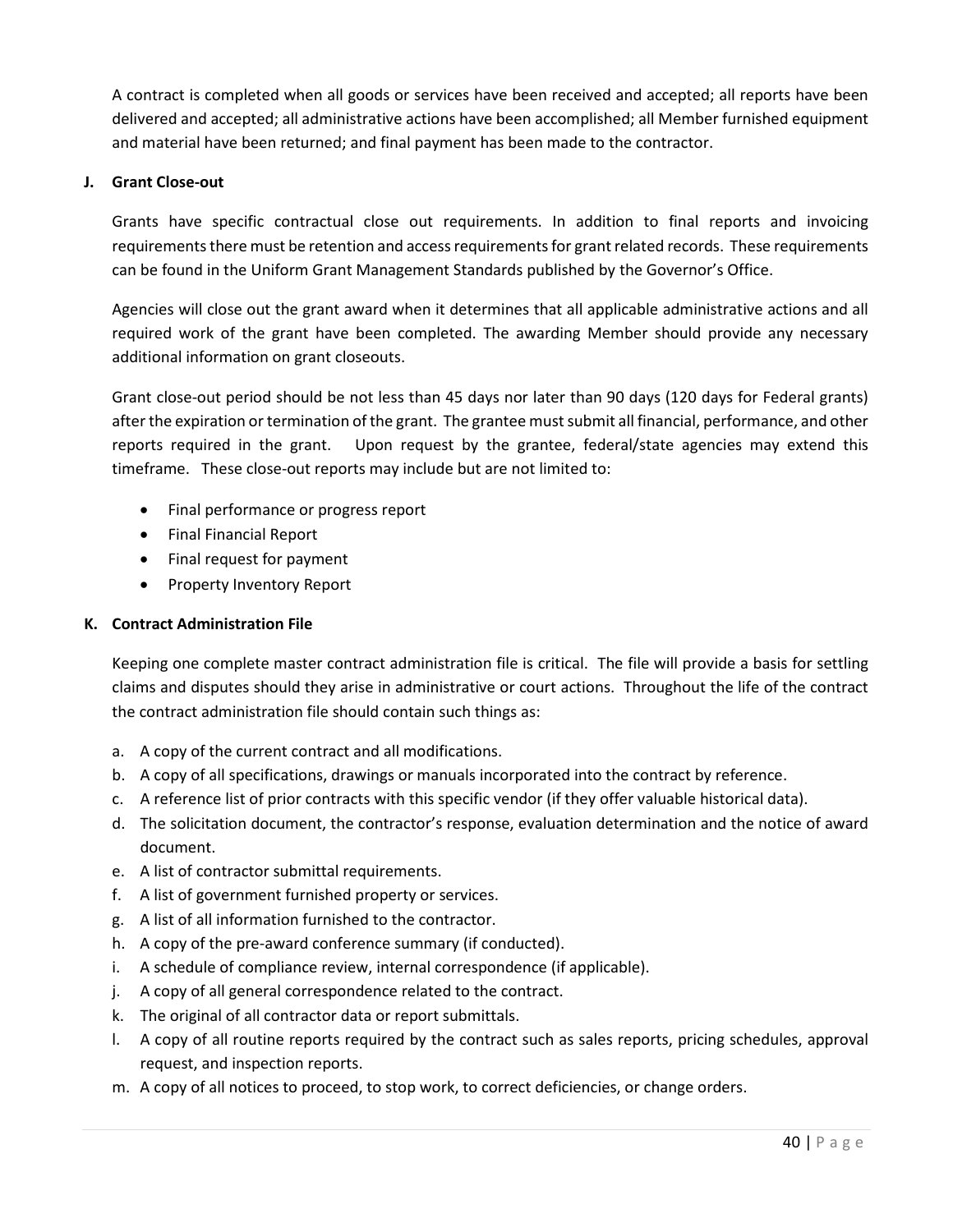A contract is completed when all goods or services have been received and accepted; all reports have been delivered and accepted; all administrative actions have been accomplished; all Member furnished equipment and material have been returned; and final payment has been made to the contractor.

### J. Grant Close-out

Grants have specific contractual close out requirements. In addition to final reports and invoicing requirements there must be retention and access requirements for grant related records. These requirements can be found in the Uniform Grant Management Standards published by the Governor's Office.

Agencies will close out the grant award when it determines that all applicable administrative actions and all required work of the grant have been completed. The awarding Member should provide any necessary additional information on grant closeouts.

Grant close-out period should be not less than 45 days nor later than 90 days (120 days for Federal grants) after the expiration or termination of the grant. The grantee must submit all financial, performance, and other reports required in the grant. Upon request by the grantee, federal/state agencies may extend this timeframe. These close-out reports may include but are not limited to:

- Final performance or progress report
- Final Financial Report
- Final request for payment
- Property Inventory Report

### K. Contract Administration File

Keeping one complete master contract administration file is critical. The file will provide a basis for settling claims and disputes should they arise in administrative or court actions. Throughout the life of the contract the contract administration file should contain such things as:

a. A copy of the current contract and all modifications.
b. A copy of all specifications, drawings or manuals incorporated into the contract by reference.
c. A reference list of prior contracts with this specific vendor (if they offer valuable historical data).
d. The solicitation document, the contractor's response, evaluation determination and the notice of award document.
e. A list of contractor submittal requirements.
f. A list of government furnished property or services.
g. A list of all information furnished to the contractor.
h. A copy of the pre-award conference summary (if conducted).
i. A schedule of compliance review, internal correspondence (if applicable).
j. A copy of all general correspondence related to the contract.
k. The original of all contractor data or report submittals.
l. A copy of all routine reports required by the contract such as sales reports, pricing schedules, approval request, and inspection reports.
m. A copy of all notices to proceed, to stop work, to correct deficiencies, or change orders.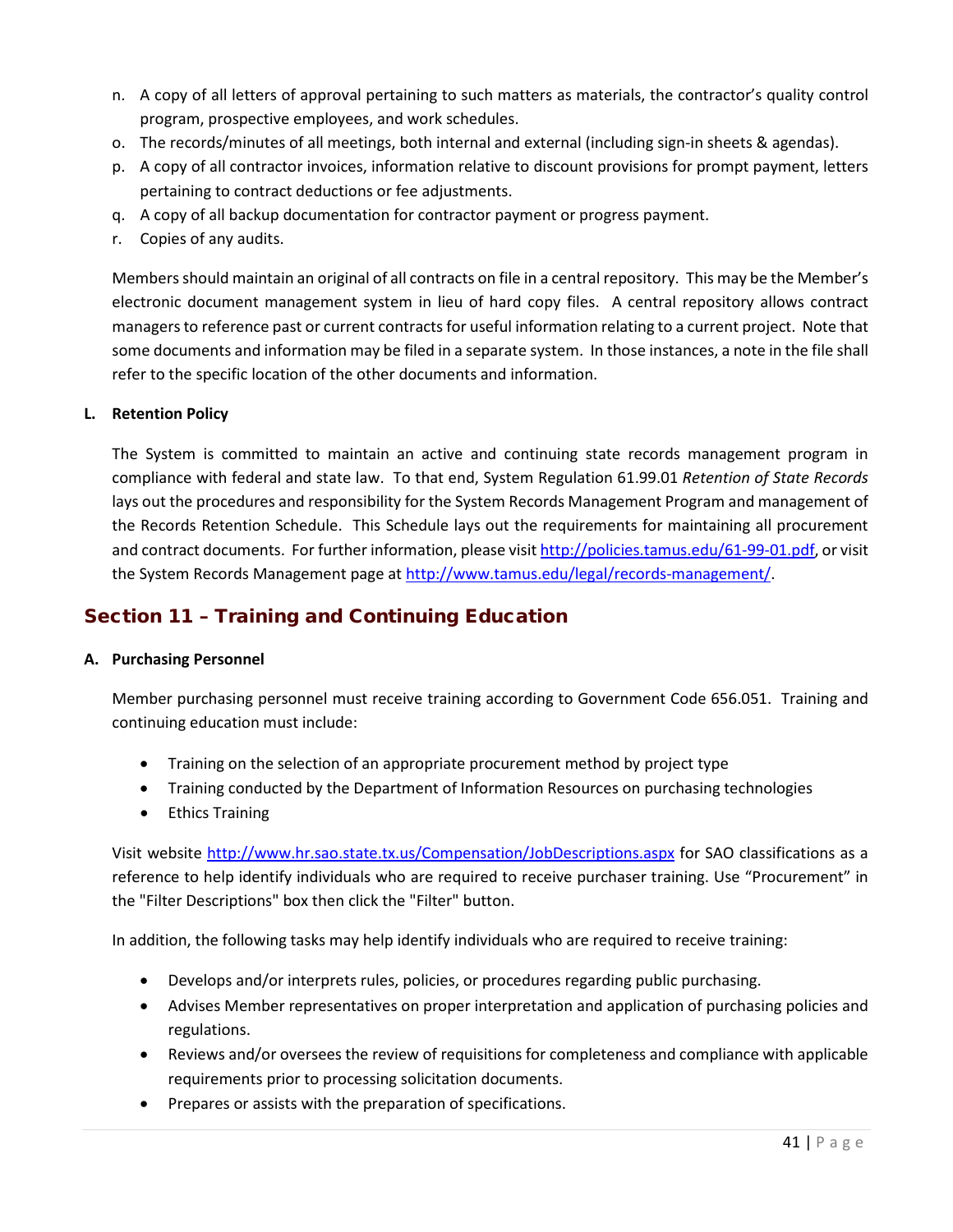n. A copy of all letters of approval pertaining to such matters as materials, the contractor's quality control program, prospective employees, and work schedules.
o. The records/minutes of all meetings, both internal and external (including sign-in sheets & agendas).
p. A copy of all contractor invoices, information relative to discount provisions for prompt payment, letters pertaining to contract deductions or fee adjustments.
q. A copy of all backup documentation for contractor payment or progress payment.
r. Copies of any audits.

Members should maintain an original of all contracts on file in a central repository. This may be the Member's electronic document management system in lieu of hard copy files. A central repository allows contract managers to reference past or current contracts for useful information relating to a current project. Note that some documents and information may be filed in a separate system. In those instances, a note in the file shall refer to the specific location of the other documents and information.

**L. Retention Policy**

The System is committed to maintain an active and continuing state records management program in compliance with federal and state law. To that end, System Regulation 61.99.01 *Retention of State Records* lays out the procedures and responsibility for the System Records Management Program and management of the Records Retention Schedule. This Schedule lays out the requirements for maintaining all procurement and contract documents. For further information, please visit http://policies.tamus.edu/61-99-01.pdf, or visit the System Records Management page at http://www.tamus.edu/legal/records-management/.

## Section 11 – Training and Continuing Education

**A. Purchasing Personnel**

Member purchasing personnel must receive training according to Government Code 656.051. Training and continuing education must include:

- Training on the selection of an appropriate procurement method by project type
- Training conducted by the Department of Information Resources on purchasing technologies
- Ethics Training

Visit website http://www.hr.sao.state.tx.us/Compensation/JobDescriptions.aspx for SAO classifications as a reference to help identify individuals who are required to receive purchaser training. Use "Procurement" in the "Filter Descriptions" box then click the "Filter" button.

In addition, the following tasks may help identify individuals who are required to receive training:

- Develops and/or interprets rules, policies, or procedures regarding public purchasing.
- Advises Member representatives on proper interpretation and application of purchasing policies and regulations.
- Reviews and/or oversees the review of requisitions for completeness and compliance with applicable requirements prior to processing solicitation documents.
- Prepares or assists with the preparation of specifications.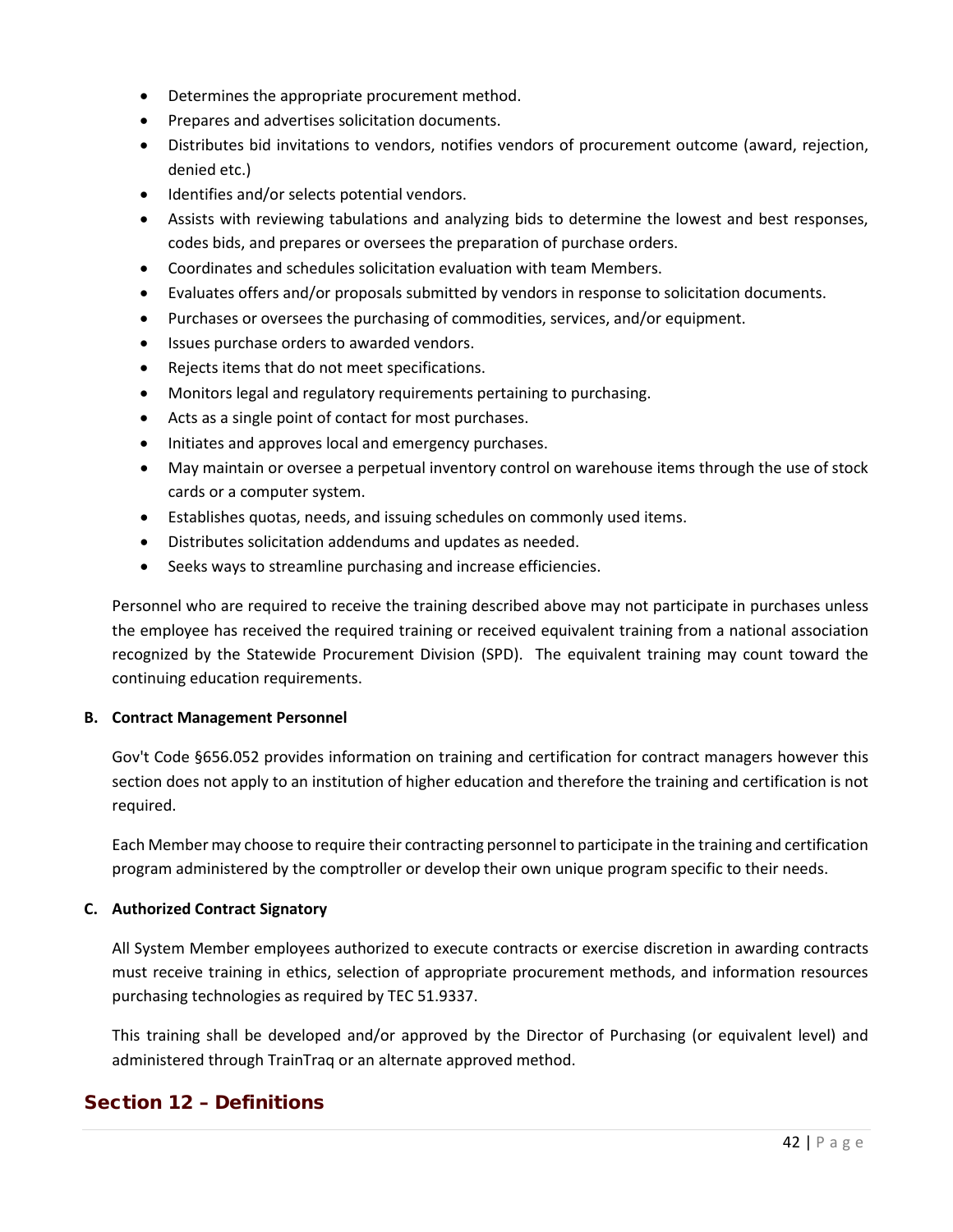- Determines the appropriate procurement method.
- Prepares and advertises solicitation documents.
- Distributes bid invitations to vendors, notifies vendors of procurement outcome (award, rejection, denied etc.)
- Identifies and/or selects potential vendors.
- Assists with reviewing tabulations and analyzing bids to determine the lowest and best responses, codes bids, and prepares or oversees the preparation of purchase orders.
- Coordinates and schedules solicitation evaluation with team Members.
- Evaluates offers and/or proposals submitted by vendors in response to solicitation documents.
- Purchases or oversees the purchasing of commodities, services, and/or equipment.
- Issues purchase orders to awarded vendors.
- Rejects items that do not meet specifications.
- Monitors legal and regulatory requirements pertaining to purchasing.
- Acts as a single point of contact for most purchases.
- Initiates and approves local and emergency purchases.
- May maintain or oversee a perpetual inventory control on warehouse items through the use of stock cards or a computer system.
- Establishes quotas, needs, and issuing schedules on commonly used items.
- Distributes solicitation addendums and updates as needed.
- Seeks ways to streamline purchasing and increase efficiencies.

Personnel who are required to receive the training described above may not participate in purchases unless the employee has received the required training or received equivalent training from a national association recognized by the Statewide Procurement Division (SPD). The equivalent training may count toward the continuing education requirements.

**B. Contract Management Personnel**

Gov't Code §656.052 provides information on training and certification for contract managers however this section does not apply to an institution of higher education and therefore the training and certification is not required.

Each Member may choose to require their contracting personnel to participate in the training and certification program administered by the comptroller or develop their own unique program specific to their needs.

**C. Authorized Contract Signatory**

All System Member employees authorized to execute contracts or exercise discretion in awarding contracts must receive training in ethics, selection of appropriate procurement methods, and information resources purchasing technologies as required by TEC 51.9337.

This training shall be developed and/or approved by the Director of Purchasing (or equivalent level) and administered through TrainTraq or an alternate approved method.

## Section 12 – Definitions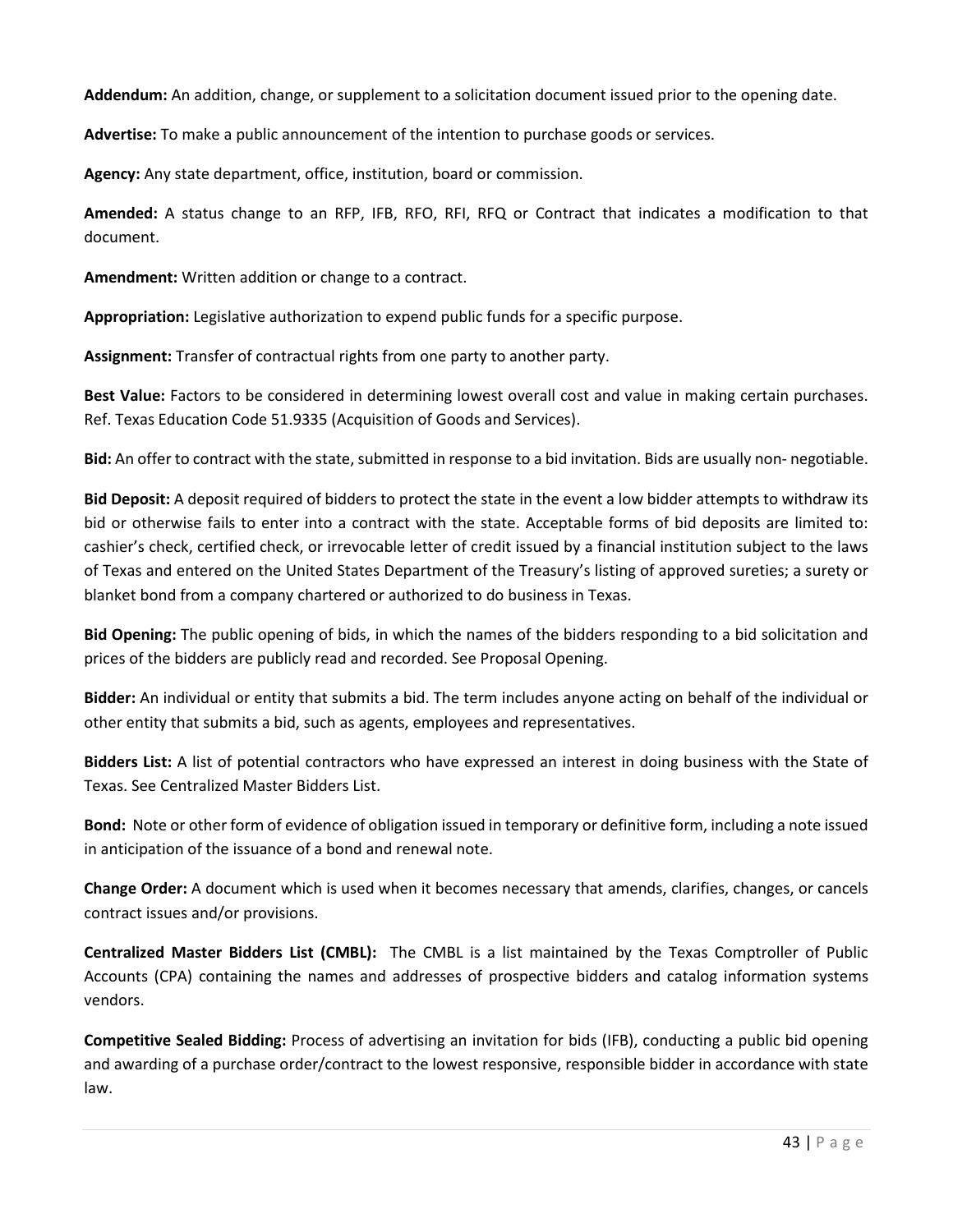**Addendum:** An addition, change, or supplement to a solicitation document issued prior to the opening date.

**Advertise:** To make a public announcement of the intention to purchase goods or services.

**Agency:** Any state department, office, institution, board or commission.

**Amended:** A status change to an RFP, IFB, RFO, RFI, RFQ or Contract that indicates a modification to that document.

**Amendment:** Written addition or change to a contract.

**Appropriation:** Legislative authorization to expend public funds for a specific purpose.

**Assignment:** Transfer of contractual rights from one party to another party.

**Best Value:** Factors to be considered in determining lowest overall cost and value in making certain purchases. Ref. Texas Education Code 51.9335 (Acquisition of Goods and Services).

**Bid:** An offer to contract with the state, submitted in response to a bid invitation. Bids are usually non- negotiable.

**Bid Deposit:** A deposit required of bidders to protect the state in the event a low bidder attempts to withdraw its bid or otherwise fails to enter into a contract with the state. Acceptable forms of bid deposits are limited to: cashier's check, certified check, or irrevocable letter of credit issued by a financial institution subject to the laws of Texas and entered on the United States Department of the Treasury's listing of approved sureties; a surety or blanket bond from a company chartered or authorized to do business in Texas.

**Bid Opening:** The public opening of bids, in which the names of the bidders responding to a bid solicitation and prices of the bidders are publicly read and recorded. See Proposal Opening.

**Bidder:** An individual or entity that submits a bid. The term includes anyone acting on behalf of the individual or other entity that submits a bid, such as agents, employees and representatives.

**Bidders List:** A list of potential contractors who have expressed an interest in doing business with the State of Texas. See Centralized Master Bidders List.

**Bond:** Note or other form of evidence of obligation issued in temporary or definitive form, including a note issued in anticipation of the issuance of a bond and renewal note.

**Change Order:** A document which is used when it becomes necessary that amends, clarifies, changes, or cancels contract issues and/or provisions.

**Centralized Master Bidders List (CMBL):** The CMBL is a list maintained by the Texas Comptroller of Public Accounts (CPA) containing the names and addresses of prospective bidders and catalog information systems vendors.

**Competitive Sealed Bidding:** Process of advertising an invitation for bids (IFB), conducting a public bid opening and awarding of a purchase order/contract to the lowest responsive, responsible bidder in accordance with state law.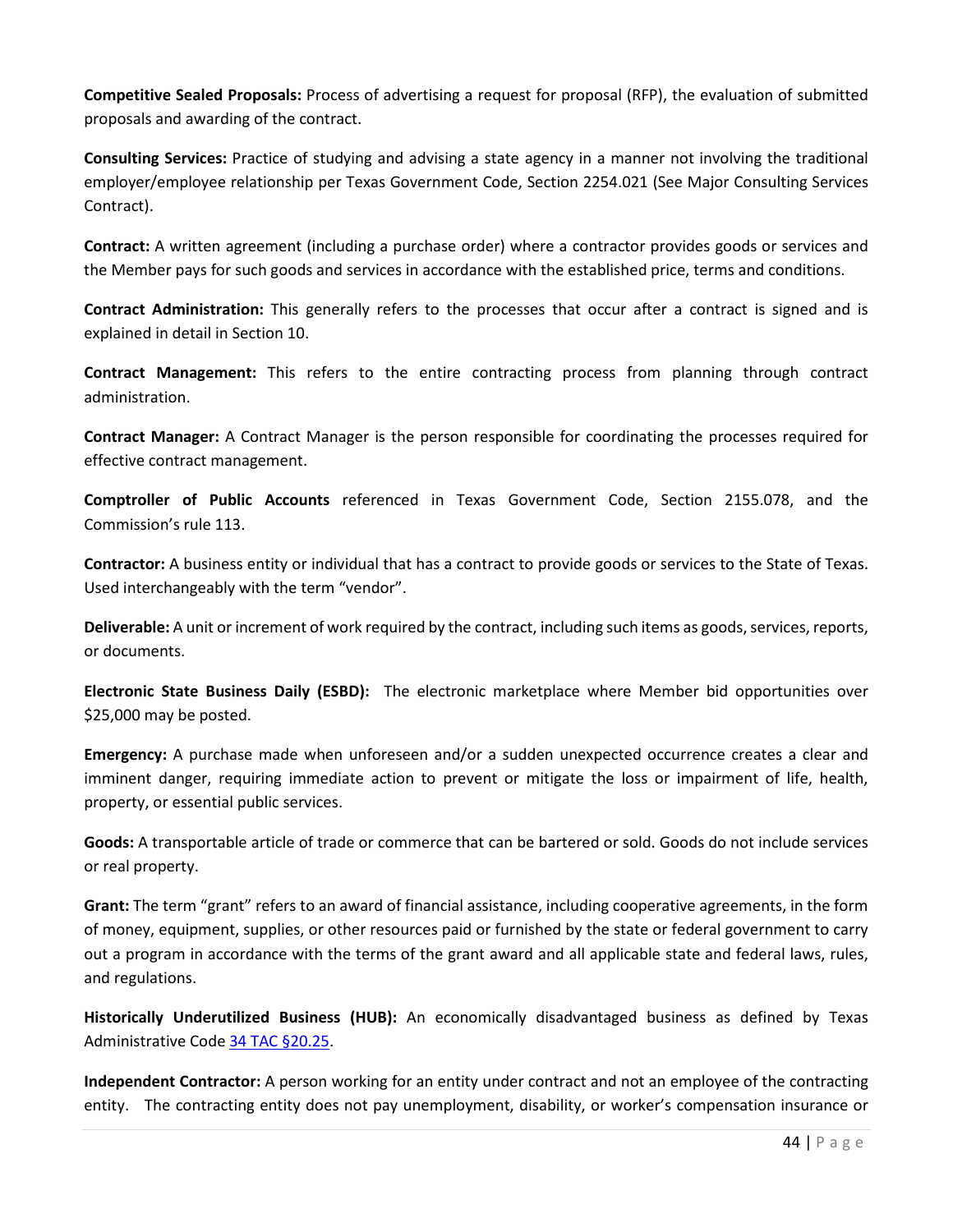**Competitive Sealed Proposals:** Process of advertising a request for proposal (RFP), the evaluation of submitted proposals and awarding of the contract.

**Consulting Services:** Practice of studying and advising a state agency in a manner not involving the traditional employer/employee relationship per Texas Government Code, Section 2254.021 (See Major Consulting Services Contract).

**Contract:** A written agreement (including a purchase order) where a contractor provides goods or services and the Member pays for such goods and services in accordance with the established price, terms and conditions.

**Contract Administration:** This generally refers to the processes that occur after a contract is signed and is explained in detail in Section 10.

**Contract Management:** This refers to the entire contracting process from planning through contract administration.

**Contract Manager:** A Contract Manager is the person responsible for coordinating the processes required for effective contract management.

**Comptroller of Public Accounts** referenced in Texas Government Code, Section 2155.078, and the Commission's rule 113.

**Contractor:** A business entity or individual that has a contract to provide goods or services to the State of Texas. Used interchangeably with the term "vendor".

**Deliverable:** A unit or increment of work required by the contract, including such items as goods, services, reports, or documents.

**Electronic State Business Daily (ESBD):** The electronic marketplace where Member bid opportunities over $25,000 may be posted.

**Emergency:** A purchase made when unforeseen and/or a sudden unexpected occurrence creates a clear and imminent danger, requiring immediate action to prevent or mitigate the loss or impairment of life, health, property, or essential public services.

**Goods:** A transportable article of trade or commerce that can be bartered or sold. Goods do not include services or real property.

**Grant:** The term "grant" refers to an award of financial assistance, including cooperative agreements, in the form of money, equipment, supplies, or other resources paid or furnished by the state or federal government to carry out a program in accordance with the terms of the grant award and all applicable state and federal laws, rules, and regulations.

**Historically Underutilized Business (HUB):** An economically disadvantaged business as defined by Texas Administrative Code 34 TAC §20.25.

**Independent Contractor:** A person working for an entity under contract and not an employee of the contracting entity. The contracting entity does not pay unemployment, disability, or worker's compensation insurance or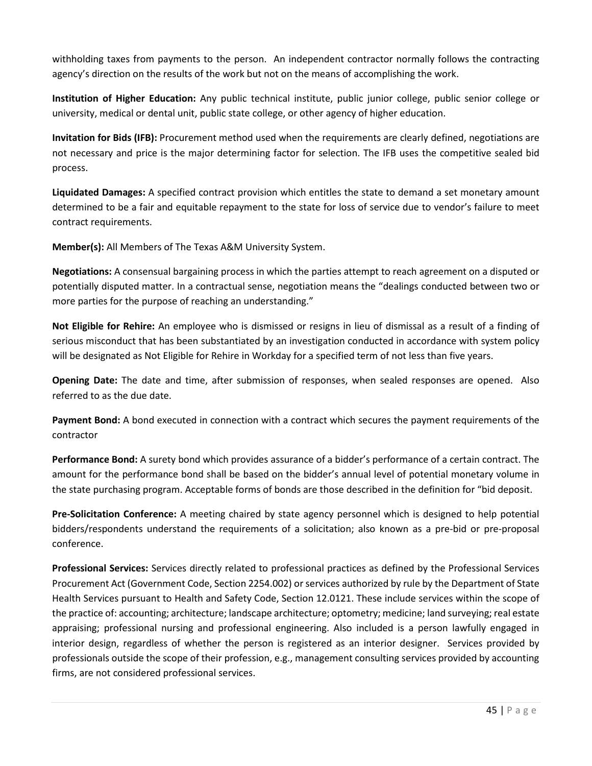withholding taxes from payments to the person. An independent contractor normally follows the contracting agency's direction on the results of the work but not on the means of accomplishing the work.

**Institution of Higher Education:** Any public technical institute, public junior college, public senior college or university, medical or dental unit, public state college, or other agency of higher education.

**Invitation for Bids (IFB):** Procurement method used when the requirements are clearly defined, negotiations are not necessary and price is the major determining factor for selection. The IFB uses the competitive sealed bid process.

**Liquidated Damages:** A specified contract provision which entitles the state to demand a set monetary amount determined to be a fair and equitable repayment to the state for loss of service due to vendor's failure to meet contract requirements.

**Member(s):** All Members of The Texas A&M University System.

**Negotiations:** A consensual bargaining process in which the parties attempt to reach agreement on a disputed or potentially disputed matter. In a contractual sense, negotiation means the "dealings conducted between two or more parties for the purpose of reaching an understanding."

**Not Eligible for Rehire:** An employee who is dismissed or resigns in lieu of dismissal as a result of a finding of serious misconduct that has been substantiated by an investigation conducted in accordance with system policy will be designated as Not Eligible for Rehire in Workday for a specified term of not less than five years.

**Opening Date:** The date and time, after submission of responses, when sealed responses are opened. Also referred to as the due date.

**Payment Bond:** A bond executed in connection with a contract which secures the payment requirements of the contractor

**Performance Bond:** A surety bond which provides assurance of a bidder's performance of a certain contract. The amount for the performance bond shall be based on the bidder's annual level of potential monetary volume in the state purchasing program. Acceptable forms of bonds are those described in the definition for "bid deposit.

**Pre-Solicitation Conference:** A meeting chaired by state agency personnel which is designed to help potential bidders/respondents understand the requirements of a solicitation; also known as a pre-bid or pre-proposal conference.

**Professional Services:** Services directly related to professional practices as defined by the Professional Services Procurement Act (Government Code, Section 2254.002) or services authorized by rule by the Department of State Health Services pursuant to Health and Safety Code, Section 12.0121. These include services within the scope of the practice of: accounting; architecture; landscape architecture; optometry; medicine; land surveying; real estate appraising; professional nursing and professional engineering. Also included is a person lawfully engaged in interior design, regardless of whether the person is registered as an interior designer. Services provided by professionals outside the scope of their profession, e.g., management consulting services provided by accounting firms, are not considered professional services.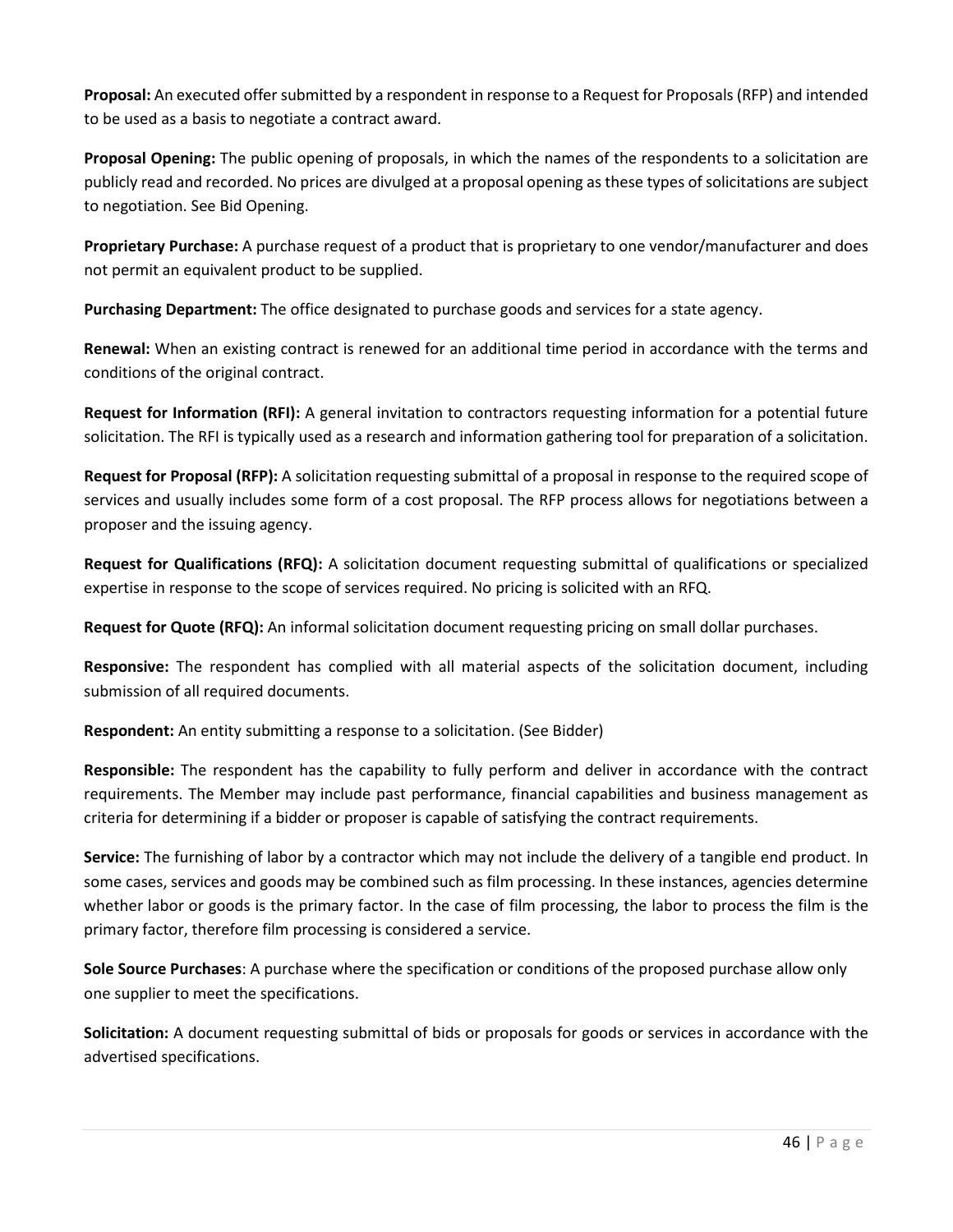**Proposal:** An executed offer submitted by a respondent in response to a Request for Proposals (RFP) and intended to be used as a basis to negotiate a contract award.

**Proposal Opening:** The public opening of proposals, in which the names of the respondents to a solicitation are publicly read and recorded. No prices are divulged at a proposal opening as these types of solicitations are subject to negotiation. See Bid Opening.

**Proprietary Purchase:** A purchase request of a product that is proprietary to one vendor/manufacturer and does not permit an equivalent product to be supplied.

**Purchasing Department:** The office designated to purchase goods and services for a state agency.

**Renewal:** When an existing contract is renewed for an additional time period in accordance with the terms and conditions of the original contract.

**Request for Information (RFI):** A general invitation to contractors requesting information for a potential future solicitation. The RFI is typically used as a research and information gathering tool for preparation of a solicitation.

**Request for Proposal (RFP):** A solicitation requesting submittal of a proposal in response to the required scope of services and usually includes some form of a cost proposal. The RFP process allows for negotiations between a proposer and the issuing agency.

**Request for Qualifications (RFQ):** A solicitation document requesting submittal of qualifications or specialized expertise in response to the scope of services required. No pricing is solicited with an RFQ.

**Request for Quote (RFQ):** An informal solicitation document requesting pricing on small dollar purchases.

**Responsive:** The respondent has complied with all material aspects of the solicitation document, including submission of all required documents.

**Respondent:** An entity submitting a response to a solicitation. (See Bidder)

**Responsible:** The respondent has the capability to fully perform and deliver in accordance with the contract requirements. The Member may include past performance, financial capabilities and business management as criteria for determining if a bidder or proposer is capable of satisfying the contract requirements.

**Service:** The furnishing of labor by a contractor which may not include the delivery of a tangible end product. In some cases, services and goods may be combined such as film processing. In these instances, agencies determine whether labor or goods is the primary factor. In the case of film processing, the labor to process the film is the primary factor, therefore film processing is considered a service.

**Sole Source Purchases**: A purchase where the specification or conditions of the proposed purchase allow only one supplier to meet the specifications.

**Solicitation:** A document requesting submittal of bids or proposals for goods or services in accordance with the advertised specifications.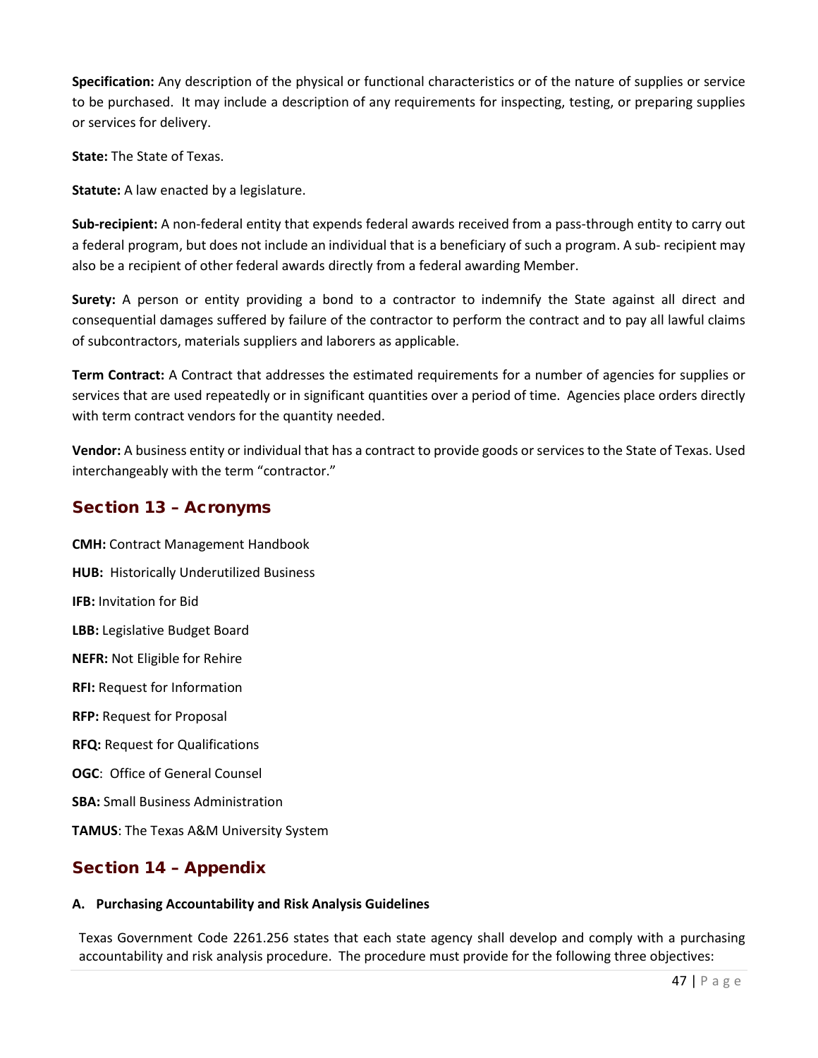**Specification:** Any description of the physical or functional characteristics or of the nature of supplies or service to be purchased. It may include a description of any requirements for inspecting, testing, or preparing supplies or services for delivery.

**State:** The State of Texas.

**Statute:** A law enacted by a legislature.

**Sub-recipient:** A non-federal entity that expends federal awards received from a pass-through entity to carry out a federal program, but does not include an individual that is a beneficiary of such a program. A sub- recipient may also be a recipient of other federal awards directly from a federal awarding Member.

**Surety:** A person or entity providing a bond to a contractor to indemnify the State against all direct and consequential damages suffered by failure of the contractor to perform the contract and to pay all lawful claims of subcontractors, materials suppliers and laborers as applicable.

**Term Contract:** A Contract that addresses the estimated requirements for a number of agencies for supplies or services that are used repeatedly or in significant quantities over a period of time. Agencies place orders directly with term contract vendors for the quantity needed.

**Vendor:** A business entity or individual that has a contract to provide goods or services to the State of Texas. Used interchangeably with the term "contractor."

## Section 13 – Acronyms

**CMH:** Contract Management Handbook

**HUB:** Historically Underutilized Business

**IFB:** Invitation for Bid

**LBB:** Legislative Budget Board

**NEFR:** Not Eligible for Rehire

**RFI:** Request for Information

**RFP:** Request for Proposal

**RFQ:** Request for Qualifications

**OGC**: Office of General Counsel

**SBA:** Small Business Administration

**TAMUS**: The Texas A&M University System

## Section 14 – Appendix

**A. Purchasing Accountability and Risk Analysis Guidelines**

Texas Government Code 2261.256 states that each state agency shall develop and comply with a purchasing accountability and risk analysis procedure. The procedure must provide for the following three objectives: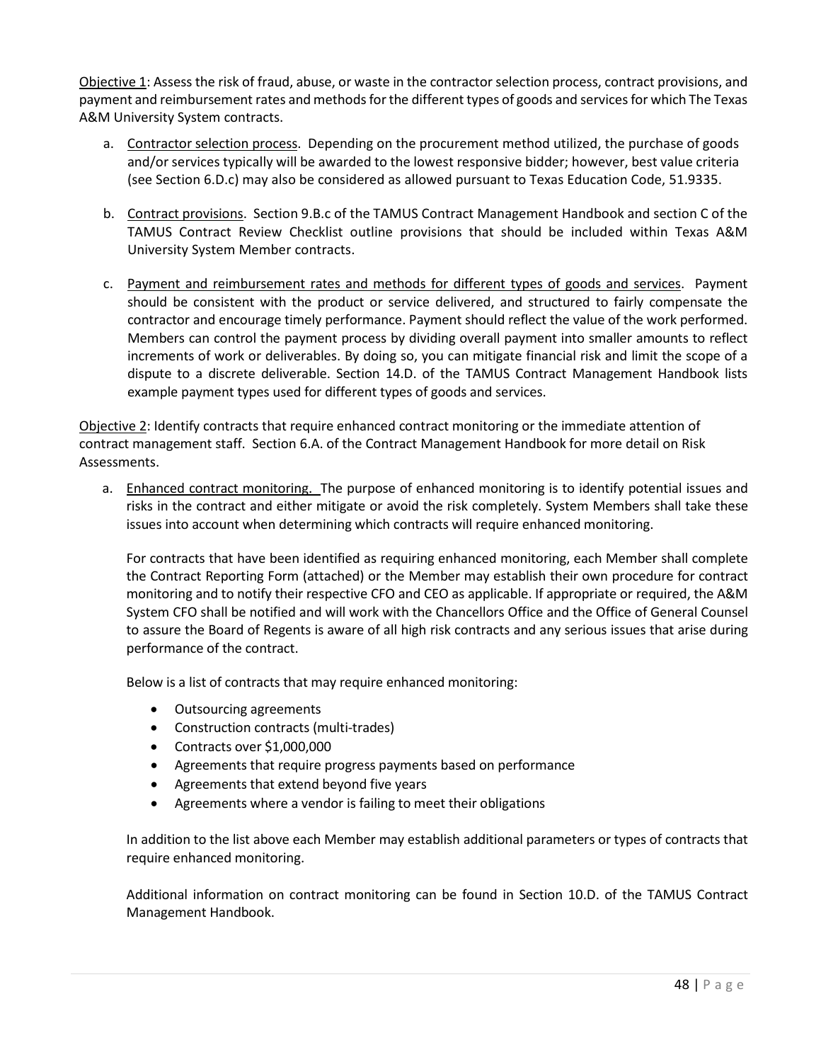Objective 1: Assess the risk of fraud, abuse, or waste in the contractor selection process, contract provisions, and payment and reimbursement rates and methods for the different types of goods and services for which The Texas A&M University System contracts.

a. Contractor selection process. Depending on the procurement method utilized, the purchase of goods and/or services typically will be awarded to the lowest responsive bidder; however, best value criteria (see Section 6.D.c) may also be considered as allowed pursuant to Texas Education Code, 51.9335.

b. Contract provisions. Section 9.B.c of the TAMUS Contract Management Handbook and section C of the TAMUS Contract Review Checklist outline provisions that should be included within Texas A&M University System Member contracts.

c. Payment and reimbursement rates and methods for different types of goods and services. Payment should be consistent with the product or service delivered, and structured to fairly compensate the contractor and encourage timely performance. Payment should reflect the value of the work performed. Members can control the payment process by dividing overall payment into smaller amounts to reflect increments of work or deliverables. By doing so, you can mitigate financial risk and limit the scope of a dispute to a discrete deliverable. Section 14.D. of the TAMUS Contract Management Handbook lists example payment types used for different types of goods and services.

Objective 2: Identify contracts that require enhanced contract monitoring or the immediate attention of contract management staff. Section 6.A. of the Contract Management Handbook for more detail on Risk Assessments.

a. Enhanced contract monitoring. The purpose of enhanced monitoring is to identify potential issues and risks in the contract and either mitigate or avoid the risk completely. System Members shall take these issues into account when determining which contracts will require enhanced monitoring.

   For contracts that have been identified as requiring enhanced monitoring, each Member shall complete the Contract Reporting Form (attached) or the Member may establish their own procedure for contract monitoring and to notify their respective CFO and CEO as applicable. If appropriate or required, the A&M System CFO shall be notified and will work with the Chancellors Office and the Office of General Counsel to assure the Board of Regents is aware of all high risk contracts and any serious issues that arise during performance of the contract.

   Below is a list of contracts that may require enhanced monitoring:

   - Outsourcing agreements
   - Construction contracts (multi-trades)
   - Contracts over $1,000,000
   - Agreements that require progress payments based on performance
   - Agreements that extend beyond five years
   - Agreements where a vendor is failing to meet their obligations

   In addition to the list above each Member may establish additional parameters or types of contracts that require enhanced monitoring.

   Additional information on contract monitoring can be found in Section 10.D. of the TAMUS Contract Management Handbook.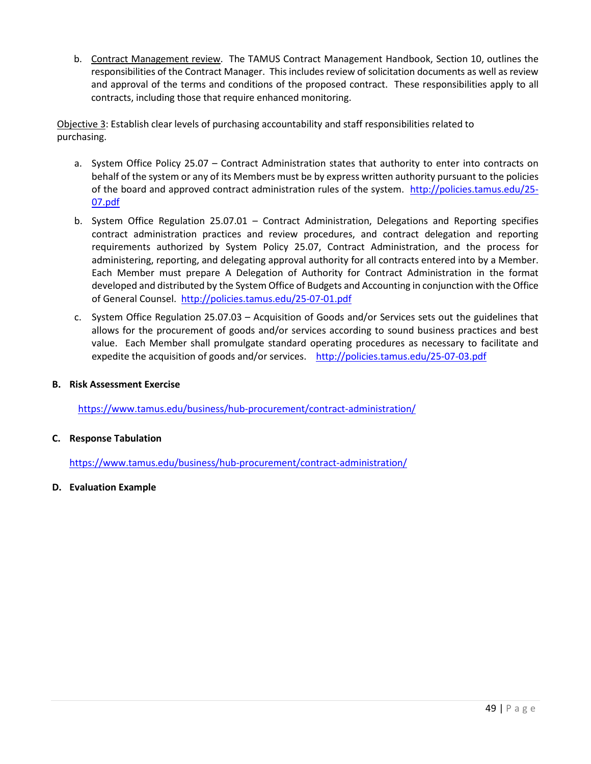b. Contract Management review. The TAMUS Contract Management Handbook, Section 10, outlines the responsibilities of the Contract Manager. This includes review of solicitation documents as well as review and approval of the terms and conditions of the proposed contract. These responsibilities apply to all contracts, including those that require enhanced monitoring.

Objective 3: Establish clear levels of purchasing accountability and staff responsibilities related to purchasing.

a. System Office Policy 25.07 – Contract Administration states that authority to enter into contracts on behalf of the system or any of its Members must be by express written authority pursuant to the policies of the board and approved contract administration rules of the system. http://policies.tamus.edu/25-07.pdf

b. System Office Regulation 25.07.01 – Contract Administration, Delegations and Reporting specifies contract administration practices and review procedures, and contract delegation and reporting requirements authorized by System Policy 25.07, Contract Administration, and the process for administering, reporting, and delegating approval authority for all contracts entered into by a Member. Each Member must prepare A Delegation of Authority for Contract Administration in the format developed and distributed by the System Office of Budgets and Accounting in conjunction with the Office of General Counsel. http://policies.tamus.edu/25-07-01.pdf

c. System Office Regulation 25.07.03 – Acquisition of Goods and/or Services sets out the guidelines that allows for the procurement of goods and/or services according to sound business practices and best value. Each Member shall promulgate standard operating procedures as necessary to facilitate and expedite the acquisition of goods and/or services. http://policies.tamus.edu/25-07-03.pdf

**B. Risk Assessment Exercise**

https://www.tamus.edu/business/hub-procurement/contract-administration/

**C. Response Tabulation**

https://www.tamus.edu/business/hub-procurement/contract-administration/

**D. Evaluation Example**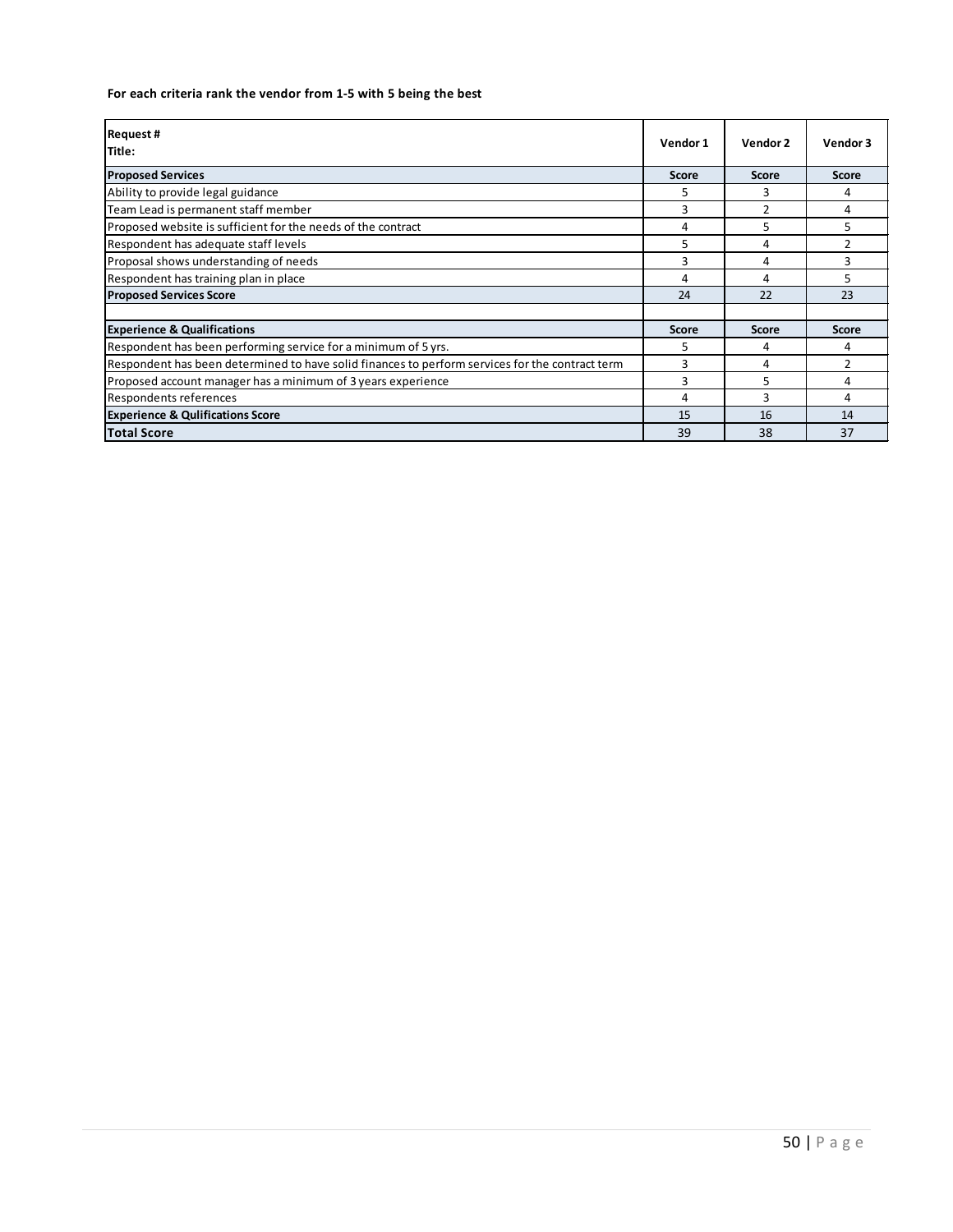**For each criteria rank the vendor from 1-5 with 5 being the best**

| Request #<br>Title: | Vendor 1 | Vendor 2 | Vendor 3 |
|---|---|---|---|
| **Proposed Services** | **Score** | **Score** | **Score** |
| Ability to provide legal guidance | 5 | 3 | 4 |
| Team Lead is permanent staff member | 3 | 2 | 4 |
| Proposed website is sufficient for the needs of the contract | 4 | 5 | 5 |
| Respondent has adequate staff levels | 5 | 4 | 2 |
| Proposal shows understanding of needs | 3 | 4 | 3 |
| Respondent has training plan in place | 4 | 4 | 5 |
| **Proposed Services Score** | 24 | 22 | 23 |
| | | | |
| **Experience & Qualifications** | **Score** | **Score** | **Score** |
| Respondent has been performing service for a minimum of 5 yrs. | 5 | 4 | 4 |
| Respondent has been determined to have solid finances to perform services for the contract term | 3 | 4 | 2 |
| Proposed account manager has a minimum of 3 years experience | 3 | 5 | 4 |
| Respondents references | 4 | 3 | 4 |
| **Experience & Qulifications Score** | 15 | 16 | 14 |
| **Total Score** | 39 | 38 | 37 |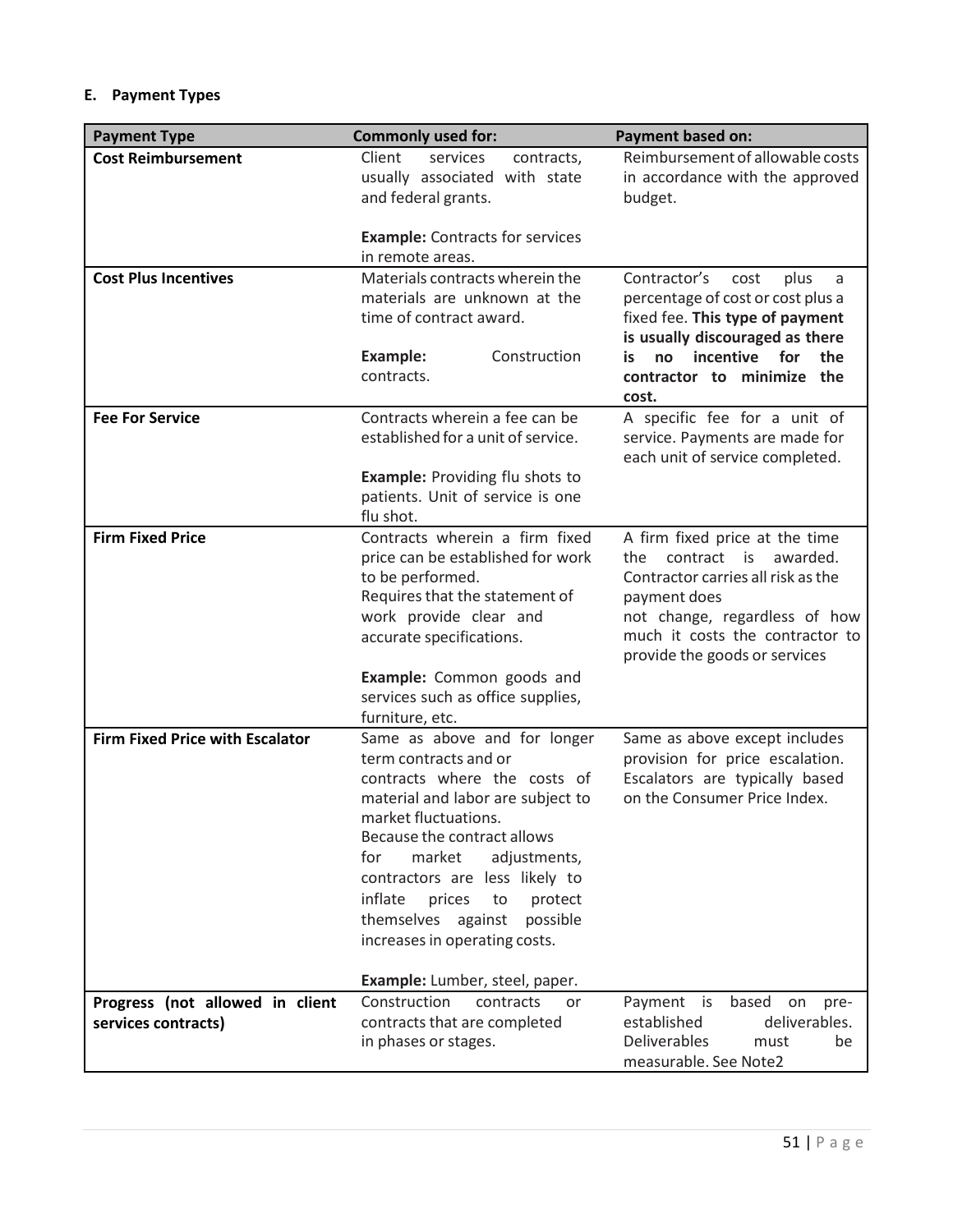## E. Payment Types

| Payment Type | Commonly used for: | Payment based on: |
|---|---|---|
| **Cost Reimbursement** | Client services contracts, usually associated with state and federal grants.<br><br>**Example:** Contracts for services in remote areas. | Reimbursement of allowable costs in accordance with the approved budget. |
| **Cost Plus Incentives** | Materials contracts wherein the materials are unknown at the time of contract award.<br><br>**Example:** Construction contracts. | Contractor's cost plus a percentage of cost or cost plus a fixed fee. **This type of payment is usually discouraged as there is no incentive for the contractor to minimize the cost.** |
| **Fee For Service** | Contracts wherein a fee can be established for a unit of service.<br><br>**Example:** Providing flu shots to patients. Unit of service is one flu shot. | A specific fee for a unit of service. Payments are made for each unit of service completed. |
| **Firm Fixed Price** | Contracts wherein a firm fixed price can be established for work to be performed.<br>Requires that the statement of work provide clear and accurate specifications.<br><br>**Example:** Common goods and services such as office supplies, furniture, etc. | A firm fixed price at the time the contract is awarded. Contractor carries all risk as the payment does not change, regardless of how much it costs the contractor to provide the goods or services |
| **Firm Fixed Price with Escalator** | Same as above and for longer term contracts and or contracts where the costs of material and labor are subject to market fluctuations.<br>Because the contract allows for market adjustments, contractors are less likely to inflate prices to protect themselves against possible increases in operating costs.<br><br>**Example:** Lumber, steel, paper. | Same as above except includes provision for price escalation. Escalators are typically based on the Consumer Price Index. |
| **Progress (not allowed in client services contracts)** | Construction contracts or contracts that are completed in phases or stages. | Payment is based on pre-established deliverables. Deliverables must be measurable. See Note2 |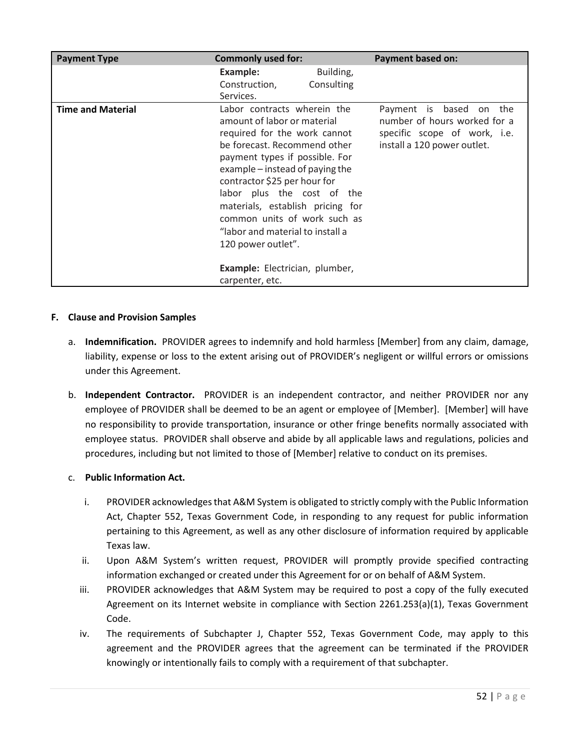| Payment Type | Commonly used for: | Payment based on: |
|---|---|---|
| | **Example:** Building, Construction, Consulting Services. | |
| **Time and Material** | Labor contracts wherein the amount of labor or material required for the work cannot be forecast. Recommend other payment types if possible. For example – instead of paying the contractor $25 per hour for labor plus the cost of the materials, establish pricing for common units of work such as "labor and material to install a 120 power outlet".<br><br>**Example:** Electrician, plumber, carpenter, etc. | Payment is based on the number of hours worked for a specific scope of work, i.e. install a 120 power outlet. |

### F. Clause and Provision Samples

a. **Indemnification.** PROVIDER agrees to indemnify and hold harmless [Member] from any claim, damage, liability, expense or loss to the extent arising out of PROVIDER's negligent or willful errors or omissions under this Agreement.

b. **Independent Contractor.** PROVIDER is an independent contractor, and neither PROVIDER nor any employee of PROVIDER shall be deemed to be an agent or employee of [Member]. [Member] will have no responsibility to provide transportation, insurance or other fringe benefits normally associated with employee status. PROVIDER shall observe and abide by all applicable laws and regulations, policies and procedures, including but not limited to those of [Member] relative to conduct on its premises.

c. **Public Information Act.**

   i. PROVIDER acknowledges that A&M System is obligated to strictly comply with the Public Information Act, Chapter 552, Texas Government Code, in responding to any request for public information pertaining to this Agreement, as well as any other disclosure of information required by applicable Texas law.

   ii. Upon A&M System's written request, PROVIDER will promptly provide specified contracting information exchanged or created under this Agreement for or on behalf of A&M System.

   iii. PROVIDER acknowledges that A&M System may be required to post a copy of the fully executed Agreement on its Internet website in compliance with Section 2261.253(a)(1), Texas Government Code.

   iv. The requirements of Subchapter J, Chapter 552, Texas Government Code, may apply to this agreement and the PROVIDER agrees that the agreement can be terminated if the PROVIDER knowingly or intentionally fails to comply with a requirement of that subchapter.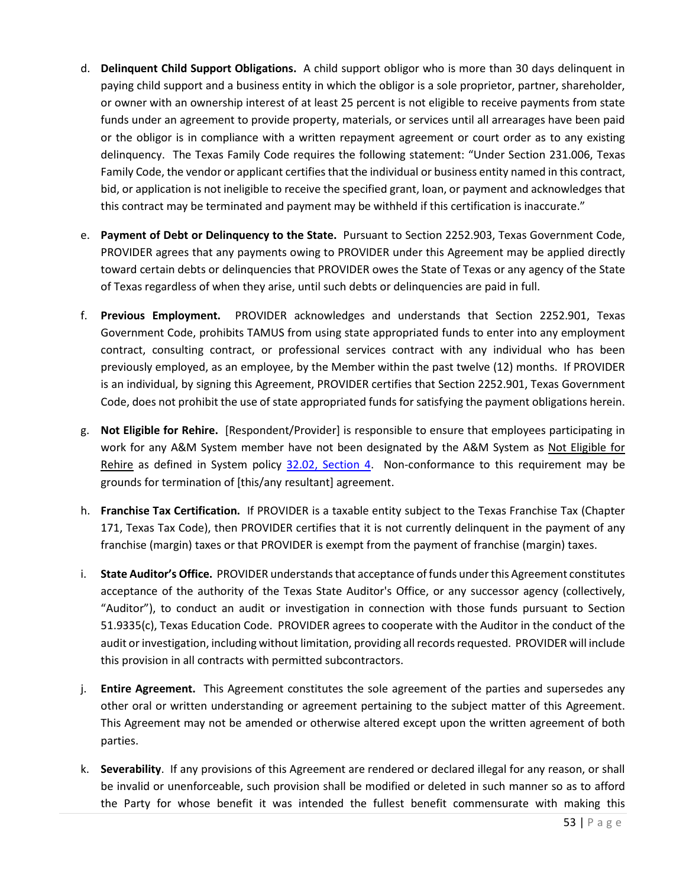d. **Delinquent Child Support Obligations.** A child support obligor who is more than 30 days delinquent in paying child support and a business entity in which the obligor is a sole proprietor, partner, shareholder, or owner with an ownership interest of at least 25 percent is not eligible to receive payments from state funds under an agreement to provide property, materials, or services until all arrearages have been paid or the obligor is in compliance with a written repayment agreement or court order as to any existing delinquency. The Texas Family Code requires the following statement: "Under Section 231.006, Texas Family Code, the vendor or applicant certifies that the individual or business entity named in this contract, bid, or application is not ineligible to receive the specified grant, loan, or payment and acknowledges that this contract may be terminated and payment may be withheld if this certification is inaccurate."

e. **Payment of Debt or Delinquency to the State.** Pursuant to Section 2252.903, Texas Government Code, PROVIDER agrees that any payments owing to PROVIDER under this Agreement may be applied directly toward certain debts or delinquencies that PROVIDER owes the State of Texas or any agency of the State of Texas regardless of when they arise, until such debts or delinquencies are paid in full.

f. **Previous Employment.** PROVIDER acknowledges and understands that Section 2252.901, Texas Government Code, prohibits TAMUS from using state appropriated funds to enter into any employment contract, consulting contract, or professional services contract with any individual who has been previously employed, as an employee, by the Member within the past twelve (12) months. If PROVIDER is an individual, by signing this Agreement, PROVIDER certifies that Section 2252.901, Texas Government Code, does not prohibit the use of state appropriated funds for satisfying the payment obligations herein.

g. **Not Eligible for Rehire.** [Respondent/Provider] is responsible to ensure that employees participating in work for any A&M System member have not been designated by the A&M System as Not Eligible for Rehire as defined in System policy 32.02, Section 4. Non-conformance to this requirement may be grounds for termination of [this/any resultant] agreement.

h. **Franchise Tax Certification.** If PROVIDER is a taxable entity subject to the Texas Franchise Tax (Chapter 171, Texas Tax Code), then PROVIDER certifies that it is not currently delinquent in the payment of any franchise (margin) taxes or that PROVIDER is exempt from the payment of franchise (margin) taxes.

i. **State Auditor's Office.** PROVIDER understands that acceptance of funds under this Agreement constitutes acceptance of the authority of the Texas State Auditor's Office, or any successor agency (collectively, "Auditor"), to conduct an audit or investigation in connection with those funds pursuant to Section 51.9335(c), Texas Education Code. PROVIDER agrees to cooperate with the Auditor in the conduct of the audit or investigation, including without limitation, providing all records requested. PROVIDER will include this provision in all contracts with permitted subcontractors.

j. **Entire Agreement.** This Agreement constitutes the sole agreement of the parties and supersedes any other oral or written understanding or agreement pertaining to the subject matter of this Agreement. This Agreement may not be amended or otherwise altered except upon the written agreement of both parties.

k. **Severability**. If any provisions of this Agreement are rendered or declared illegal for any reason, or shall be invalid or unenforceable, such provision shall be modified or deleted in such manner so as to afford the Party for whose benefit it was intended the fullest benefit commensurate with making this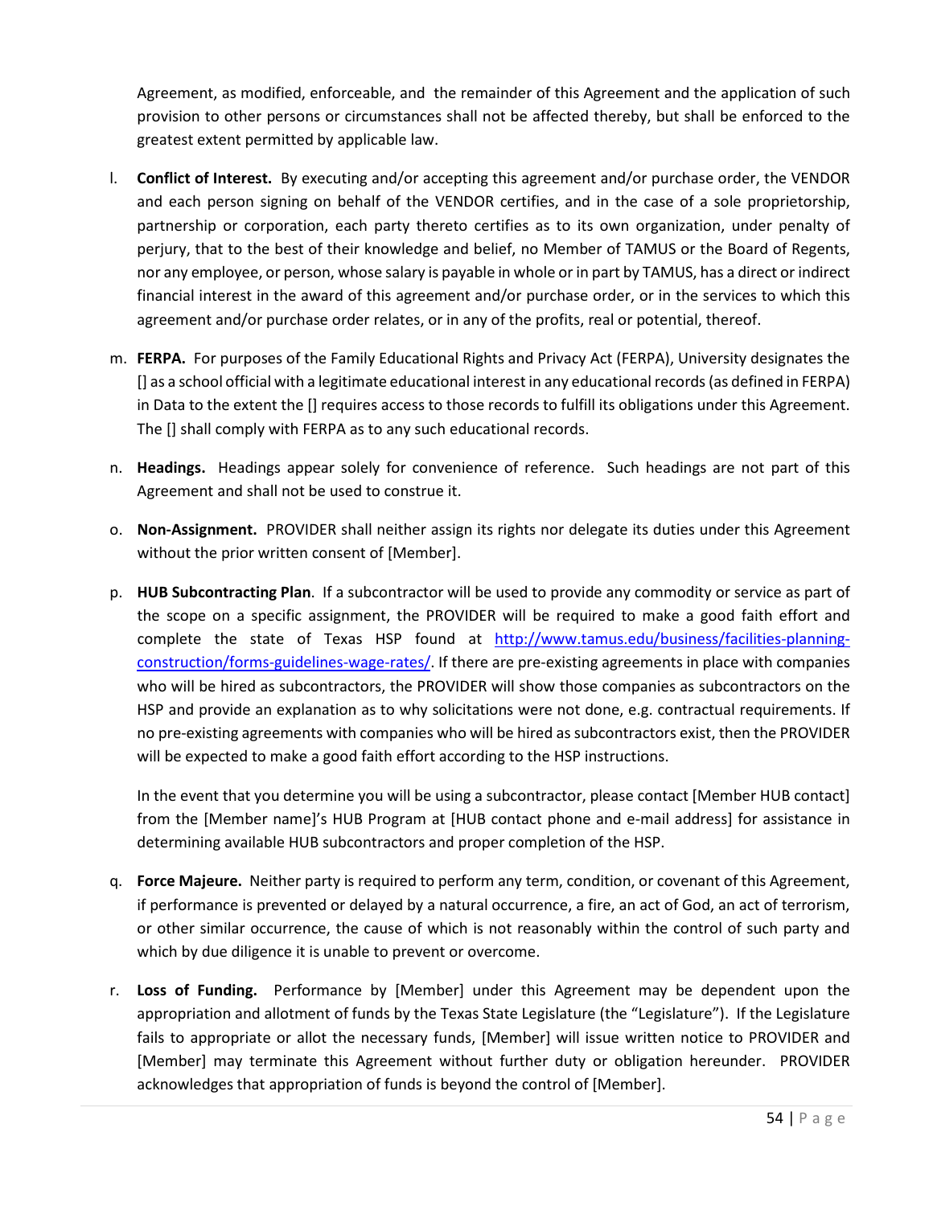Agreement, as modified, enforceable, and the remainder of this Agreement and the application of such provision to other persons or circumstances shall not be affected thereby, but shall be enforced to the greatest extent permitted by applicable law.

l. **Conflict of Interest.** By executing and/or accepting this agreement and/or purchase order, the VENDOR and each person signing on behalf of the VENDOR certifies, and in the case of a sole proprietorship, partnership or corporation, each party thereto certifies as to its own organization, under penalty of perjury, that to the best of their knowledge and belief, no Member of TAMUS or the Board of Regents, nor any employee, or person, whose salary is payable in whole or in part by TAMUS, has a direct or indirect financial interest in the award of this agreement and/or purchase order, or in the services to which this agreement and/or purchase order relates, or in any of the profits, real or potential, thereof.

m. **FERPA.** For purposes of the Family Educational Rights and Privacy Act (FERPA), University designates the [] as a school official with a legitimate educational interest in any educational records (as defined in FERPA) in Data to the extent the [] requires access to those records to fulfill its obligations under this Agreement. The [] shall comply with FERPA as to any such educational records.

n. **Headings.** Headings appear solely for convenience of reference. Such headings are not part of this Agreement and shall not be used to construe it.

o. **Non-Assignment.** PROVIDER shall neither assign its rights nor delegate its duties under this Agreement without the prior written consent of [Member].

p. **HUB Subcontracting Plan**. If a subcontractor will be used to provide any commodity or service as part of the scope on a specific assignment, the PROVIDER will be required to make a good faith effort and complete the state of Texas HSP found at http://www.tamus.edu/business/facilities-planning-construction/forms-guidelines-wage-rates/. If there are pre-existing agreements in place with companies who will be hired as subcontractors, the PROVIDER will show those companies as subcontractors on the HSP and provide an explanation as to why solicitations were not done, e.g. contractual requirements. If no pre-existing agreements with companies who will be hired as subcontractors exist, then the PROVIDER will be expected to make a good faith effort according to the HSP instructions.

   In the event that you determine you will be using a subcontractor, please contact [Member HUB contact] from the [Member name]'s HUB Program at [HUB contact phone and e-mail address] for assistance in determining available HUB subcontractors and proper completion of the HSP.

q. **Force Majeure.** Neither party is required to perform any term, condition, or covenant of this Agreement, if performance is prevented or delayed by a natural occurrence, a fire, an act of God, an act of terrorism, or other similar occurrence, the cause of which is not reasonably within the control of such party and which by due diligence it is unable to prevent or overcome.

r. **Loss of Funding.** Performance by [Member] under this Agreement may be dependent upon the appropriation and allotment of funds by the Texas State Legislature (the "Legislature"). If the Legislature fails to appropriate or allot the necessary funds, [Member] will issue written notice to PROVIDER and [Member] may terminate this Agreement without further duty or obligation hereunder. PROVIDER acknowledges that appropriation of funds is beyond the control of [Member].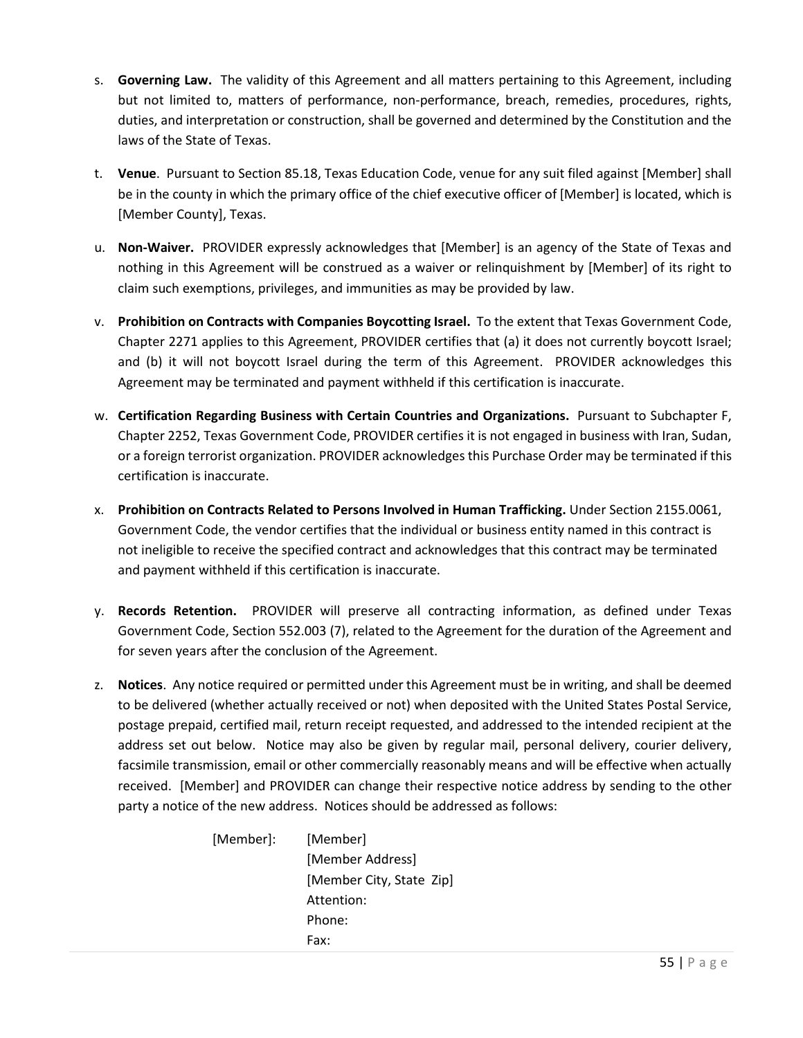s. **Governing Law.** The validity of this Agreement and all matters pertaining to this Agreement, including but not limited to, matters of performance, non-performance, breach, remedies, procedures, rights, duties, and interpretation or construction, shall be governed and determined by the Constitution and the laws of the State of Texas.

t. **Venue**. Pursuant to Section 85.18, Texas Education Code, venue for any suit filed against [Member] shall be in the county in which the primary office of the chief executive officer of [Member] is located, which is [Member County], Texas.

u. **Non-Waiver.** PROVIDER expressly acknowledges that [Member] is an agency of the State of Texas and nothing in this Agreement will be construed as a waiver or relinquishment by [Member] of its right to claim such exemptions, privileges, and immunities as may be provided by law.

v. **Prohibition on Contracts with Companies Boycotting Israel.** To the extent that Texas Government Code, Chapter 2271 applies to this Agreement, PROVIDER certifies that (a) it does not currently boycott Israel; and (b) it will not boycott Israel during the term of this Agreement. PROVIDER acknowledges this Agreement may be terminated and payment withheld if this certification is inaccurate.

w. **Certification Regarding Business with Certain Countries and Organizations.** Pursuant to Subchapter F, Chapter 2252, Texas Government Code, PROVIDER certifies it is not engaged in business with Iran, Sudan, or a foreign terrorist organization. PROVIDER acknowledges this Purchase Order may be terminated if this certification is inaccurate.

x. **Prohibition on Contracts Related to Persons Involved in Human Trafficking.** Under Section 2155.0061, Government Code, the vendor certifies that the individual or business entity named in this contract is not ineligible to receive the specified contract and acknowledges that this contract may be terminated and payment withheld if this certification is inaccurate.

y. **Records Retention.** PROVIDER will preserve all contracting information, as defined under Texas Government Code, Section 552.003 (7), related to the Agreement for the duration of the Agreement and for seven years after the conclusion of the Agreement.

z. **Notices**. Any notice required or permitted under this Agreement must be in writing, and shall be deemed to be delivered (whether actually received or not) when deposited with the United States Postal Service, postage prepaid, certified mail, return receipt requested, and addressed to the intended recipient at the address set out below. Notice may also be given by regular mail, personal delivery, courier delivery, facsimile transmission, email or other commercially reasonably means and will be effective when actually received. [Member] and PROVIDER can change their respective notice address by sending to the other party a notice of the new address. Notices should be addressed as follows:

[Member]: [Member]
[Member Address]
[Member City, State Zip]
Attention:
Phone:
Fax: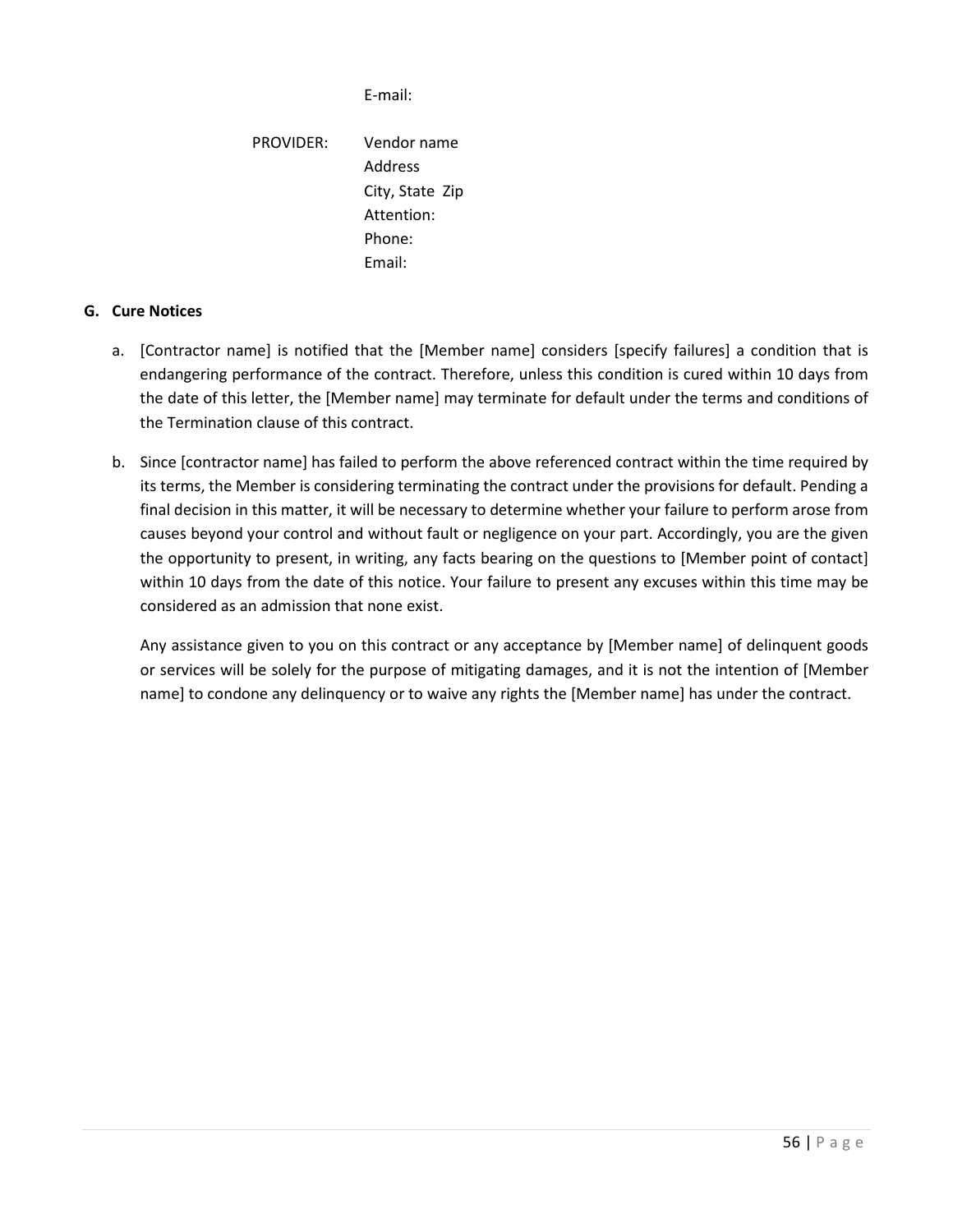E-mail:

PROVIDER: Vendor name
Address
City, State Zip
Attention:
Phone:
Email:

**G. Cure Notices**

a. [Contractor name] is notified that the [Member name] considers [specify failures] a condition that is endangering performance of the contract. Therefore, unless this condition is cured within 10 days from the date of this letter, the [Member name] may terminate for default under the terms and conditions of the Termination clause of this contract.

b. Since [contractor name] has failed to perform the above referenced contract within the time required by its terms, the Member is considering terminating the contract under the provisions for default. Pending a final decision in this matter, it will be necessary to determine whether your failure to perform arose from causes beyond your control and without fault or negligence on your part. Accordingly, you are the given the opportunity to present, in writing, any facts bearing on the questions to [Member point of contact] within 10 days from the date of this notice. Your failure to present any excuses within this time may be considered as an admission that none exist.

   Any assistance given to you on this contract or any acceptance by [Member name] of delinquent goods or services will be solely for the purpose of mitigating damages, and it is not the intention of [Member name] to condone any delinquency or to waive any rights the [Member name] has under the contract.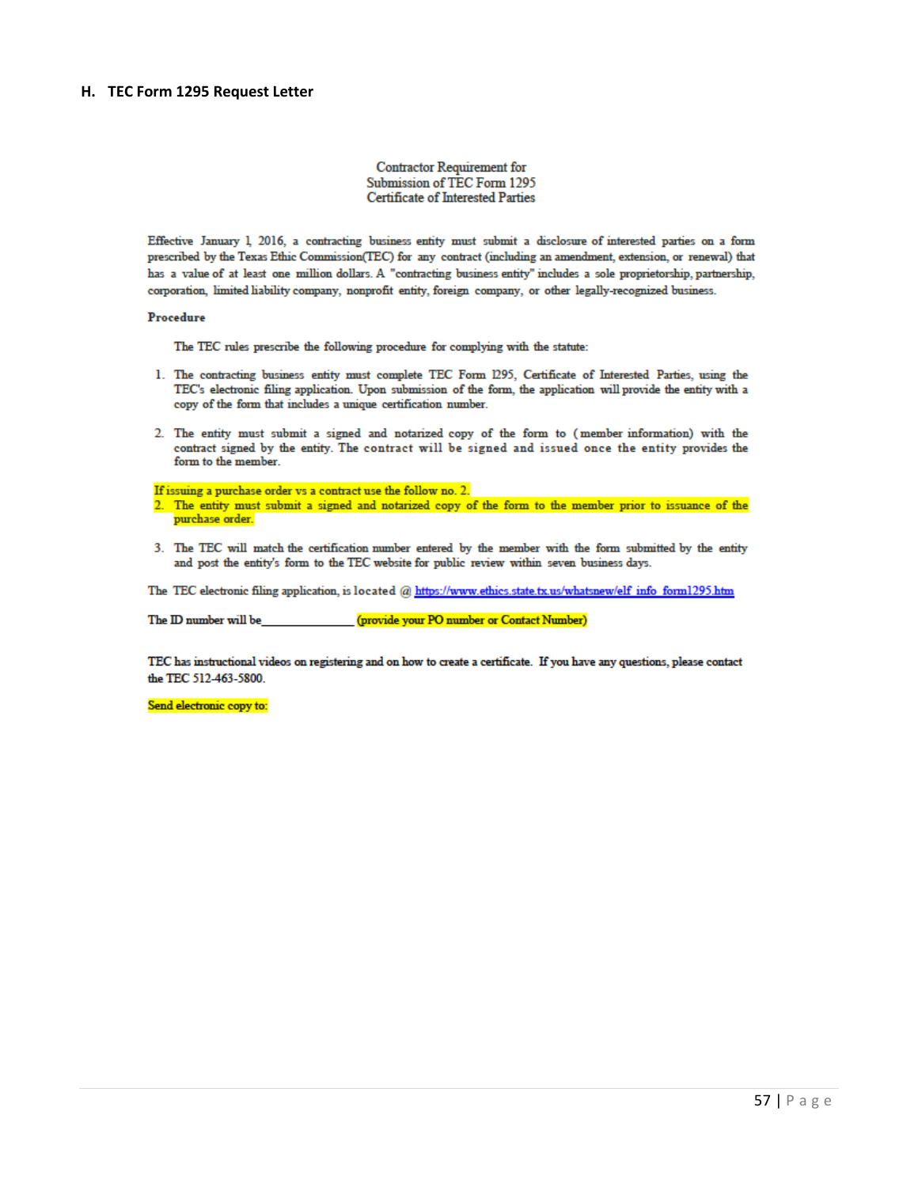### H. TEC Form 1295 Request Letter

Contractor Requirement for
Submission of TEC Form 1295
Certificate of Interested Parties

Effective January 1, 2016, a contracting business entity must submit a disclosure of interested parties on a form prescribed by the Texas Ethic Commission(TEC) for any contract (including an amendment, extension, or renewal) that has a value of at least one million dollars. A "contracting business entity" includes a sole proprietorship, partnership, corporation, limited liability company, nonprofit entity, foreign company, or other legally-recognized business.

**Procedure**

The TEC rules prescribe the following procedure for complying with the statute:

1. The contracting business entity must complete TEC Form 1295, Certificate of Interested Parties, using the TEC's electronic filing application. Upon submission of the form, the application will provide the entity with a copy of the form that includes a unique certification number.

2. The entity must submit a signed and notarized copy of the form to (member information) with the contract signed by the entity. The contract will be signed and issued once the entity provides the form to the member.

If issuing a purchase order vs a contract use the follow no. 2.
2. The entity must submit a signed and notarized copy of the form to the member prior to issuance of the purchase order.

3. The TEC will match the certification number entered by the member with the form submitted by the entity and post the entity's form to the TEC website for public review within seven business days.

The TEC electronic filing application, is located @ https://www.ethics.state.tx.us/whatsnew/elf_info_form1295.htm

The ID number will be_______________ (provide your PO number or Contact Number)

TEC has instructional videos on registering and on how to create a certificate. If you have any questions, please contact the TEC 512-463-5800.

Send electronic copy to: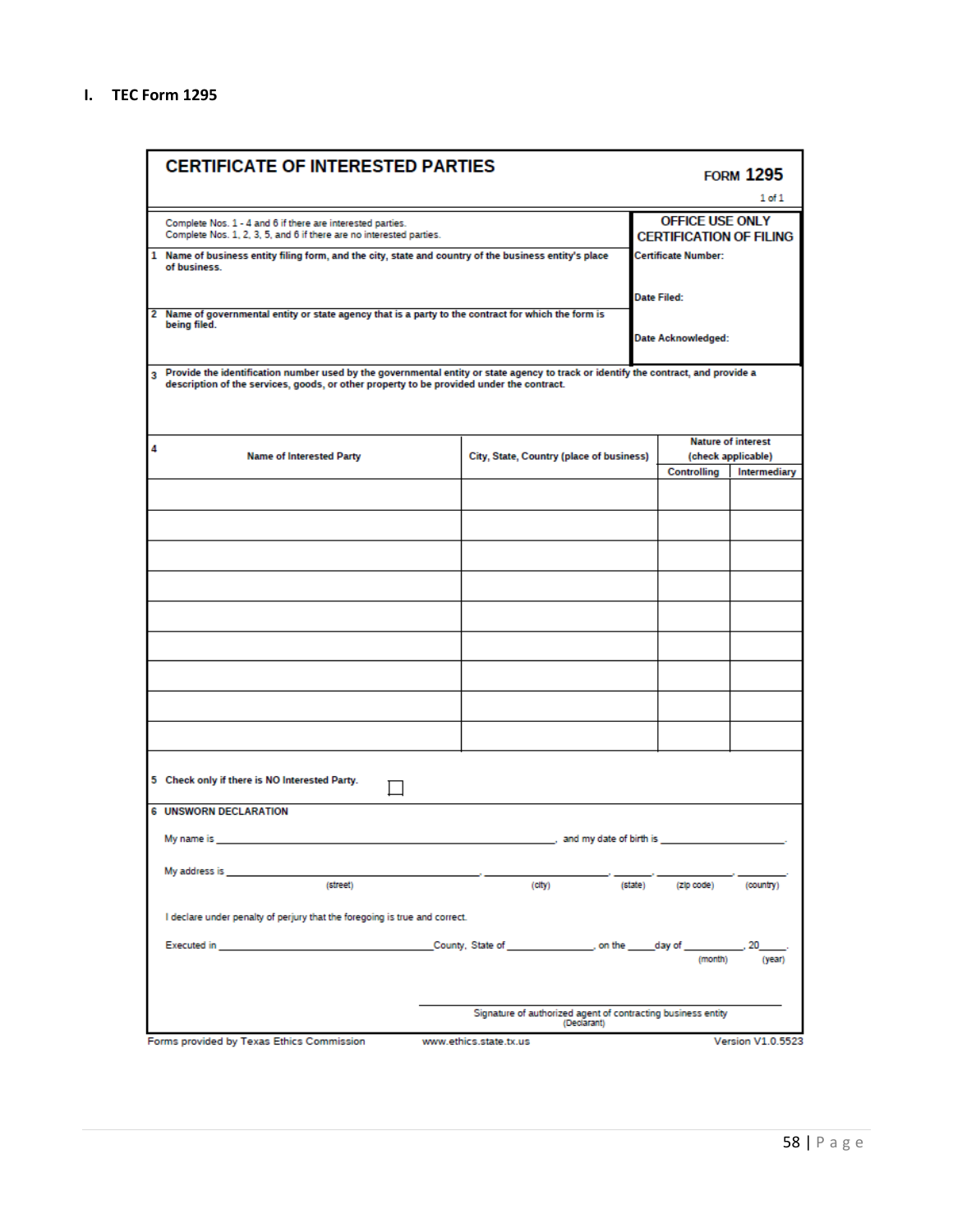## I. TEC Form 1295

# CERTIFICATE OF INTERESTED PARTIES

**FORM 1295**

1 of 1

Complete Nos. 1 - 4 and 6 if there are interested parties.
Complete Nos. 1, 2, 3, 5, and 6 if there are no interested parties.

| | OFFICE USE ONLY CERTIFICATION OF FILING |
|---|---|
| **1** Name of business entity filing form, and the city, state and country of the business entity's place of business. | **Certificate Number:** |
| | **Date Filed:** |
| **2** Name of governmental entity or state agency that is a party to the contract for which the form is being filed. | **Date Acknowledged:** |

**3** Provide the identification number used by the governmental entity or state agency to track or identify the contract, and provide a description of the services, goods, or other property to be provided under the contract.

**4**

| Name of Interested Party | City, State, Country (place of business) | Nature of interest (check applicable) | |
|---|---|---|---|
| | | Controlling | Intermediary |
| | | | |
| | | | |
| | | | |
| | | | |
| | | | |
| | | | |
| | | | |
| | | | |
| | | | |

**5** Check only if there is NO Interested Party. ☐

**6 UNSWORN DECLARATION**

My name is ____________________________________________, and my date of birth is ________________.

My address is ______________________________, ____________________, ______, ____________, ____________.
(street) (city) (state) (zip code) (country)

I declare under penalty of perjury that the foregoing is true and correct.

Executed in ______________________________County, State of ______________, on the _____day of ___________, 20_____.
(month) (year)

______________________________________________
Signature of authorized agent of contracting business entity
(Declarant)

Forms provided by Texas Ethics Commission www.ethics.state.tx.us Version V1.0.5523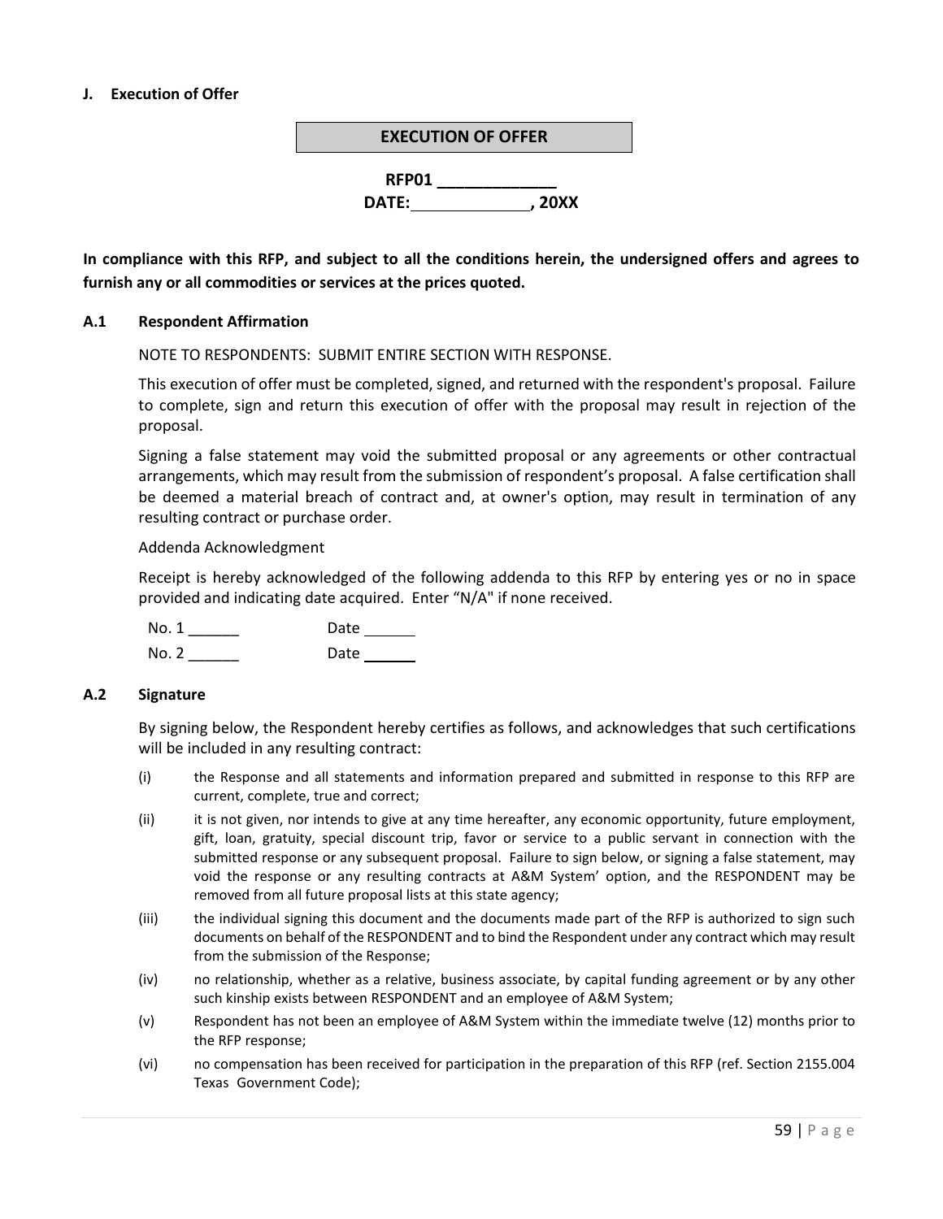**J. Execution of Offer**

**EXECUTION OF OFFER**

**RFP01 \_\_\_\_\_\_\_\_\_\_\_\_\_**
**DATE:\_\_\_\_\_\_\_\_\_\_\_\_\_, 20XX**

**In compliance with this RFP, and subject to all the conditions herein, the undersigned offers and agrees to furnish any or all commodities or services at the prices quoted.**

**A.1 Respondent Affirmation**

NOTE TO RESPONDENTS: SUBMIT ENTIRE SECTION WITH RESPONSE.

This execution of offer must be completed, signed, and returned with the respondent's proposal. Failure to complete, sign and return this execution of offer with the proposal may result in rejection of the proposal.

Signing a false statement may void the submitted proposal or any agreements or other contractual arrangements, which may result from the submission of respondent's proposal. A false certification shall be deemed a material breach of contract and, at owner's option, may result in termination of any resulting contract or purchase order.

Addenda Acknowledgment

Receipt is hereby acknowledged of the following addenda to this RFP by entering yes or no in space provided and indicating date acquired. Enter "N/A" if none received.

No. 1 \_\_\_\_\_\_ Date \_\_\_\_\_\_

No. 2 \_\_\_\_\_\_ Date \_\_\_\_\_\_

**A.2 Signature**

By signing below, the Respondent hereby certifies as follows, and acknowledges that such certifications will be included in any resulting contract:

(i) the Response and all statements and information prepared and submitted in response to this RFP are current, complete, true and correct;

(ii) it is not given, nor intends to give at any time hereafter, any economic opportunity, future employment, gift, loan, gratuity, special discount trip, favor or service to a public servant in connection with the submitted response or any subsequent proposal. Failure to sign below, or signing a false statement, may void the response or any resulting contracts at A&M System' option, and the RESPONDENT may be removed from all future proposal lists at this state agency;

(iii) the individual signing this document and the documents made part of the RFP is authorized to sign such documents on behalf of the RESPONDENT and to bind the Respondent under any contract which may result from the submission of the Response;

(iv) no relationship, whether as a relative, business associate, by capital funding agreement or by any other such kinship exists between RESPONDENT and an employee of A&M System;

(v) Respondent has not been an employee of A&M System within the immediate twelve (12) months prior to the RFP response;

(vi) no compensation has been received for participation in the preparation of this RFP (ref. Section 2155.004 Texas Government Code);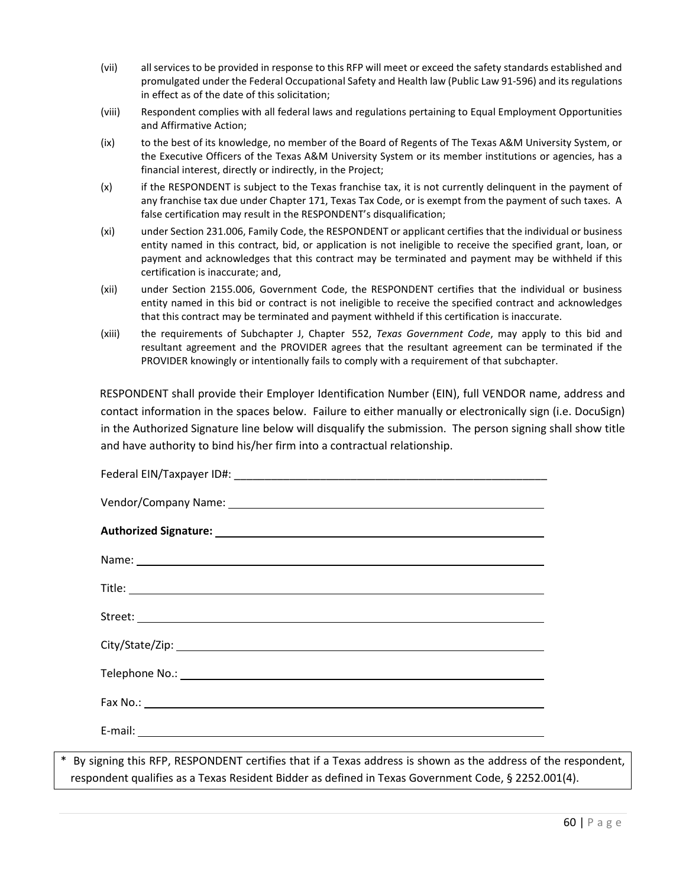(vii) all services to be provided in response to this RFP will meet or exceed the safety standards established and promulgated under the Federal Occupational Safety and Health law (Public Law 91-596) and its regulations in effect as of the date of this solicitation;

(viii) Respondent complies with all federal laws and regulations pertaining to Equal Employment Opportunities and Affirmative Action;

(ix) to the best of its knowledge, no member of the Board of Regents of The Texas A&M University System, or the Executive Officers of the Texas A&M University System or its member institutions or agencies, has a financial interest, directly or indirectly, in the Project;

(x) if the RESPONDENT is subject to the Texas franchise tax, it is not currently delinquent in the payment of any franchise tax due under Chapter 171, Texas Tax Code, or is exempt from the payment of such taxes. A false certification may result in the RESPONDENT's disqualification;

(xi) under Section 231.006, Family Code, the RESPONDENT or applicant certifies that the individual or business entity named in this contract, bid, or application is not ineligible to receive the specified grant, loan, or payment and acknowledges that this contract may be terminated and payment may be withheld if this certification is inaccurate; and,

(xii) under Section 2155.006, Government Code, the RESPONDENT certifies that the individual or business entity named in this bid or contract is not ineligible to receive the specified contract and acknowledges that this contract may be terminated and payment withheld if this certification is inaccurate.

(xiii) the requirements of Subchapter J, Chapter 552, *Texas Government Code*, may apply to this bid and resultant agreement and the PROVIDER agrees that the resultant agreement can be terminated if the PROVIDER knowingly or intentionally fails to comply with a requirement of that subchapter.

RESPONDENT shall provide their Employer Identification Number (EIN), full VENDOR name, address and contact information in the spaces below. Failure to either manually or electronically sign (i.e. DocuSign) in the Authorized Signature line below will disqualify the submission. The person signing shall show title and have authority to bind his/her firm into a contractual relationship.

Federal EIN/Taxpayer ID#: ______________________________

Vendor/Company Name: ______________________________

**Authorized Signature:** ______________________________

Name: ______________________________

Title: ______________________________

Street: ______________________________

City/State/Zip: ______________________________

Telephone No.: ______________________________

Fax No.: ______________________________

E-mail: ______________________________

* By signing this RFP, RESPONDENT certifies that if a Texas address is shown as the address of the respondent, respondent qualifies as a Texas Resident Bidder as defined in Texas Government Code, § 2252.001(4).